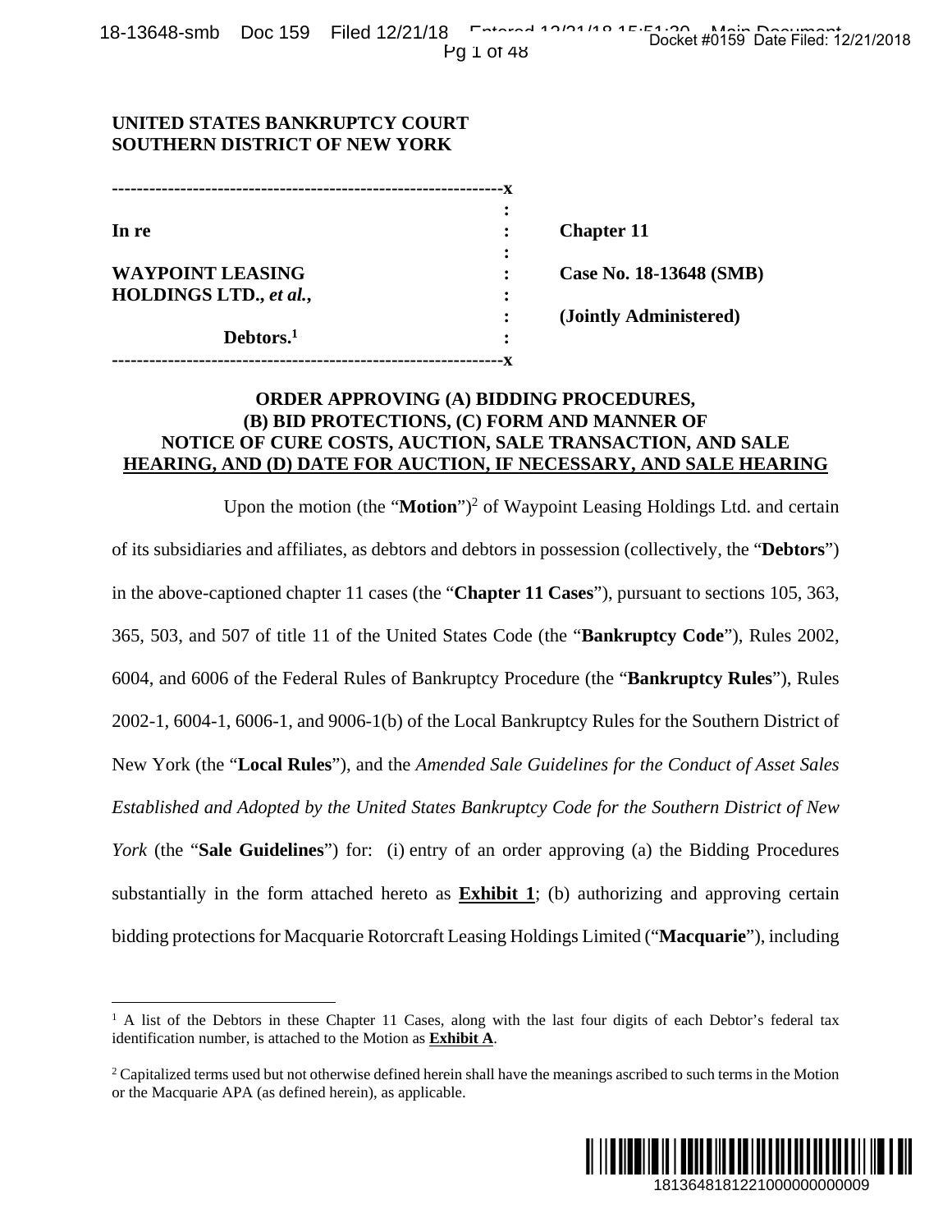**UNITED STATES BANKRUPTCY COURT**
**SOUTHERN DISTRICT OF NEW YORK**

| | | |
|---|---|---|
| **In re** | : | **Chapter 11** |
| **WAYPOINT LEASING HOLDINGS LTD.,** ***et al.*****,** | : | **Case No. 18-13648 (SMB)** |
| | : | **(Jointly Administered)** |
| **Debtors.**[1] | : | |

**ORDER APPROVING (A) BIDDING PROCEDURES, (B) BID PROTECTIONS, (C) FORM AND MANNER OF NOTICE OF CURE COSTS, AUCTION, SALE TRANSACTION, AND SALE HEARING, AND (D) DATE FOR AUCTION, IF NECESSARY, AND SALE HEARING**

Upon the motion (the "**Motion**")[2] of Waypoint Leasing Holdings Ltd. and certain of its subsidiaries and affiliates, as debtors and debtors in possession (collectively, the "**Debtors**") in the above-captioned chapter 11 cases (the "**Chapter 11 Cases**"), pursuant to sections 105, 363, 365, 503, and 507 of title 11 of the United States Code (the "**Bankruptcy Code**"), Rules 2002, 6004, and 6006 of the Federal Rules of Bankruptcy Procedure (the "**Bankruptcy Rules**"), Rules 2002-1, 6004-1, 6006-1, and 9006-1(b) of the Local Bankruptcy Rules for the Southern District of New York (the "**Local Rules**"), and the *Amended Sale Guidelines for the Conduct of Asset Sales Established and Adopted by the United States Bankruptcy Code for the Southern District of New York* (the "**Sale Guidelines**") for: (i) entry of an order approving (a) the Bidding Procedures substantially in the form attached hereto as **Exhibit 1**; (b) authorizing and approving certain bidding protections for Macquarie Rotorcraft Leasing Holdings Limited ("**Macquarie**"), including

---

[1] A list of the Debtors in these Chapter 11 Cases, along with the last four digits of each Debtor's federal tax identification number, is attached to the Motion as **Exhibit A**.

[2] Capitalized terms used but not otherwise defined herein shall have the meanings ascribed to such terms in the Motion or the Macquarie APA (as defined herein), as applicable.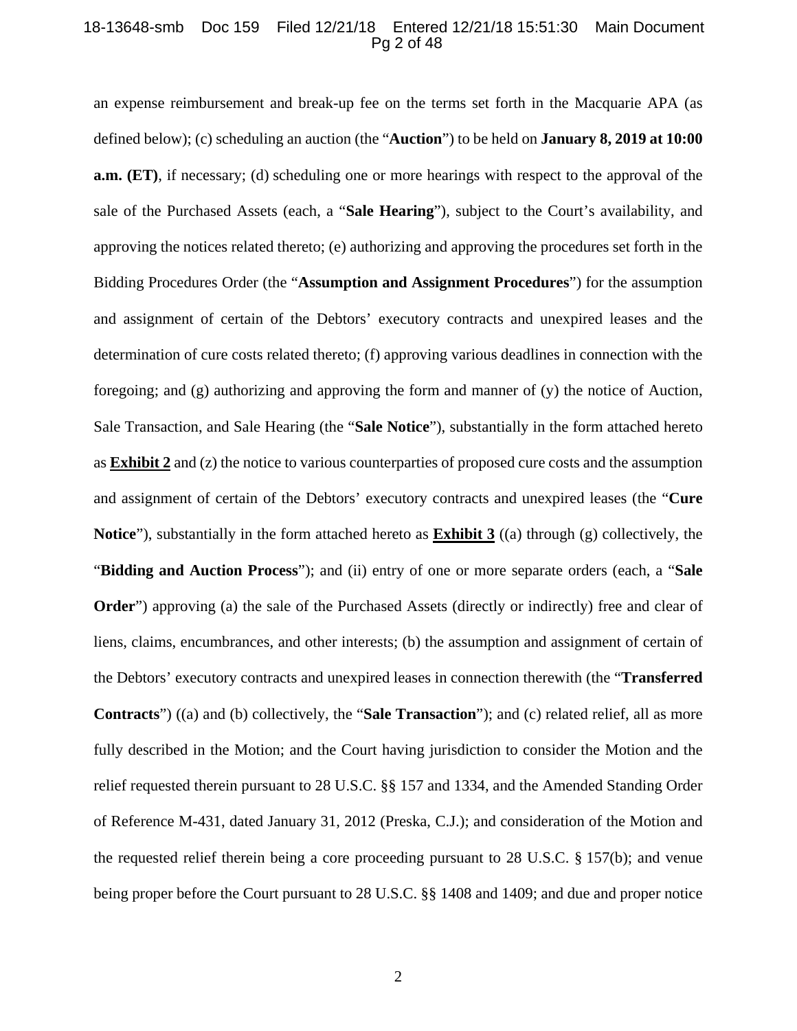an expense reimbursement and break-up fee on the terms set forth in the Macquarie APA (as defined below); (c) scheduling an auction (the "**Auction**") to be held on **January 8, 2019 at 10:00 a.m. (ET)**, if necessary; (d) scheduling one or more hearings with respect to the approval of the sale of the Purchased Assets (each, a "**Sale Hearing**"), subject to the Court's availability, and approving the notices related thereto; (e) authorizing and approving the procedures set forth in the Bidding Procedures Order (the "**Assumption and Assignment Procedures**") for the assumption and assignment of certain of the Debtors' executory contracts and unexpired leases and the determination of cure costs related thereto; (f) approving various deadlines in connection with the foregoing; and (g) authorizing and approving the form and manner of (y) the notice of Auction, Sale Transaction, and Sale Hearing (the "**Sale Notice**"), substantially in the form attached hereto as **Exhibit 2** and (z) the notice to various counterparties of proposed cure costs and the assumption and assignment of certain of the Debtors' executory contracts and unexpired leases (the "**Cure Notice**"), substantially in the form attached hereto as **Exhibit 3** ((a) through (g) collectively, the "**Bidding and Auction Process**"); and (ii) entry of one or more separate orders (each, a "**Sale Order**") approving (a) the sale of the Purchased Assets (directly or indirectly) free and clear of liens, claims, encumbrances, and other interests; (b) the assumption and assignment of certain of the Debtors' executory contracts and unexpired leases in connection therewith (the "**Transferred Contracts**") ((a) and (b) collectively, the "**Sale Transaction**"); and (c) related relief, all as more fully described in the Motion; and the Court having jurisdiction to consider the Motion and the relief requested therein pursuant to 28 U.S.C. §§ 157 and 1334, and the Amended Standing Order of Reference M-431, dated January 31, 2012 (Preska, C.J.); and consideration of the Motion and the requested relief therein being a core proceeding pursuant to 28 U.S.C. § 157(b); and venue being proper before the Court pursuant to 28 U.S.C. §§ 1408 and 1409; and due and proper notice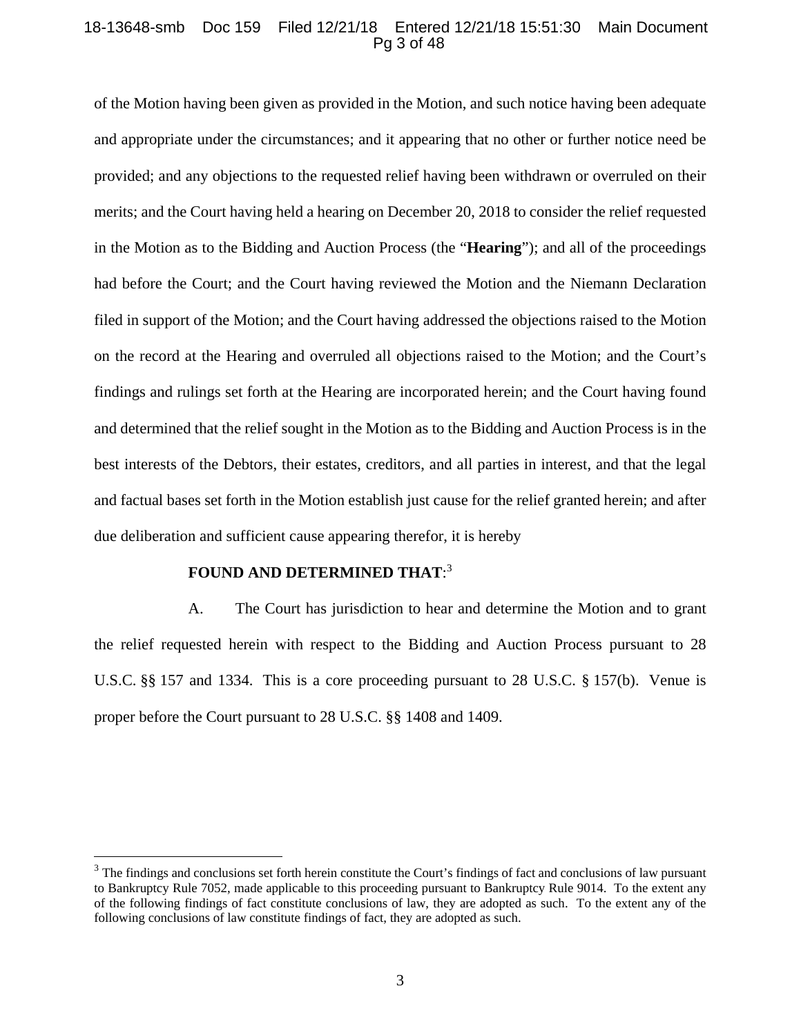of the Motion having been given as provided in the Motion, and such notice having been adequate and appropriate under the circumstances; and it appearing that no other or further notice need be provided; and any objections to the requested relief having been withdrawn or overruled on their merits; and the Court having held a hearing on December 20, 2018 to consider the relief requested in the Motion as to the Bidding and Auction Process (the "**Hearing**"); and all of the proceedings had before the Court; and the Court having reviewed the Motion and the Niemann Declaration filed in support of the Motion; and the Court having addressed the objections raised to the Motion on the record at the Hearing and overruled all objections raised to the Motion; and the Court's findings and rulings set forth at the Hearing are incorporated herein; and the Court having found and determined that the relief sought in the Motion as to the Bidding and Auction Process is in the best interests of the Debtors, their estates, creditors, and all parties in interest, and that the legal and factual bases set forth in the Motion establish just cause for the relief granted herein; and after due deliberation and sufficient cause appearing therefor, it is hereby

**FOUND AND DETERMINED THAT**:[3]

A. The Court has jurisdiction to hear and determine the Motion and to grant the relief requested herein with respect to the Bidding and Auction Process pursuant to 28 U.S.C. §§ 157 and 1334. This is a core proceeding pursuant to 28 U.S.C. § 157(b). Venue is proper before the Court pursuant to 28 U.S.C. §§ 1408 and 1409.

---

[3] The findings and conclusions set forth herein constitute the Court's findings of fact and conclusions of law pursuant to Bankruptcy Rule 7052, made applicable to this proceeding pursuant to Bankruptcy Rule 9014. To the extent any of the following findings of fact constitute conclusions of law, they are adopted as such. To the extent any of the following conclusions of law constitute findings of fact, they are adopted as such.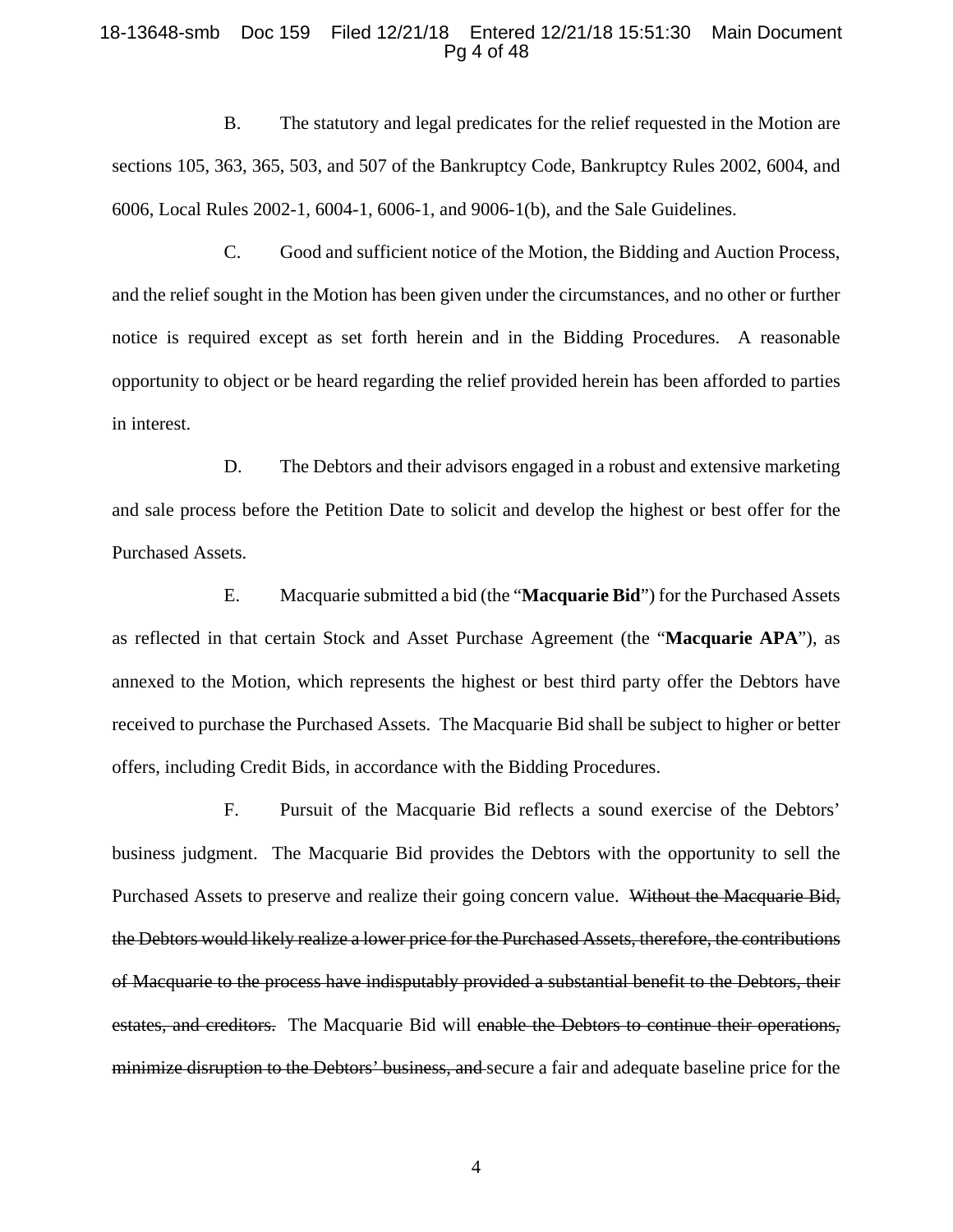B. The statutory and legal predicates for the relief requested in the Motion are sections 105, 363, 365, 503, and 507 of the Bankruptcy Code, Bankruptcy Rules 2002, 6004, and 6006, Local Rules 2002-1, 6004-1, 6006-1, and 9006-1(b), and the Sale Guidelines.

C. Good and sufficient notice of the Motion, the Bidding and Auction Process, and the relief sought in the Motion has been given under the circumstances, and no other or further notice is required except as set forth herein and in the Bidding Procedures. A reasonable opportunity to object or be heard regarding the relief provided herein has been afforded to parties in interest.

D. The Debtors and their advisors engaged in a robust and extensive marketing and sale process before the Petition Date to solicit and develop the highest or best offer for the Purchased Assets.

E. Macquarie submitted a bid (the "**Macquarie Bid**") for the Purchased Assets as reflected in that certain Stock and Asset Purchase Agreement (the "**Macquarie APA**"), as annexed to the Motion, which represents the highest or best third party offer the Debtors have received to purchase the Purchased Assets. The Macquarie Bid shall be subject to higher or better offers, including Credit Bids, in accordance with the Bidding Procedures.

F. Pursuit of the Macquarie Bid reflects a sound exercise of the Debtors' business judgment. The Macquarie Bid provides the Debtors with the opportunity to sell the Purchased Assets to preserve and realize their going concern value. ~~Without the Macquarie Bid, the Debtors would likely realize a lower price for the Purchased Assets, therefore, the contributions of Macquarie to the process have indisputably provided a substantial benefit to the Debtors, their estates, and creditors.~~ The Macquarie Bid will ~~enable the Debtors to continue their operations, minimize disruption to the Debtors' business, and~~ secure a fair and adequate baseline price for the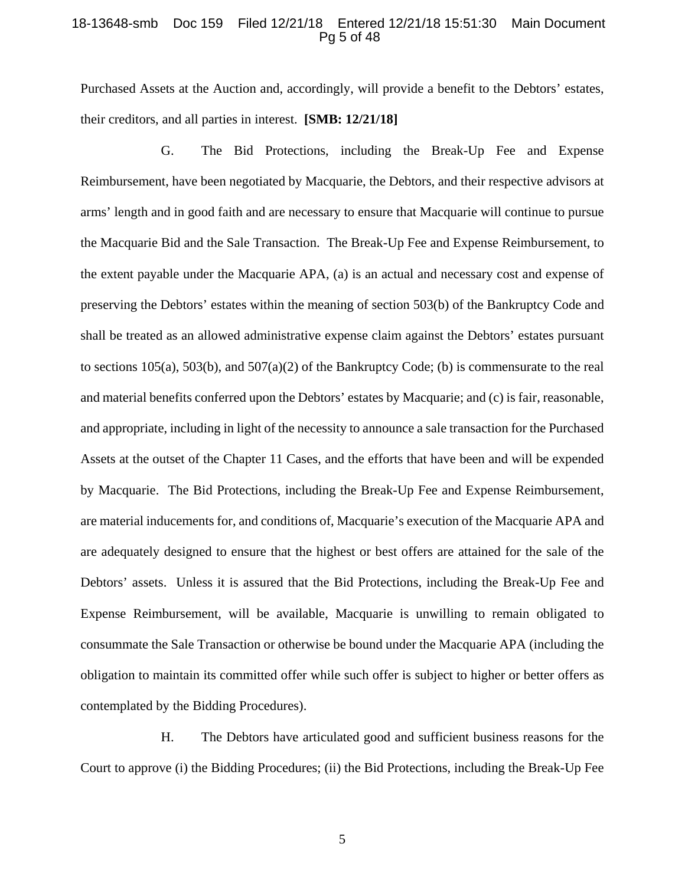Purchased Assets at the Auction and, accordingly, will provide a benefit to the Debtors' estates, their creditors, and all parties in interest. **[SMB: 12/21/18]**

G. The Bid Protections, including the Break-Up Fee and Expense Reimbursement, have been negotiated by Macquarie, the Debtors, and their respective advisors at arms' length and in good faith and are necessary to ensure that Macquarie will continue to pursue the Macquarie Bid and the Sale Transaction. The Break-Up Fee and Expense Reimbursement, to the extent payable under the Macquarie APA, (a) is an actual and necessary cost and expense of preserving the Debtors' estates within the meaning of section 503(b) of the Bankruptcy Code and shall be treated as an allowed administrative expense claim against the Debtors' estates pursuant to sections 105(a), 503(b), and 507(a)(2) of the Bankruptcy Code; (b) is commensurate to the real and material benefits conferred upon the Debtors' estates by Macquarie; and (c) is fair, reasonable, and appropriate, including in light of the necessity to announce a sale transaction for the Purchased Assets at the outset of the Chapter 11 Cases, and the efforts that have been and will be expended by Macquarie. The Bid Protections, including the Break-Up Fee and Expense Reimbursement, are material inducements for, and conditions of, Macquarie's execution of the Macquarie APA and are adequately designed to ensure that the highest or best offers are attained for the sale of the Debtors' assets. Unless it is assured that the Bid Protections, including the Break-Up Fee and Expense Reimbursement, will be available, Macquarie is unwilling to remain obligated to consummate the Sale Transaction or otherwise be bound under the Macquarie APA (including the obligation to maintain its committed offer while such offer is subject to higher or better offers as contemplated by the Bidding Procedures).

H. The Debtors have articulated good and sufficient business reasons for the Court to approve (i) the Bidding Procedures; (ii) the Bid Protections, including the Break-Up Fee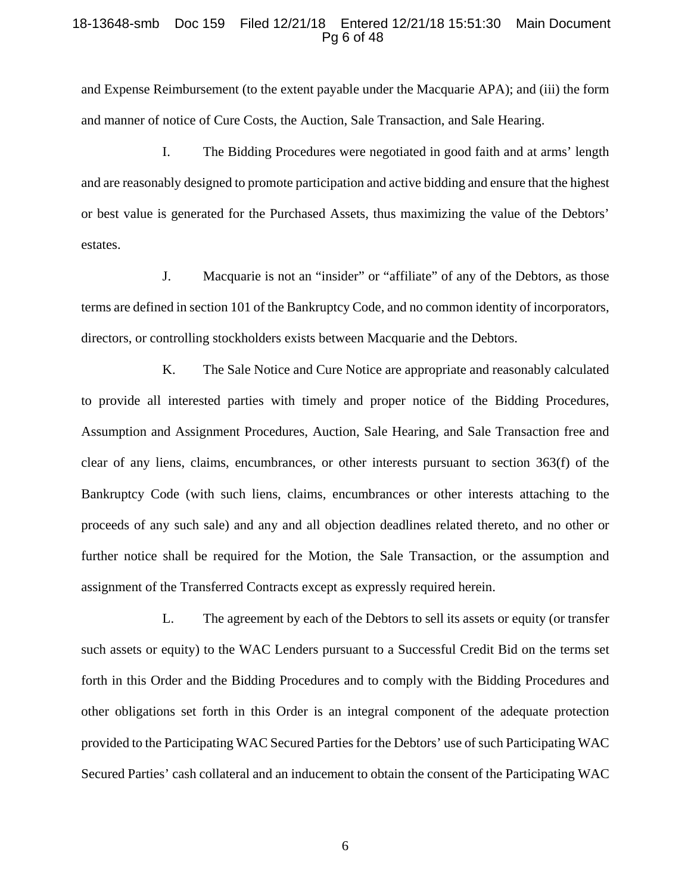and Expense Reimbursement (to the extent payable under the Macquarie APA); and (iii) the form and manner of notice of Cure Costs, the Auction, Sale Transaction, and Sale Hearing.

I. The Bidding Procedures were negotiated in good faith and at arms' length and are reasonably designed to promote participation and active bidding and ensure that the highest or best value is generated for the Purchased Assets, thus maximizing the value of the Debtors' estates.

J. Macquarie is not an "insider" or "affiliate" of any of the Debtors, as those terms are defined in section 101 of the Bankruptcy Code, and no common identity of incorporators, directors, or controlling stockholders exists between Macquarie and the Debtors.

K. The Sale Notice and Cure Notice are appropriate and reasonably calculated to provide all interested parties with timely and proper notice of the Bidding Procedures, Assumption and Assignment Procedures, Auction, Sale Hearing, and Sale Transaction free and clear of any liens, claims, encumbrances, or other interests pursuant to section 363(f) of the Bankruptcy Code (with such liens, claims, encumbrances or other interests attaching to the proceeds of any such sale) and any and all objection deadlines related thereto, and no other or further notice shall be required for the Motion, the Sale Transaction, or the assumption and assignment of the Transferred Contracts except as expressly required herein.

L. The agreement by each of the Debtors to sell its assets or equity (or transfer such assets or equity) to the WAC Lenders pursuant to a Successful Credit Bid on the terms set forth in this Order and the Bidding Procedures and to comply with the Bidding Procedures and other obligations set forth in this Order is an integral component of the adequate protection provided to the Participating WAC Secured Parties for the Debtors' use of such Participating WAC Secured Parties' cash collateral and an inducement to obtain the consent of the Participating WAC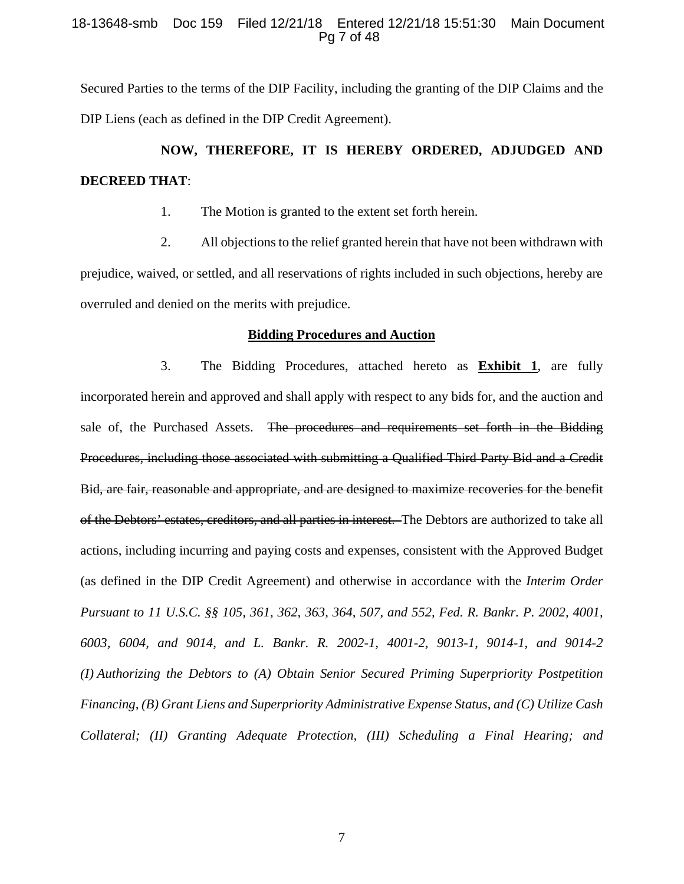Secured Parties to the terms of the DIP Facility, including the granting of the DIP Claims and the DIP Liens (each as defined in the DIP Credit Agreement).

**NOW, THEREFORE, IT IS HEREBY ORDERED, ADJUDGED AND DECREED THAT**:

1. The Motion is granted to the extent set forth herein.

2. All objections to the relief granted herein that have not been withdrawn with prejudice, waived, or settled, and all reservations of rights included in such objections, hereby are overruled and denied on the merits with prejudice.

**Bidding Procedures and Auction**

3. The Bidding Procedures, attached hereto as **Exhibit 1**, are fully incorporated herein and approved and shall apply with respect to any bids for, and the auction and sale of, the Purchased Assets. ~~The procedures and requirements set forth in the Bidding Procedures, including those associated with submitting a Qualified Third Party Bid and a Credit Bid, are fair, reasonable and appropriate, and are designed to maximize recoveries for the benefit of the Debtors' estates, creditors, and all parties in interest.~~ The Debtors are authorized to take all actions, including incurring and paying costs and expenses, consistent with the Approved Budget (as defined in the DIP Credit Agreement) and otherwise in accordance with the *Interim Order Pursuant to 11 U.S.C. §§ 105, 361, 362, 363, 364, 507, and 552, Fed. R. Bankr. P. 2002, 4001, 6003, 6004, and 9014, and L. Bankr. R. 2002-1, 4001-2, 9013-1, 9014-1, and 9014-2 (I) Authorizing the Debtors to (A) Obtain Senior Secured Priming Superpriority Postpetition Financing, (B) Grant Liens and Superpriority Administrative Expense Status, and (C) Utilize Cash Collateral; (II) Granting Adequate Protection, (III) Scheduling a Final Hearing; and*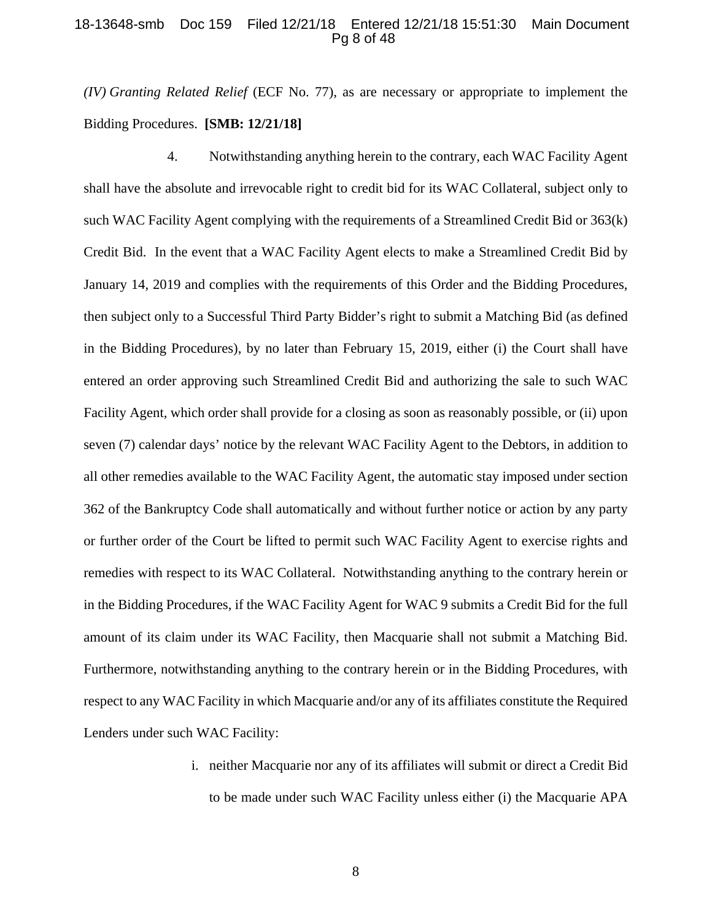*(IV) Granting Related Relief* (ECF No. 77), as are necessary or appropriate to implement the Bidding Procedures. **[SMB: 12/21/18]**

4. Notwithstanding anything herein to the contrary, each WAC Facility Agent shall have the absolute and irrevocable right to credit bid for its WAC Collateral, subject only to such WAC Facility Agent complying with the requirements of a Streamlined Credit Bid or 363(k) Credit Bid. In the event that a WAC Facility Agent elects to make a Streamlined Credit Bid by January 14, 2019 and complies with the requirements of this Order and the Bidding Procedures, then subject only to a Successful Third Party Bidder's right to submit a Matching Bid (as defined in the Bidding Procedures), by no later than February 15, 2019, either (i) the Court shall have entered an order approving such Streamlined Credit Bid and authorizing the sale to such WAC Facility Agent, which order shall provide for a closing as soon as reasonably possible, or (ii) upon seven (7) calendar days' notice by the relevant WAC Facility Agent to the Debtors, in addition to all other remedies available to the WAC Facility Agent, the automatic stay imposed under section 362 of the Bankruptcy Code shall automatically and without further notice or action by any party or further order of the Court be lifted to permit such WAC Facility Agent to exercise rights and remedies with respect to its WAC Collateral. Notwithstanding anything to the contrary herein or in the Bidding Procedures, if the WAC Facility Agent for WAC 9 submits a Credit Bid for the full amount of its claim under its WAC Facility, then Macquarie shall not submit a Matching Bid. Furthermore, notwithstanding anything to the contrary herein or in the Bidding Procedures, with respect to any WAC Facility in which Macquarie and/or any of its affiliates constitute the Required Lenders under such WAC Facility:

i. neither Macquarie nor any of its affiliates will submit or direct a Credit Bid to be made under such WAC Facility unless either (i) the Macquarie APA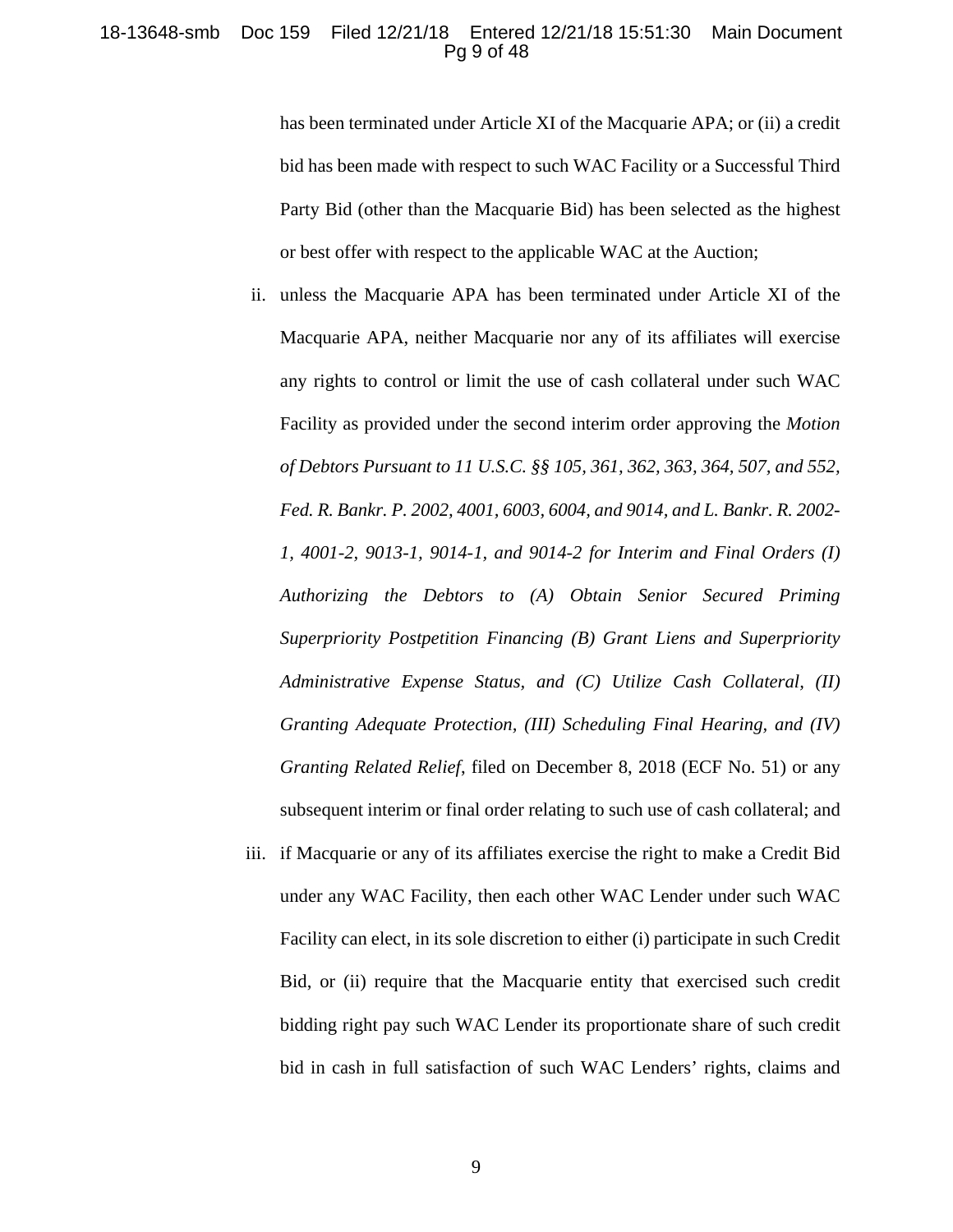has been terminated under Article XI of the Macquarie APA; or (ii) a credit bid has been made with respect to such WAC Facility or a Successful Third Party Bid (other than the Macquarie Bid) has been selected as the highest or best offer with respect to the applicable WAC at the Auction;

ii. unless the Macquarie APA has been terminated under Article XI of the Macquarie APA, neither Macquarie nor any of its affiliates will exercise any rights to control or limit the use of cash collateral under such WAC Facility as provided under the second interim order approving the *Motion of Debtors Pursuant to 11 U.S.C. §§ 105, 361, 362, 363, 364, 507, and 552, Fed. R. Bankr. P. 2002, 4001, 6003, 6004, and 9014, and L. Bankr. R. 2002-1, 4001-2, 9013-1, 9014-1, and 9014-2 for Interim and Final Orders (I) Authorizing the Debtors to (A) Obtain Senior Secured Priming Superpriority Postpetition Financing (B) Grant Liens and Superpriority Administrative Expense Status, and (C) Utilize Cash Collateral, (II) Granting Adequate Protection, (III) Scheduling Final Hearing, and (IV) Granting Related Relief*, filed on December 8, 2018 (ECF No. 51) or any subsequent interim or final order relating to such use of cash collateral; and

iii. if Macquarie or any of its affiliates exercise the right to make a Credit Bid under any WAC Facility, then each other WAC Lender under such WAC Facility can elect, in its sole discretion to either (i) participate in such Credit Bid, or (ii) require that the Macquarie entity that exercised such credit bidding right pay such WAC Lender its proportionate share of such credit bid in cash in full satisfaction of such WAC Lenders' rights, claims and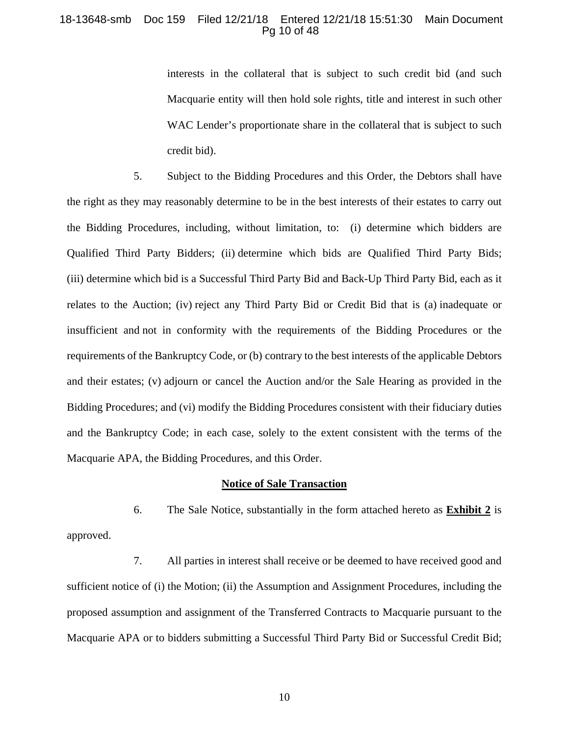interests in the collateral that is subject to such credit bid (and such Macquarie entity will then hold sole rights, title and interest in such other WAC Lender's proportionate share in the collateral that is subject to such credit bid).

5. Subject to the Bidding Procedures and this Order, the Debtors shall have the right as they may reasonably determine to be in the best interests of their estates to carry out the Bidding Procedures, including, without limitation, to: (i) determine which bidders are Qualified Third Party Bidders; (ii) determine which bids are Qualified Third Party Bids; (iii) determine which bid is a Successful Third Party Bid and Back-Up Third Party Bid, each as it relates to the Auction; (iv) reject any Third Party Bid or Credit Bid that is (a) inadequate or insufficient and not in conformity with the requirements of the Bidding Procedures or the requirements of the Bankruptcy Code, or (b) contrary to the best interests of the applicable Debtors and their estates; (v) adjourn or cancel the Auction and/or the Sale Hearing as provided in the Bidding Procedures; and (vi) modify the Bidding Procedures consistent with their fiduciary duties and the Bankruptcy Code; in each case, solely to the extent consistent with the terms of the Macquarie APA, the Bidding Procedures, and this Order.

**Notice of Sale Transaction**

6. The Sale Notice, substantially in the form attached hereto as **Exhibit 2** is approved.

7. All parties in interest shall receive or be deemed to have received good and sufficient notice of (i) the Motion; (ii) the Assumption and Assignment Procedures, including the proposed assumption and assignment of the Transferred Contracts to Macquarie pursuant to the Macquarie APA or to bidders submitting a Successful Third Party Bid or Successful Credit Bid;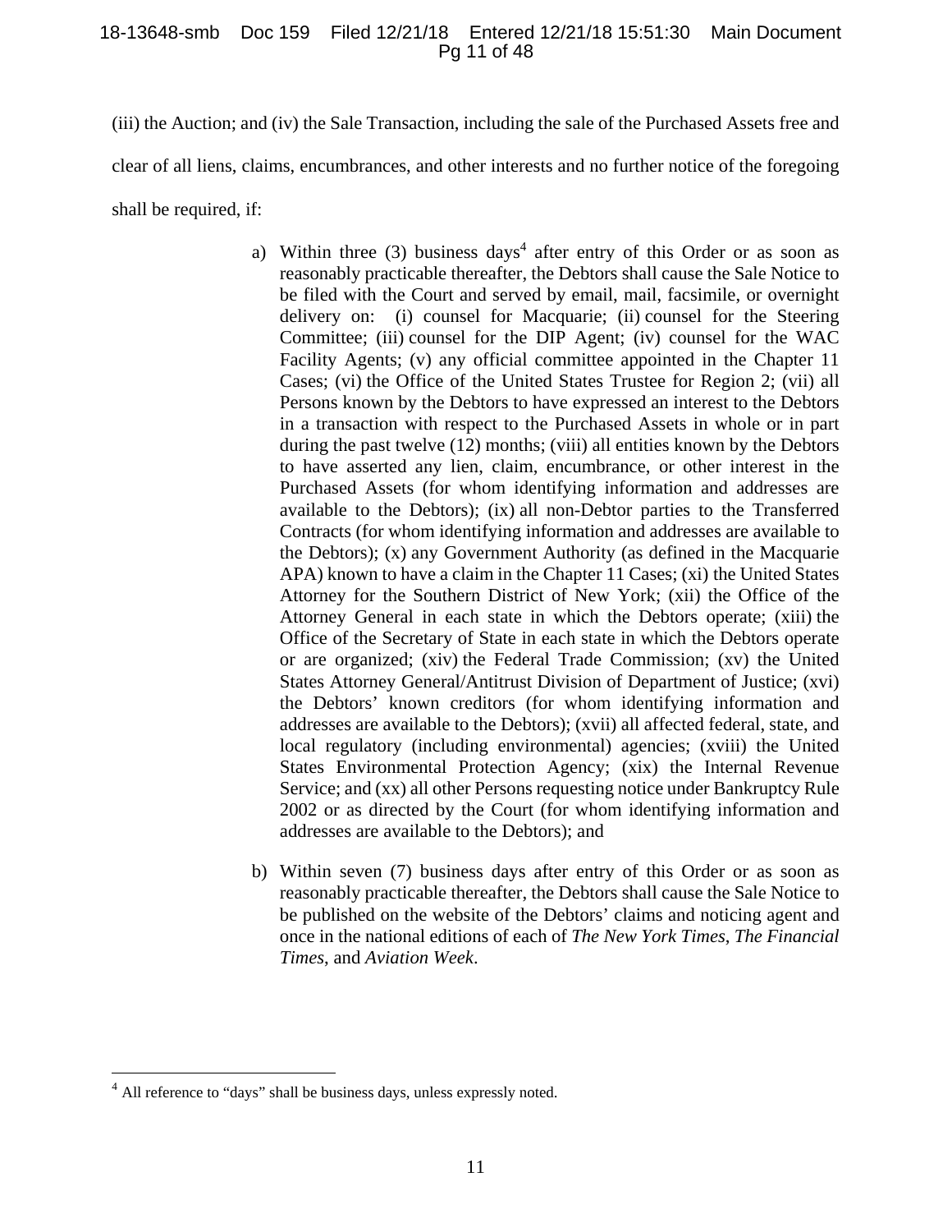(iii) the Auction; and (iv) the Sale Transaction, including the sale of the Purchased Assets free and clear of all liens, claims, encumbrances, and other interests and no further notice of the foregoing shall be required, if:

a) Within three (3) business days[4] after entry of this Order or as soon as reasonably practicable thereafter, the Debtors shall cause the Sale Notice to be filed with the Court and served by email, mail, facsimile, or overnight delivery on: (i) counsel for Macquarie; (ii) counsel for the Steering Committee; (iii) counsel for the DIP Agent; (iv) counsel for the WAC Facility Agents; (v) any official committee appointed in the Chapter 11 Cases; (vi) the Office of the United States Trustee for Region 2; (vii) all Persons known by the Debtors to have expressed an interest to the Debtors in a transaction with respect to the Purchased Assets in whole or in part during the past twelve (12) months; (viii) all entities known by the Debtors to have asserted any lien, claim, encumbrance, or other interest in the Purchased Assets (for whom identifying information and addresses are available to the Debtors); (ix) all non-Debtor parties to the Transferred Contracts (for whom identifying information and addresses are available to the Debtors); (x) any Government Authority (as defined in the Macquarie APA) known to have a claim in the Chapter 11 Cases; (xi) the United States Attorney for the Southern District of New York; (xii) the Office of the Attorney General in each state in which the Debtors operate; (xiii) the Office of the Secretary of State in each state in which the Debtors operate or are organized; (xiv) the Federal Trade Commission; (xv) the United States Attorney General/Antitrust Division of Department of Justice; (xvi) the Debtors' known creditors (for whom identifying information and addresses are available to the Debtors); (xvii) all affected federal, state, and local regulatory (including environmental) agencies; (xviii) the United States Environmental Protection Agency; (xix) the Internal Revenue Service; and (xx) all other Persons requesting notice under Bankruptcy Rule 2002 or as directed by the Court (for whom identifying information and addresses are available to the Debtors); and

b) Within seven (7) business days after entry of this Order or as soon as reasonably practicable thereafter, the Debtors shall cause the Sale Notice to be published on the website of the Debtors' claims and noticing agent and once in the national editions of each of *The New York Times*, *The Financial Times*, and *Aviation Week*.

[4] All reference to "days" shall be business days, unless expressly noted.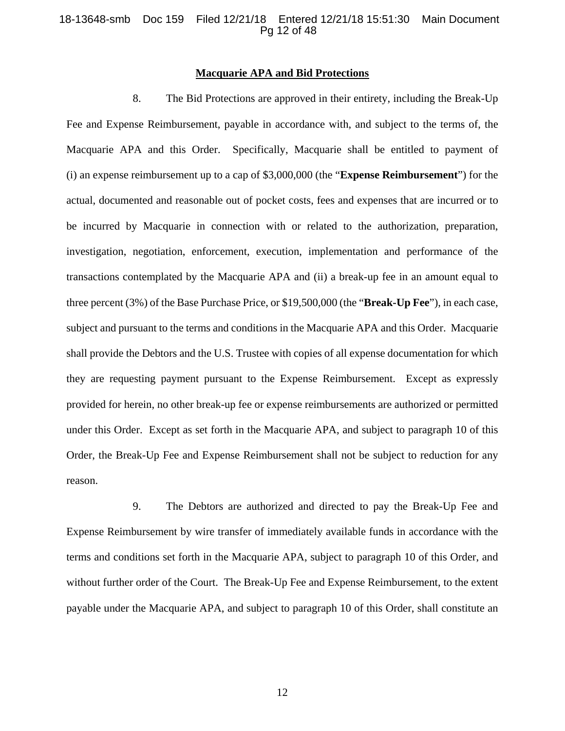**Macquarie APA and Bid Protections**

8. The Bid Protections are approved in their entirety, including the Break-Up Fee and Expense Reimbursement, payable in accordance with, and subject to the terms of, the Macquarie APA and this Order. Specifically, Macquarie shall be entitled to payment of (i) an expense reimbursement up to a cap of $3,000,000 (the "**Expense Reimbursement**") for the actual, documented and reasonable out of pocket costs, fees and expenses that are incurred or to be incurred by Macquarie in connection with or related to the authorization, preparation, investigation, negotiation, enforcement, execution, implementation and performance of the transactions contemplated by the Macquarie APA and (ii) a break-up fee in an amount equal to three percent (3%) of the Base Purchase Price, or $19,500,000 (the "**Break-Up Fee**"), in each case, subject and pursuant to the terms and conditions in the Macquarie APA and this Order. Macquarie shall provide the Debtors and the U.S. Trustee with copies of all expense documentation for which they are requesting payment pursuant to the Expense Reimbursement. Except as expressly provided for herein, no other break-up fee or expense reimbursements are authorized or permitted under this Order. Except as set forth in the Macquarie APA, and subject to paragraph 10 of this Order, the Break-Up Fee and Expense Reimbursement shall not be subject to reduction for any reason.

9. The Debtors are authorized and directed to pay the Break-Up Fee and Expense Reimbursement by wire transfer of immediately available funds in accordance with the terms and conditions set forth in the Macquarie APA, subject to paragraph 10 of this Order, and without further order of the Court. The Break-Up Fee and Expense Reimbursement, to the extent payable under the Macquarie APA, and subject to paragraph 10 of this Order, shall constitute an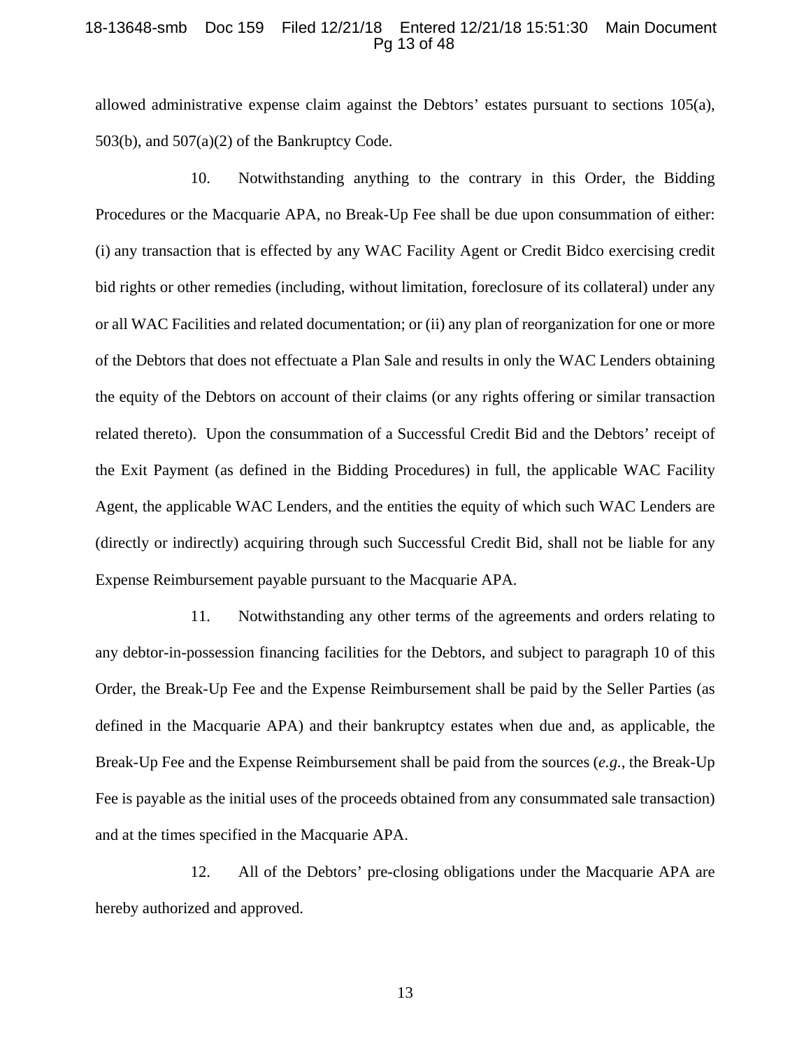allowed administrative expense claim against the Debtors' estates pursuant to sections 105(a), 503(b), and 507(a)(2) of the Bankruptcy Code.

10. Notwithstanding anything to the contrary in this Order, the Bidding Procedures or the Macquarie APA, no Break-Up Fee shall be due upon consummation of either: (i) any transaction that is effected by any WAC Facility Agent or Credit Bidco exercising credit bid rights or other remedies (including, without limitation, foreclosure of its collateral) under any or all WAC Facilities and related documentation; or (ii) any plan of reorganization for one or more of the Debtors that does not effectuate a Plan Sale and results in only the WAC Lenders obtaining the equity of the Debtors on account of their claims (or any rights offering or similar transaction related thereto). Upon the consummation of a Successful Credit Bid and the Debtors' receipt of the Exit Payment (as defined in the Bidding Procedures) in full, the applicable WAC Facility Agent, the applicable WAC Lenders, and the entities the equity of which such WAC Lenders are (directly or indirectly) acquiring through such Successful Credit Bid, shall not be liable for any Expense Reimbursement payable pursuant to the Macquarie APA.

11. Notwithstanding any other terms of the agreements and orders relating to any debtor-in-possession financing facilities for the Debtors, and subject to paragraph 10 of this Order, the Break-Up Fee and the Expense Reimbursement shall be paid by the Seller Parties (as defined in the Macquarie APA) and their bankruptcy estates when due and, as applicable, the Break-Up Fee and the Expense Reimbursement shall be paid from the sources (*e.g.*, the Break-Up Fee is payable as the initial uses of the proceeds obtained from any consummated sale transaction) and at the times specified in the Macquarie APA.

12. All of the Debtors' pre-closing obligations under the Macquarie APA are hereby authorized and approved.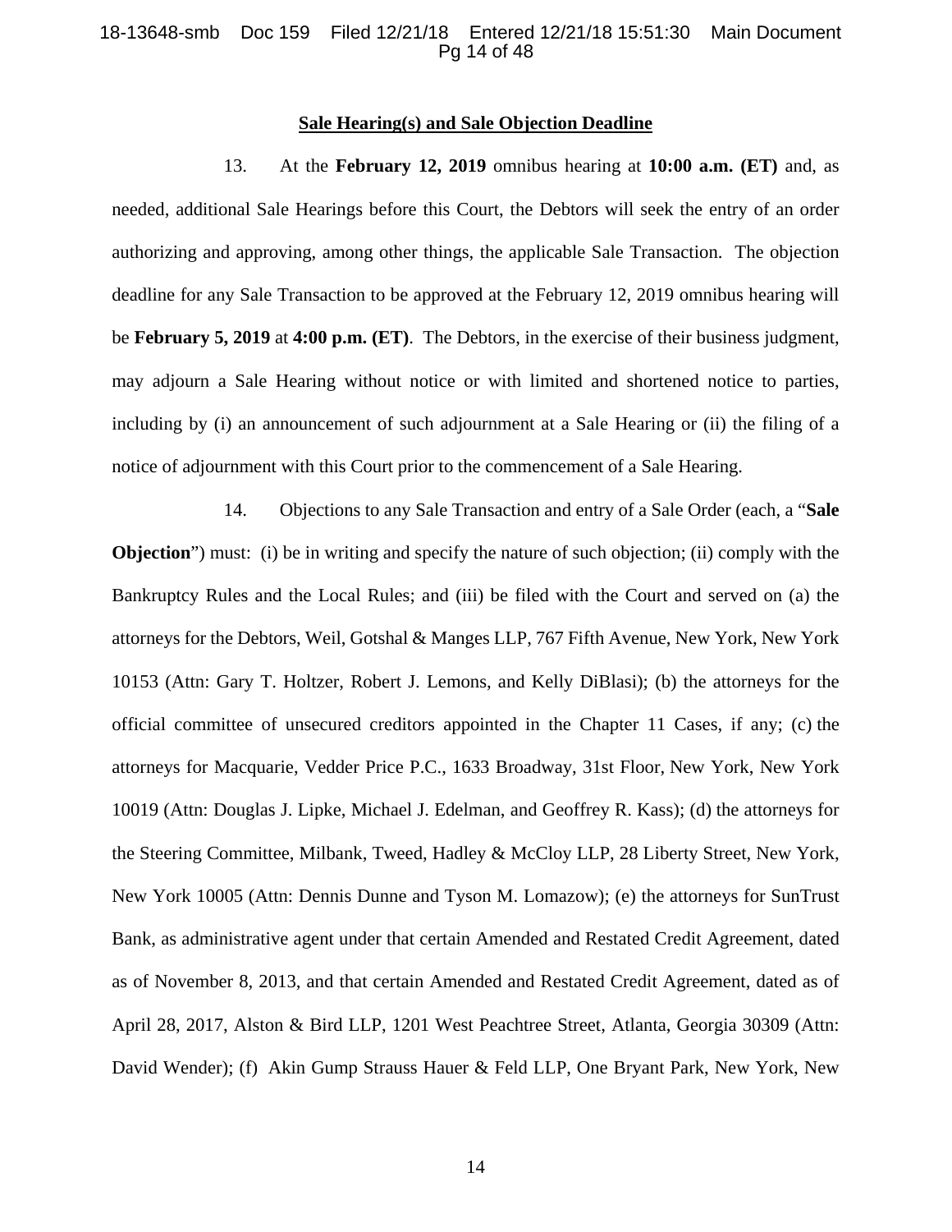**Sale Hearing(s) and Sale Objection Deadline**

13. At the **February 12, 2019** omnibus hearing at **10:00 a.m. (ET)** and, as needed, additional Sale Hearings before this Court, the Debtors will seek the entry of an order authorizing and approving, among other things, the applicable Sale Transaction. The objection deadline for any Sale Transaction to be approved at the February 12, 2019 omnibus hearing will be **February 5, 2019** at **4:00 p.m. (ET)**. The Debtors, in the exercise of their business judgment, may adjourn a Sale Hearing without notice or with limited and shortened notice to parties, including by (i) an announcement of such adjournment at a Sale Hearing or (ii) the filing of a notice of adjournment with this Court prior to the commencement of a Sale Hearing.

14. Objections to any Sale Transaction and entry of a Sale Order (each, a "**Sale Objection**") must: (i) be in writing and specify the nature of such objection; (ii) comply with the Bankruptcy Rules and the Local Rules; and (iii) be filed with the Court and served on (a) the attorneys for the Debtors, Weil, Gotshal & Manges LLP, 767 Fifth Avenue, New York, New York 10153 (Attn: Gary T. Holtzer, Robert J. Lemons, and Kelly DiBlasi); (b) the attorneys for the official committee of unsecured creditors appointed in the Chapter 11 Cases, if any; (c) the attorneys for Macquarie, Vedder Price P.C., 1633 Broadway, 31st Floor, New York, New York 10019 (Attn: Douglas J. Lipke, Michael J. Edelman, and Geoffrey R. Kass); (d) the attorneys for the Steering Committee, Milbank, Tweed, Hadley & McCloy LLP, 28 Liberty Street, New York, New York 10005 (Attn: Dennis Dunne and Tyson M. Lomazow); (e) the attorneys for SunTrust Bank, as administrative agent under that certain Amended and Restated Credit Agreement, dated as of November 8, 2013, and that certain Amended and Restated Credit Agreement, dated as of April 28, 2017, Alston & Bird LLP, 1201 West Peachtree Street, Atlanta, Georgia 30309 (Attn: David Wender); (f) Akin Gump Strauss Hauer & Feld LLP, One Bryant Park, New York, New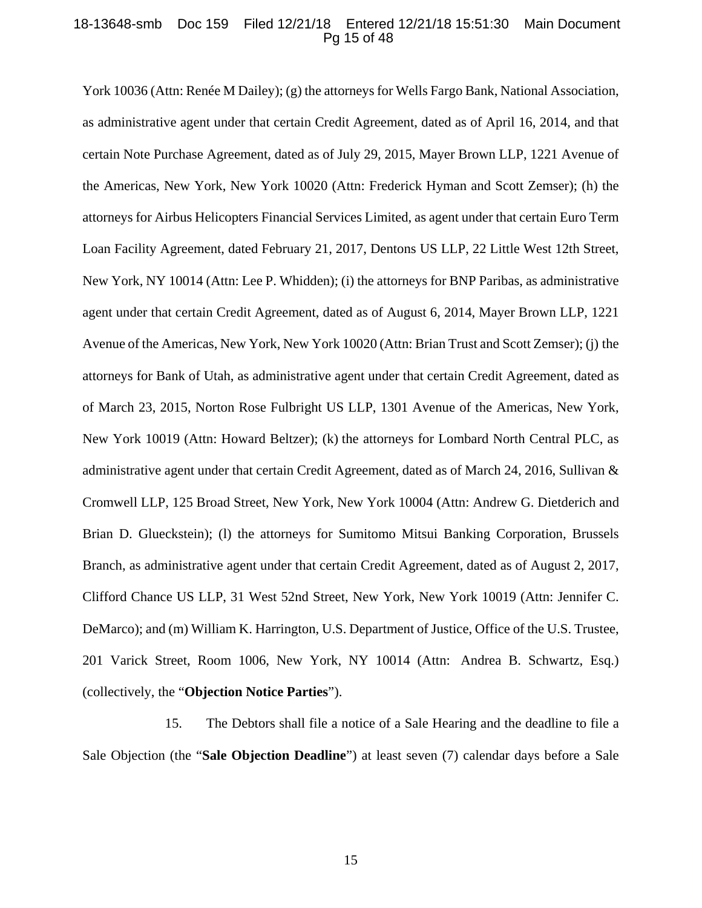York 10036 (Attn: Renée M Dailey); (g) the attorneys for Wells Fargo Bank, National Association, as administrative agent under that certain Credit Agreement, dated as of April 16, 2014, and that certain Note Purchase Agreement, dated as of July 29, 2015, Mayer Brown LLP, 1221 Avenue of the Americas, New York, New York 10020 (Attn: Frederick Hyman and Scott Zemser); (h) the attorneys for Airbus Helicopters Financial Services Limited, as agent under that certain Euro Term Loan Facility Agreement, dated February 21, 2017, Dentons US LLP, 22 Little West 12th Street, New York, NY 10014 (Attn: Lee P. Whidden); (i) the attorneys for BNP Paribas, as administrative agent under that certain Credit Agreement, dated as of August 6, 2014, Mayer Brown LLP, 1221 Avenue of the Americas, New York, New York 10020 (Attn: Brian Trust and Scott Zemser); (j) the attorneys for Bank of Utah, as administrative agent under that certain Credit Agreement, dated as of March 23, 2015, Norton Rose Fulbright US LLP, 1301 Avenue of the Americas, New York, New York 10019 (Attn: Howard Beltzer); (k) the attorneys for Lombard North Central PLC, as administrative agent under that certain Credit Agreement, dated as of March 24, 2016, Sullivan & Cromwell LLP, 125 Broad Street, New York, New York 10004 (Attn: Andrew G. Dietderich and Brian D. Glueckstein); (l) the attorneys for Sumitomo Mitsui Banking Corporation, Brussels Branch, as administrative agent under that certain Credit Agreement, dated as of August 2, 2017, Clifford Chance US LLP, 31 West 52nd Street, New York, New York 10019 (Attn: Jennifer C. DeMarco); and (m) William K. Harrington, U.S. Department of Justice, Office of the U.S. Trustee, 201 Varick Street, Room 1006, New York, NY 10014 (Attn: Andrea B. Schwartz, Esq.) (collectively, the "**Objection Notice Parties**").

15. The Debtors shall file a notice of a Sale Hearing and the deadline to file a Sale Objection (the "**Sale Objection Deadline**") at least seven (7) calendar days before a Sale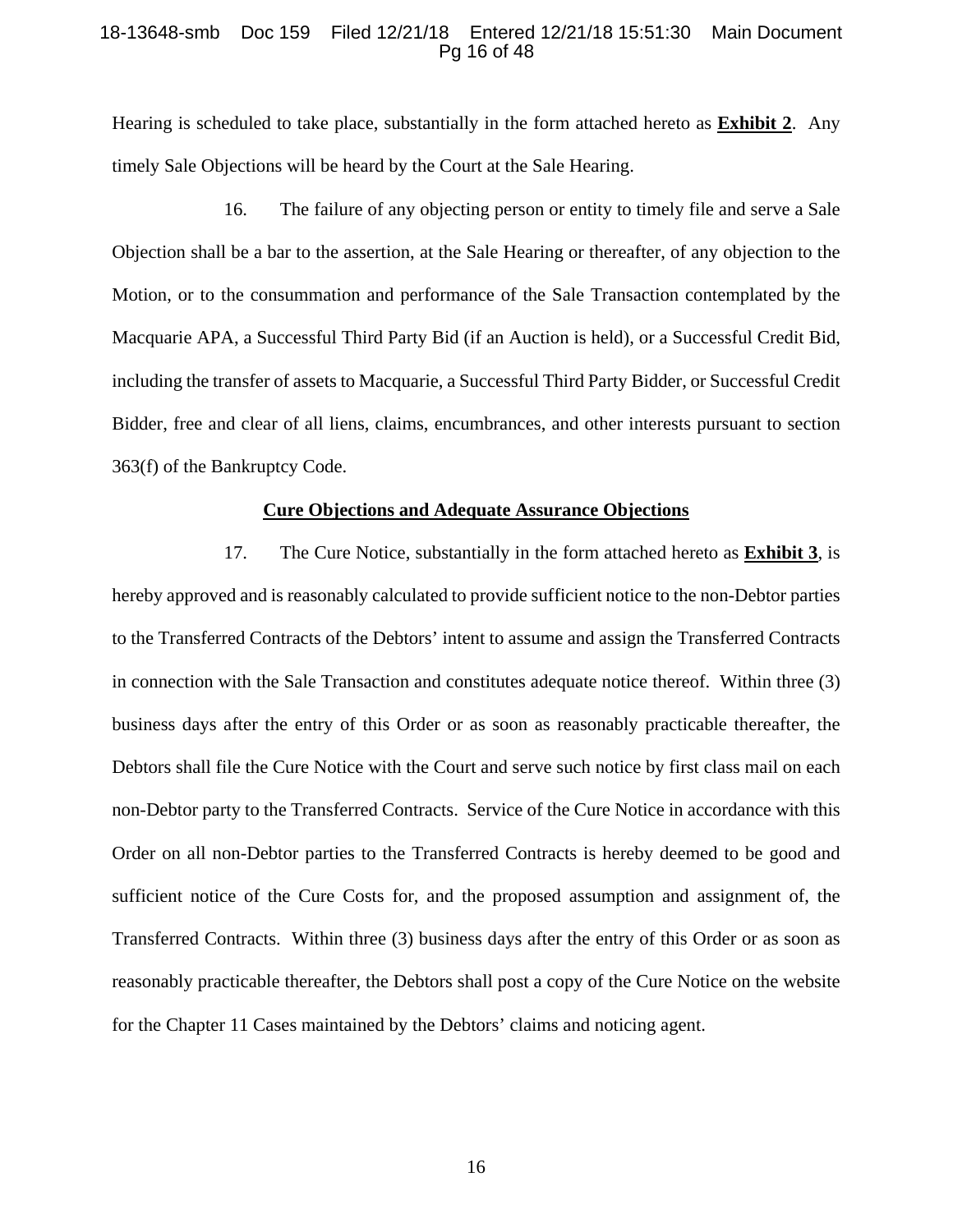Hearing is scheduled to take place, substantially in the form attached hereto as **Exhibit 2**. Any timely Sale Objections will be heard by the Court at the Sale Hearing.

16. The failure of any objecting person or entity to timely file and serve a Sale Objection shall be a bar to the assertion, at the Sale Hearing or thereafter, of any objection to the Motion, or to the consummation and performance of the Sale Transaction contemplated by the Macquarie APA, a Successful Third Party Bid (if an Auction is held), or a Successful Credit Bid, including the transfer of assets to Macquarie, a Successful Third Party Bidder, or Successful Credit Bidder, free and clear of all liens, claims, encumbrances, and other interests pursuant to section 363(f) of the Bankruptcy Code.

**Cure Objections and Adequate Assurance Objections**

17. The Cure Notice, substantially in the form attached hereto as **Exhibit 3**, is hereby approved and is reasonably calculated to provide sufficient notice to the non-Debtor parties to the Transferred Contracts of the Debtors' intent to assume and assign the Transferred Contracts in connection with the Sale Transaction and constitutes adequate notice thereof. Within three (3) business days after the entry of this Order or as soon as reasonably practicable thereafter, the Debtors shall file the Cure Notice with the Court and serve such notice by first class mail on each non-Debtor party to the Transferred Contracts. Service of the Cure Notice in accordance with this Order on all non-Debtor parties to the Transferred Contracts is hereby deemed to be good and sufficient notice of the Cure Costs for, and the proposed assumption and assignment of, the Transferred Contracts. Within three (3) business days after the entry of this Order or as soon as reasonably practicable thereafter, the Debtors shall post a copy of the Cure Notice on the website for the Chapter 11 Cases maintained by the Debtors' claims and noticing agent.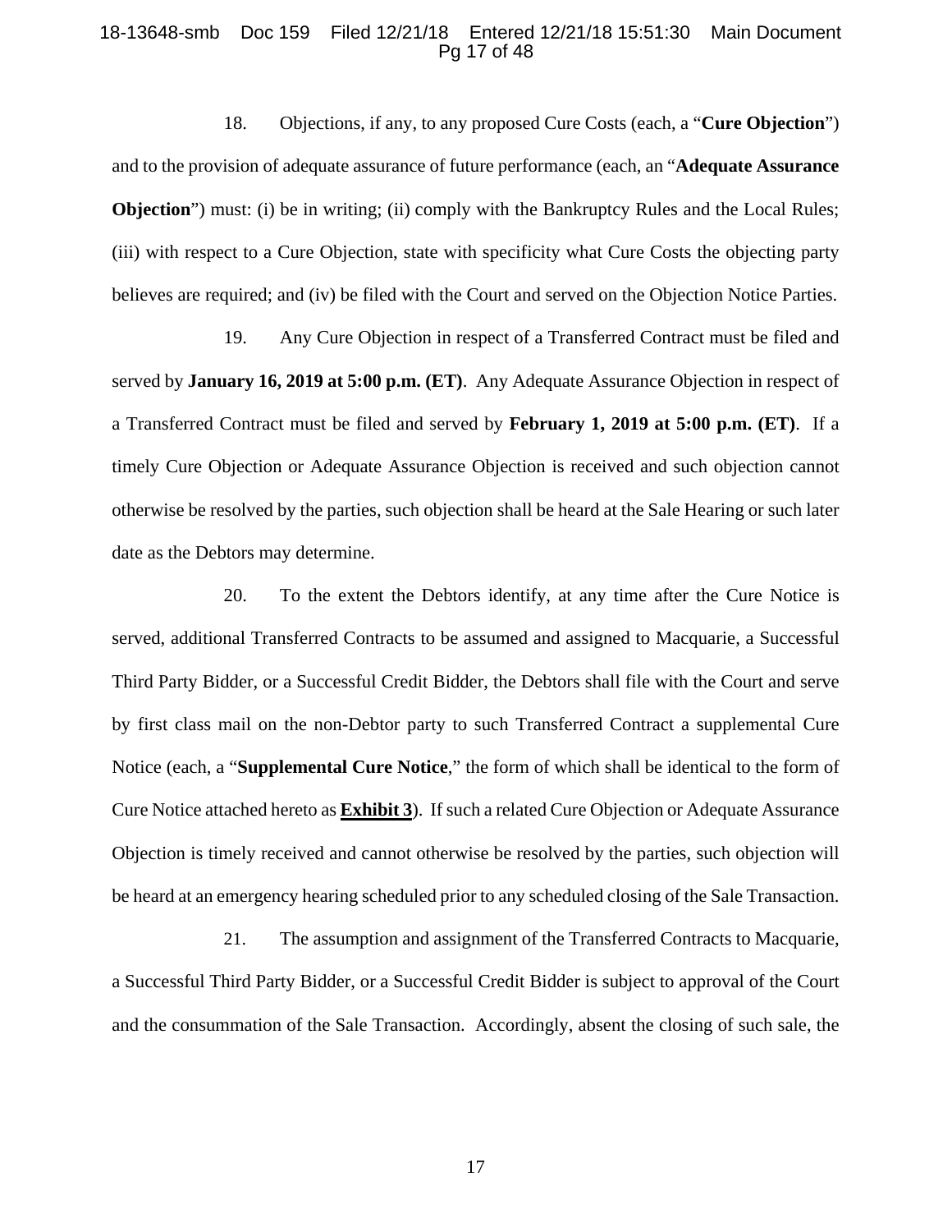18. Objections, if any, to any proposed Cure Costs (each, a "**Cure Objection**") and to the provision of adequate assurance of future performance (each, an "**Adequate Assurance Objection**") must: (i) be in writing; (ii) comply with the Bankruptcy Rules and the Local Rules; (iii) with respect to a Cure Objection, state with specificity what Cure Costs the objecting party believes are required; and (iv) be filed with the Court and served on the Objection Notice Parties.

19. Any Cure Objection in respect of a Transferred Contract must be filed and served by **January 16, 2019 at 5:00 p.m. (ET)**. Any Adequate Assurance Objection in respect of a Transferred Contract must be filed and served by **February 1, 2019 at 5:00 p.m. (ET)**. If a timely Cure Objection or Adequate Assurance Objection is received and such objection cannot otherwise be resolved by the parties, such objection shall be heard at the Sale Hearing or such later date as the Debtors may determine.

20. To the extent the Debtors identify, at any time after the Cure Notice is served, additional Transferred Contracts to be assumed and assigned to Macquarie, a Successful Third Party Bidder, or a Successful Credit Bidder, the Debtors shall file with the Court and serve by first class mail on the non-Debtor party to such Transferred Contract a supplemental Cure Notice (each, a "**Supplemental Cure Notice**," the form of which shall be identical to the form of Cure Notice attached hereto as **Exhibit 3**). If such a related Cure Objection or Adequate Assurance Objection is timely received and cannot otherwise be resolved by the parties, such objection will be heard at an emergency hearing scheduled prior to any scheduled closing of the Sale Transaction.

21. The assumption and assignment of the Transferred Contracts to Macquarie, a Successful Third Party Bidder, or a Successful Credit Bidder is subject to approval of the Court and the consummation of the Sale Transaction. Accordingly, absent the closing of such sale, the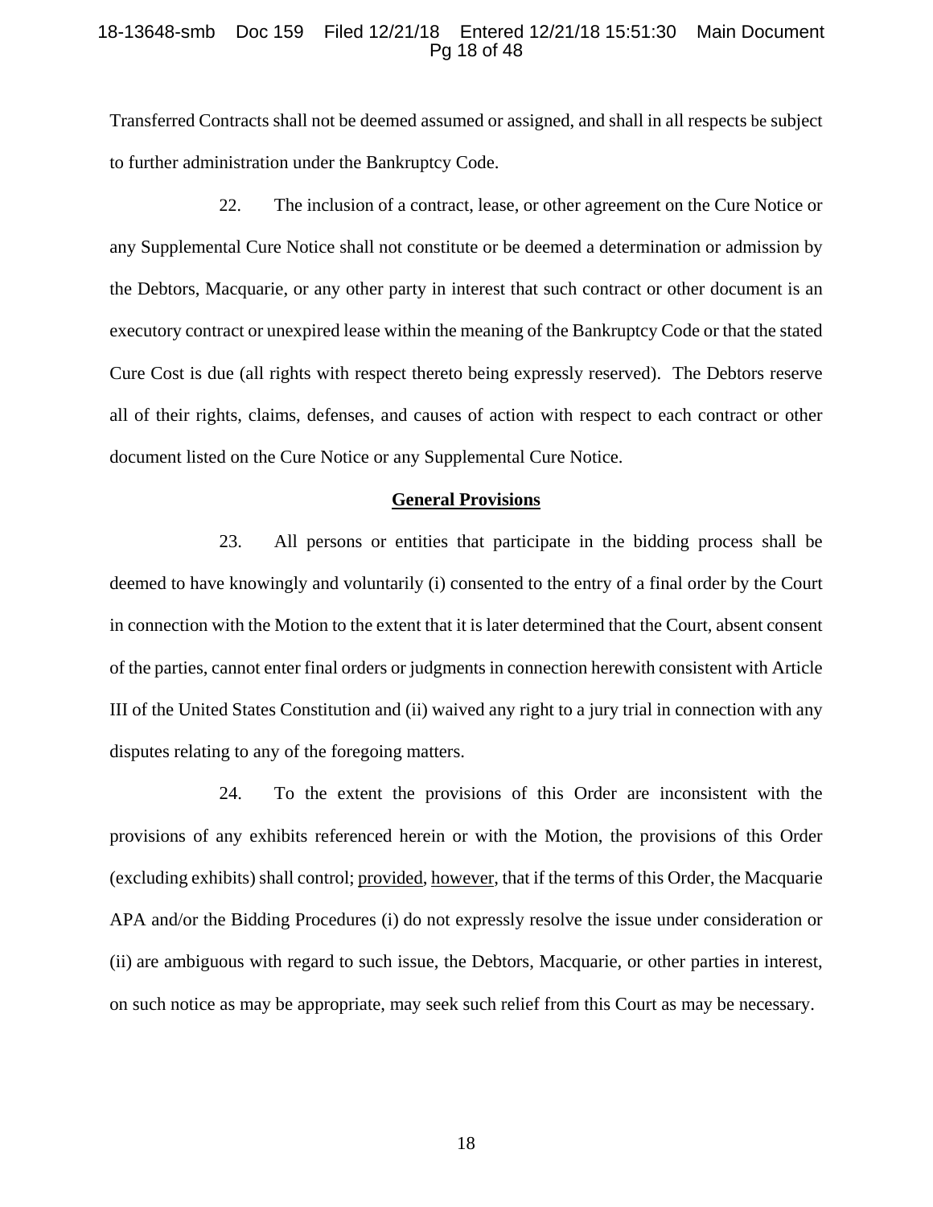Transferred Contracts shall not be deemed assumed or assigned, and shall in all respects be subject to further administration under the Bankruptcy Code.

22. The inclusion of a contract, lease, or other agreement on the Cure Notice or any Supplemental Cure Notice shall not constitute or be deemed a determination or admission by the Debtors, Macquarie, or any other party in interest that such contract or other document is an executory contract or unexpired lease within the meaning of the Bankruptcy Code or that the stated Cure Cost is due (all rights with respect thereto being expressly reserved). The Debtors reserve all of their rights, claims, defenses, and causes of action with respect to each contract or other document listed on the Cure Notice or any Supplemental Cure Notice.

**General Provisions**

23. All persons or entities that participate in the bidding process shall be deemed to have knowingly and voluntarily (i) consented to the entry of a final order by the Court in connection with the Motion to the extent that it is later determined that the Court, absent consent of the parties, cannot enter final orders or judgments in connection herewith consistent with Article III of the United States Constitution and (ii) waived any right to a jury trial in connection with any disputes relating to any of the foregoing matters.

24. To the extent the provisions of this Order are inconsistent with the provisions of any exhibits referenced herein or with the Motion, the provisions of this Order (excluding exhibits) shall control; provided, however, that if the terms of this Order, the Macquarie APA and/or the Bidding Procedures (i) do not expressly resolve the issue under consideration or (ii) are ambiguous with regard to such issue, the Debtors, Macquarie, or other parties in interest, on such notice as may be appropriate, may seek such relief from this Court as may be necessary.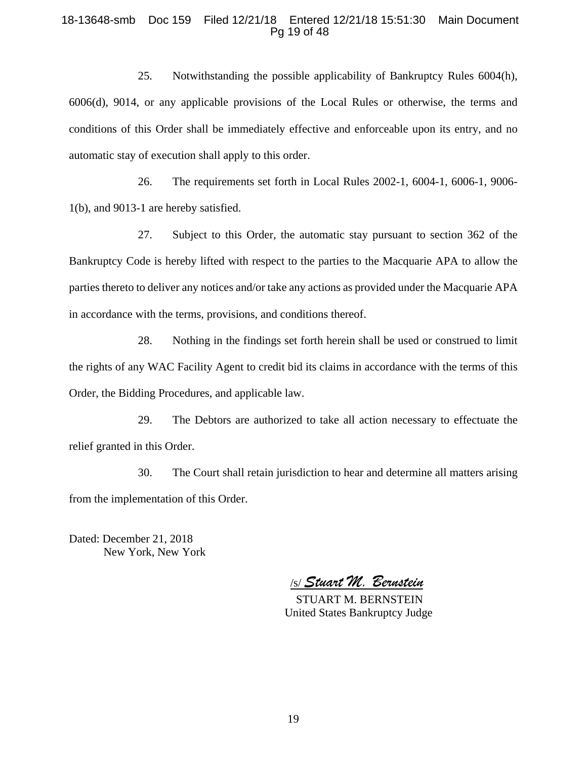25. Notwithstanding the possible applicability of Bankruptcy Rules 6004(h), 6006(d), 9014, or any applicable provisions of the Local Rules or otherwise, the terms and conditions of this Order shall be immediately effective and enforceable upon its entry, and no automatic stay of execution shall apply to this order.

26. The requirements set forth in Local Rules 2002-1, 6004-1, 6006-1, 9006-1(b), and 9013-1 are hereby satisfied.

27. Subject to this Order, the automatic stay pursuant to section 362 of the Bankruptcy Code is hereby lifted with respect to the parties to the Macquarie APA to allow the parties thereto to deliver any notices and/or take any actions as provided under the Macquarie APA in accordance with the terms, provisions, and conditions thereof.

28. Nothing in the findings set forth herein shall be used or construed to limit the rights of any WAC Facility Agent to credit bid its claims in accordance with the terms of this Order, the Bidding Procedures, and applicable law.

29. The Debtors are authorized to take all action necessary to effectuate the relief granted in this Order.

30. The Court shall retain jurisdiction to hear and determine all matters arising from the implementation of this Order.

Dated: December 21, 2018
New York, New York

/s/ *Stuart M. Bernstein*
STUART M. BERNSTEIN
United States Bankruptcy Judge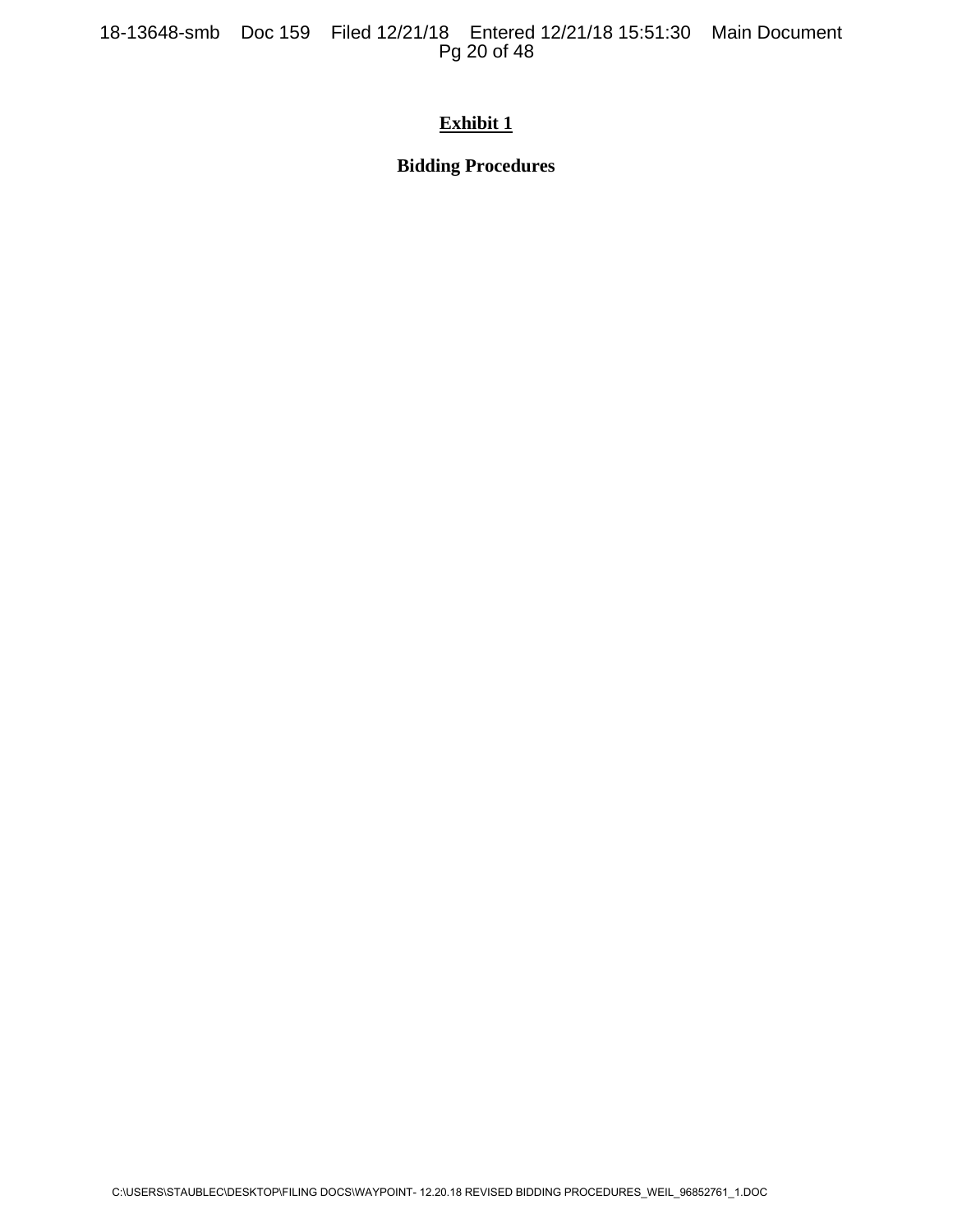# Exhibit 1

## Bidding Procedures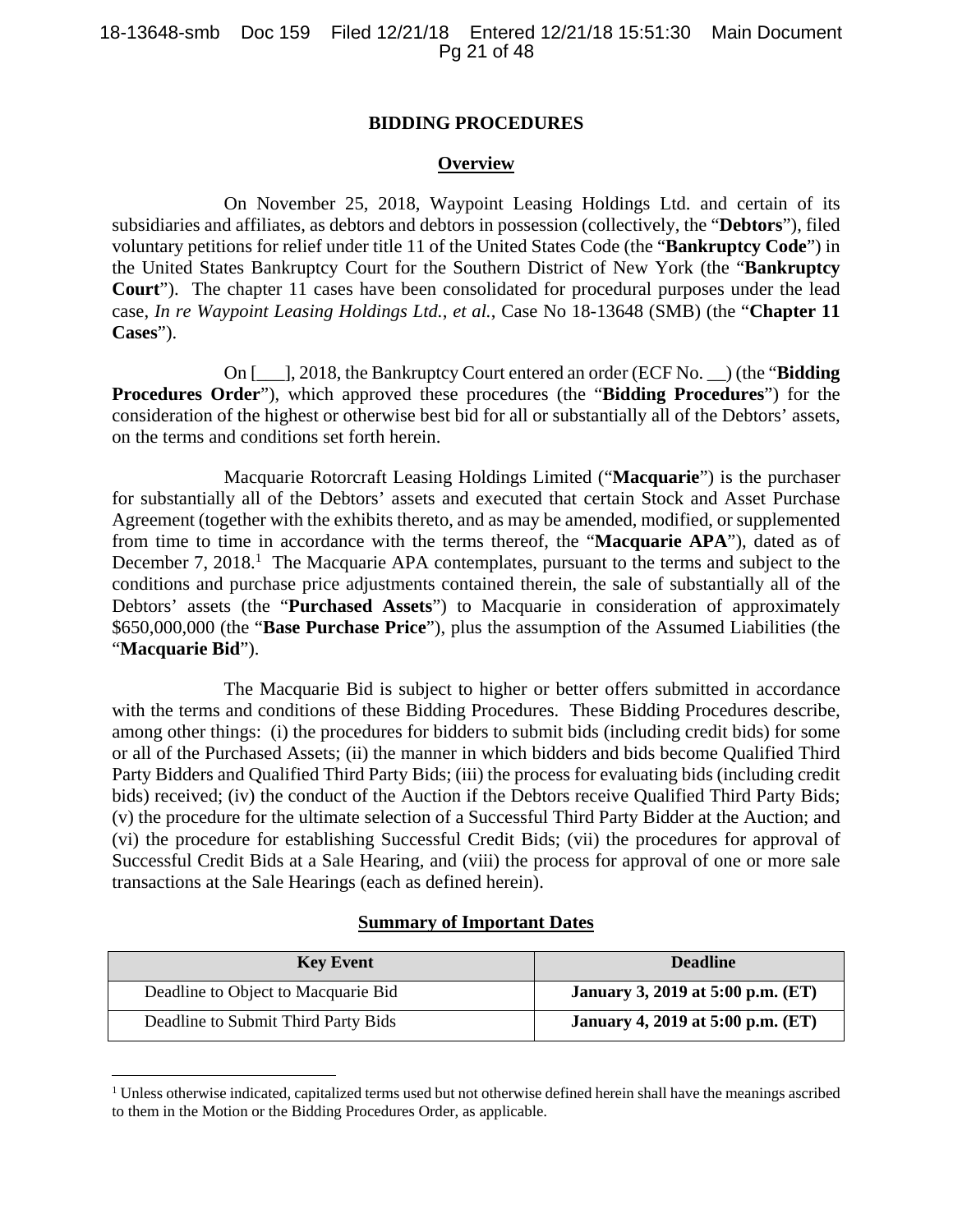# BIDDING PROCEDURES

## Overview

On November 25, 2018, Waypoint Leasing Holdings Ltd. and certain of its subsidiaries and affiliates, as debtors and debtors in possession (collectively, the "**Debtors**"), filed voluntary petitions for relief under title 11 of the United States Code (the "**Bankruptcy Code**") in the United States Bankruptcy Court for the Southern District of New York (the "**Bankruptcy Court**"). The chapter 11 cases have been consolidated for procedural purposes under the lead case, *In re Waypoint Leasing Holdings Ltd.*, *et al.*, Case No 18-13648 (SMB) (the "**Chapter 11 Cases**").

On [___], 2018, the Bankruptcy Court entered an order (ECF No. __) (the "**Bidding Procedures Order**"), which approved these procedures (the "**Bidding Procedures**") for the consideration of the highest or otherwise best bid for all or substantially all of the Debtors' assets, on the terms and conditions set forth herein.

Macquarie Rotorcraft Leasing Holdings Limited ("**Macquarie**") is the purchaser for substantially all of the Debtors' assets and executed that certain Stock and Asset Purchase Agreement (together with the exhibits thereto, and as may be amended, modified, or supplemented from time to time in accordance with the terms thereof, the "**Macquarie APA**"), dated as of December 7, 2018.[1] The Macquarie APA contemplates, pursuant to the terms and subject to the conditions and purchase price adjustments contained therein, the sale of substantially all of the Debtors' assets (the "**Purchased Assets**") to Macquarie in consideration of approximately $650,000,000 (the "**Base Purchase Price**"), plus the assumption of the Assumed Liabilities (the "**Macquarie Bid**").

The Macquarie Bid is subject to higher or better offers submitted in accordance with the terms and conditions of these Bidding Procedures. These Bidding Procedures describe, among other things: (i) the procedures for bidders to submit bids (including credit bids) for some or all of the Purchased Assets; (ii) the manner in which bidders and bids become Qualified Third Party Bidders and Qualified Third Party Bids; (iii) the process for evaluating bids (including credit bids) received; (iv) the conduct of the Auction if the Debtors receive Qualified Third Party Bids; (v) the procedure for the ultimate selection of a Successful Third Party Bidder at the Auction; and (vi) the procedure for establishing Successful Credit Bids; (vii) the procedures for approval of Successful Credit Bids at a Sale Hearing, and (viii) the process for approval of one or more sale transactions at the Sale Hearings (each as defined herein).

## Summary of Important Dates

| Key Event | Deadline |
|---|---|
| Deadline to Object to Macquarie Bid | **January 3, 2019 at 5:00 p.m. (ET)** |
| Deadline to Submit Third Party Bids | **January 4, 2019 at 5:00 p.m. (ET)** |

[1] Unless otherwise indicated, capitalized terms used but not otherwise defined herein shall have the meanings ascribed to them in the Motion or the Bidding Procedures Order, as applicable.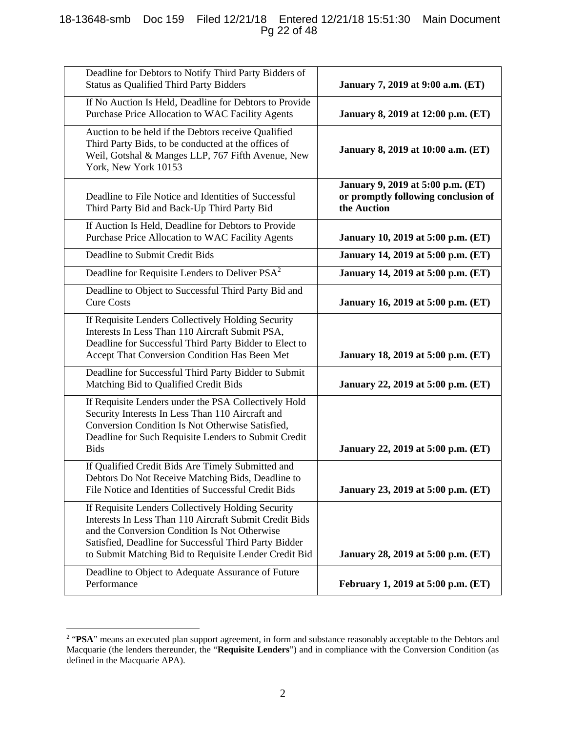| Deadline for Debtors to Notify Third Party Bidders of Status as Qualified Third Party Bidders | **January 7, 2019 at 9:00 a.m. (ET)** |
|---|---|
| If No Auction Is Held, Deadline for Debtors to Provide Purchase Price Allocation to WAC Facility Agents | **January 8, 2019 at 12:00 p.m. (ET)** |
| Auction to be held if the Debtors receive Qualified Third Party Bids, to be conducted at the offices of Weil, Gotshal & Manges LLP, 767 Fifth Avenue, New York, New York 10153 | **January 8, 2019 at 10:00 a.m. (ET)** |
| Deadline to File Notice and Identities of Successful Third Party Bid and Back-Up Third Party Bid | **January 9, 2019 at 5:00 p.m. (ET) or promptly following conclusion of the Auction** |
| If Auction Is Held, Deadline for Debtors to Provide Purchase Price Allocation to WAC Facility Agents | **January 10, 2019 at 5:00 p.m. (ET)** |
| Deadline to Submit Credit Bids | **January 14, 2019 at 5:00 p.m. (ET)** |
| Deadline for Requisite Lenders to Deliver PSA[2] | **January 14, 2019 at 5:00 p.m. (ET)** |
| Deadline to Object to Successful Third Party Bid and Cure Costs | **January 16, 2019 at 5:00 p.m. (ET)** |
| If Requisite Lenders Collectively Holding Security Interests In Less Than 110 Aircraft Submit PSA, Deadline for Successful Third Party Bidder to Elect to Accept That Conversion Condition Has Been Met | **January 18, 2019 at 5:00 p.m. (ET)** |
| Deadline for Successful Third Party Bidder to Submit Matching Bid to Qualified Credit Bids | **January 22, 2019 at 5:00 p.m. (ET)** |
| If Requisite Lenders under the PSA Collectively Hold Security Interests In Less Than 110 Aircraft and Conversion Condition Is Not Otherwise Satisfied, Deadline for Such Requisite Lenders to Submit Credit Bids | **January 22, 2019 at 5:00 p.m. (ET)** |
| If Qualified Credit Bids Are Timely Submitted and Debtors Do Not Receive Matching Bids, Deadline to File Notice and Identities of Successful Credit Bids | **January 23, 2019 at 5:00 p.m. (ET)** |
| If Requisite Lenders Collectively Holding Security Interests In Less Than 110 Aircraft Submit Credit Bids and the Conversion Condition Is Not Otherwise Satisfied, Deadline for Successful Third Party Bidder to Submit Matching Bid to Requisite Lender Credit Bid | **January 28, 2019 at 5:00 p.m. (ET)** |
| Deadline to Object to Adequate Assurance of Future Performance | **February 1, 2019 at 5:00 p.m. (ET)** |

[2] "**PSA**" means an executed plan support agreement, in form and substance reasonably acceptable to the Debtors and Macquarie (the lenders thereunder, the "**Requisite Lenders**") and in compliance with the Conversion Condition (as defined in the Macquarie APA).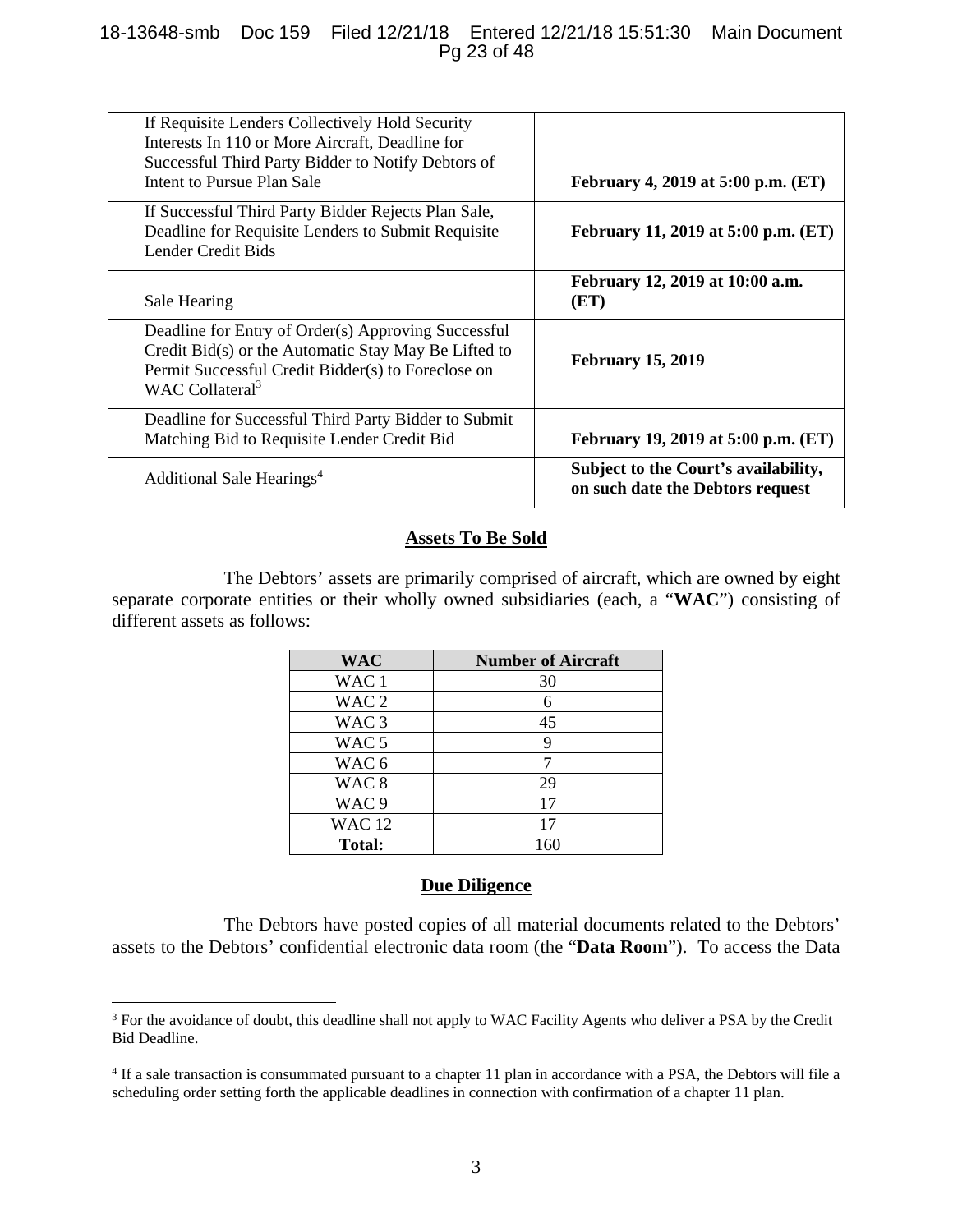| | |
|---|---|
| If Requisite Lenders Collectively Hold Security Interests In 110 or More Aircraft, Deadline for Successful Third Party Bidder to Notify Debtors of Intent to Pursue Plan Sale | **February 4, 2019 at 5:00 p.m. (ET)** |
| If Successful Third Party Bidder Rejects Plan Sale, Deadline for Requisite Lenders to Submit Requisite Lender Credit Bids | **February 11, 2019 at 5:00 p.m. (ET)** |
| Sale Hearing | **February 12, 2019 at 10:00 a.m. (ET)** |
| Deadline for Entry of Order(s) Approving Successful Credit Bid(s) or the Automatic Stay May Be Lifted to Permit Successful Credit Bidder(s) to Foreclose on WAC Collateral[3] | **February 15, 2019** |
| Deadline for Successful Third Party Bidder to Submit Matching Bid to Requisite Lender Credit Bid | **February 19, 2019 at 5:00 p.m. (ET)** |
| Additional Sale Hearings[4] | **Subject to the Court's availability, on such date the Debtors request** |

## Assets To Be Sold

The Debtors' assets are primarily comprised of aircraft, which are owned by eight separate corporate entities or their wholly owned subsidiaries (each, a "**WAC**") consisting of different assets as follows:

| WAC | Number of Aircraft |
|---|---|
| WAC 1 | 30 |
| WAC 2 | 6 |
| WAC 3 | 45 |
| WAC 5 | 9 |
| WAC 6 | 7 |
| WAC 8 | 29 |
| WAC 9 | 17 |
| WAC 12 | 17 |
| **Total:** | 160 |

## Due Diligence

The Debtors have posted copies of all material documents related to the Debtors' assets to the Debtors' confidential electronic data room (the "**Data Room**"). To access the Data

---

[3] For the avoidance of doubt, this deadline shall not apply to WAC Facility Agents who deliver a PSA by the Credit Bid Deadline.

[4] If a sale transaction is consummated pursuant to a chapter 11 plan in accordance with a PSA, the Debtors will file a scheduling order setting forth the applicable deadlines in connection with confirmation of a chapter 11 plan.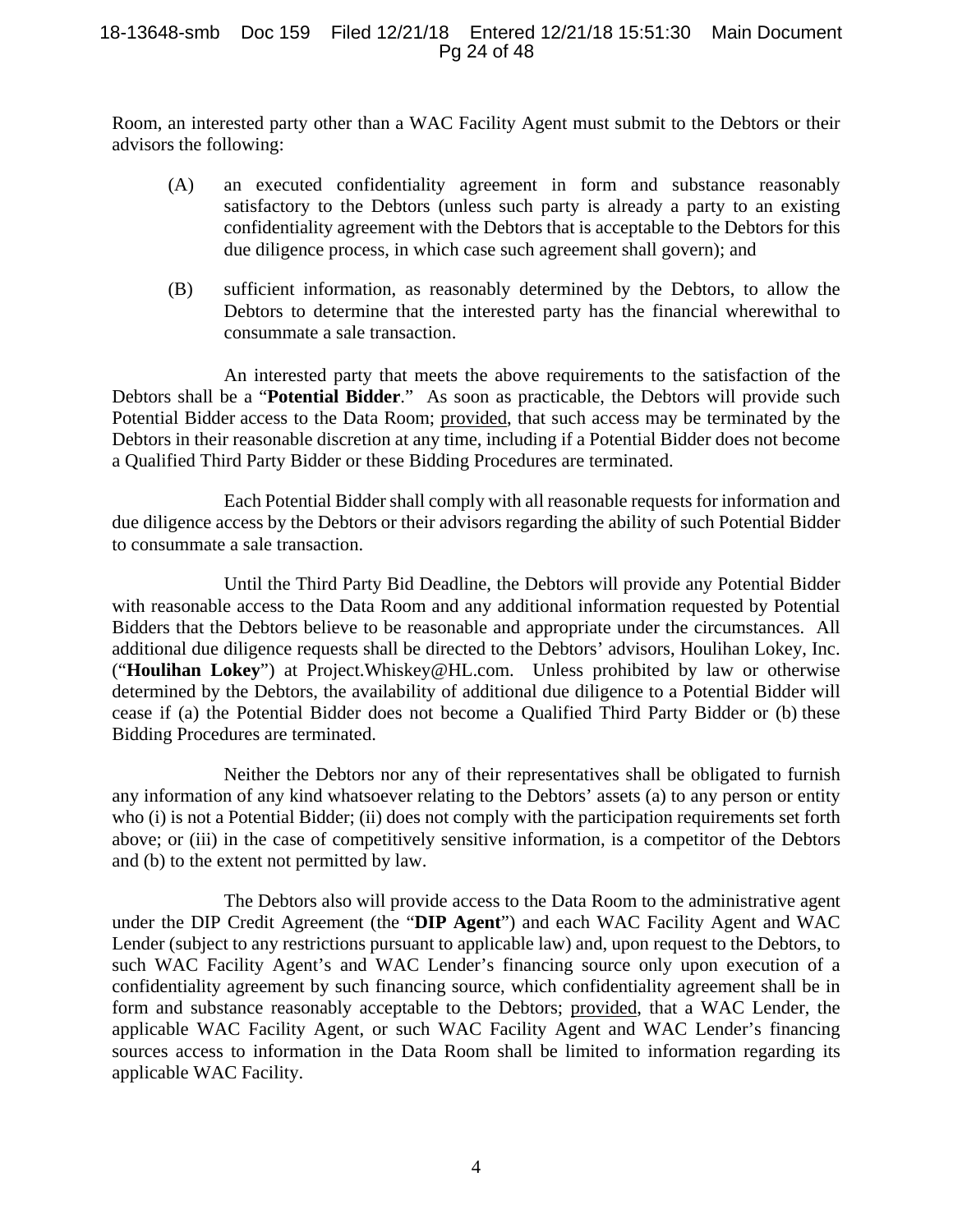Room, an interested party other than a WAC Facility Agent must submit to the Debtors or their advisors the following:

(A) an executed confidentiality agreement in form and substance reasonably satisfactory to the Debtors (unless such party is already a party to an existing confidentiality agreement with the Debtors that is acceptable to the Debtors for this due diligence process, in which case such agreement shall govern); and

(B) sufficient information, as reasonably determined by the Debtors, to allow the Debtors to determine that the interested party has the financial wherewithal to consummate a sale transaction.

An interested party that meets the above requirements to the satisfaction of the Debtors shall be a "**Potential Bidder**." As soon as practicable, the Debtors will provide such Potential Bidder access to the Data Room; provided, that such access may be terminated by the Debtors in their reasonable discretion at any time, including if a Potential Bidder does not become a Qualified Third Party Bidder or these Bidding Procedures are terminated.

Each Potential Bidder shall comply with all reasonable requests for information and due diligence access by the Debtors or their advisors regarding the ability of such Potential Bidder to consummate a sale transaction.

Until the Third Party Bid Deadline, the Debtors will provide any Potential Bidder with reasonable access to the Data Room and any additional information requested by Potential Bidders that the Debtors believe to be reasonable and appropriate under the circumstances. All additional due diligence requests shall be directed to the Debtors' advisors, Houlihan Lokey, Inc. ("**Houlihan Lokey**") at Project.Whiskey@HL.com. Unless prohibited by law or otherwise determined by the Debtors, the availability of additional due diligence to a Potential Bidder will cease if (a) the Potential Bidder does not become a Qualified Third Party Bidder or (b) these Bidding Procedures are terminated.

Neither the Debtors nor any of their representatives shall be obligated to furnish any information of any kind whatsoever relating to the Debtors' assets (a) to any person or entity who (i) is not a Potential Bidder; (ii) does not comply with the participation requirements set forth above; or (iii) in the case of competitively sensitive information, is a competitor of the Debtors and (b) to the extent not permitted by law.

The Debtors also will provide access to the Data Room to the administrative agent under the DIP Credit Agreement (the "**DIP Agent**") and each WAC Facility Agent and WAC Lender (subject to any restrictions pursuant to applicable law) and, upon request to the Debtors, to such WAC Facility Agent's and WAC Lender's financing source only upon execution of a confidentiality agreement by such financing source, which confidentiality agreement shall be in form and substance reasonably acceptable to the Debtors; provided, that a WAC Lender, the applicable WAC Facility Agent, or such WAC Facility Agent and WAC Lender's financing sources access to information in the Data Room shall be limited to information regarding its applicable WAC Facility.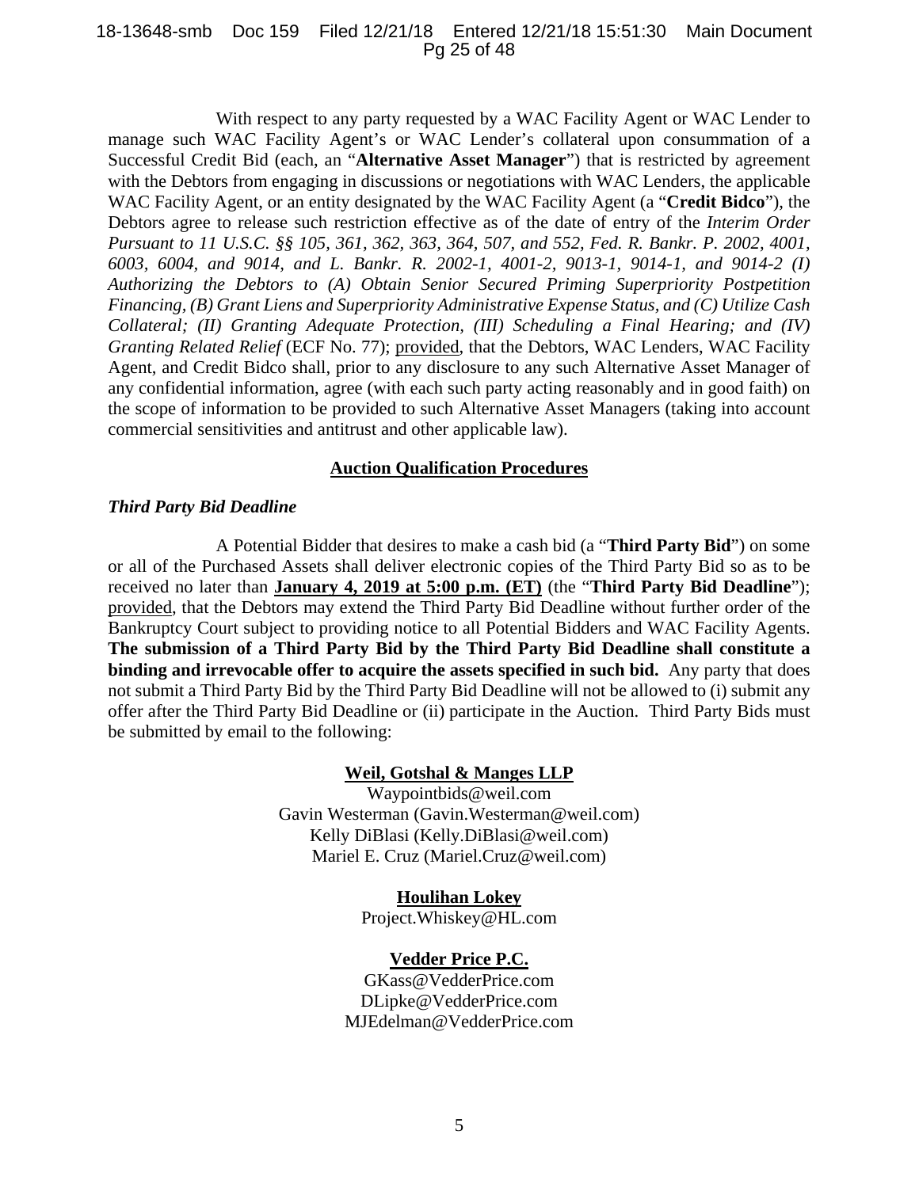With respect to any party requested by a WAC Facility Agent or WAC Lender to manage such WAC Facility Agent's or WAC Lender's collateral upon consummation of a Successful Credit Bid (each, an "**Alternative Asset Manager**") that is restricted by agreement with the Debtors from engaging in discussions or negotiations with WAC Lenders, the applicable WAC Facility Agent, or an entity designated by the WAC Facility Agent (a "**Credit Bidco**"), the Debtors agree to release such restriction effective as of the date of entry of the *Interim Order Pursuant to 11 U.S.C. §§ 105, 361, 362, 363, 364, 507, and 552, Fed. R. Bankr. P. 2002, 4001, 6003, 6004, and 9014, and L. Bankr. R. 2002-1, 4001-2, 9013-1, 9014-1, and 9014-2 (I) Authorizing the Debtors to (A) Obtain Senior Secured Priming Superpriority Postpetition Financing, (B) Grant Liens and Superpriority Administrative Expense Status, and (C) Utilize Cash Collateral; (II) Granting Adequate Protection, (III) Scheduling a Final Hearing; and (IV) Granting Related Relief* (ECF No. 77); provided, that the Debtors, WAC Lenders, WAC Facility Agent, and Credit Bidco shall, prior to any disclosure to any such Alternative Asset Manager of any confidential information, agree (with each such party acting reasonably and in good faith) on the scope of information to be provided to such Alternative Asset Managers (taking into account commercial sensitivities and antitrust and other applicable law).

## Auction Qualification Procedures

### *Third Party Bid Deadline*

A Potential Bidder that desires to make a cash bid (a "**Third Party Bid**") on some or all of the Purchased Assets shall deliver electronic copies of the Third Party Bid so as to be received no later than **January 4, 2019 at 5:00 p.m. (ET)** (the "**Third Party Bid Deadline**"); provided, that the Debtors may extend the Third Party Bid Deadline without further order of the Bankruptcy Court subject to providing notice to all Potential Bidders and WAC Facility Agents. **The submission of a Third Party Bid by the Third Party Bid Deadline shall constitute a binding and irrevocable offer to acquire the assets specified in such bid.** Any party that does not submit a Third Party Bid by the Third Party Bid Deadline will not be allowed to (i) submit any offer after the Third Party Bid Deadline or (ii) participate in the Auction. Third Party Bids must be submitted by email to the following:

**Weil, Gotshal & Manges LLP**
Waypointbids@weil.com
Gavin Westerman (Gavin.Westerman@weil.com)
Kelly DiBlasi (Kelly.DiBlasi@weil.com)
Mariel E. Cruz (Mariel.Cruz@weil.com)

**Houlihan Lokey**
Project.Whiskey@HL.com

**Vedder Price P.C.**
GKass@VedderPrice.com
DLipke@VedderPrice.com
MJEdelman@VedderPrice.com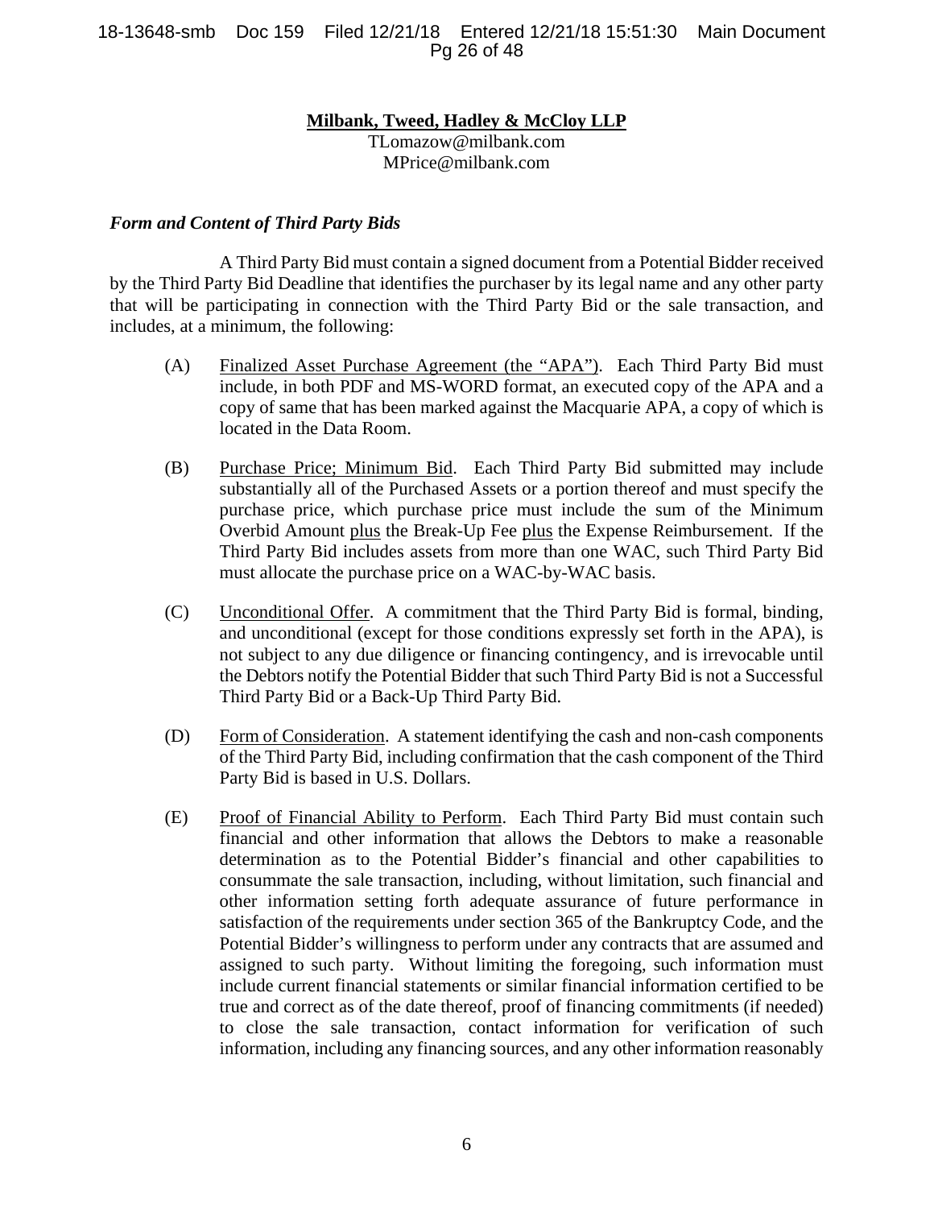**<u>Milbank, Tweed, Hadley & McCloy LLP</u>**
TLomazow@milbank.com
MPrice@milbank.com

***Form and Content of Third Party Bids***

A Third Party Bid must contain a signed document from a Potential Bidder received by the Third Party Bid Deadline that identifies the purchaser by its legal name and any other party that will be participating in connection with the Third Party Bid or the sale transaction, and includes, at a minimum, the following:

(A) <u>Finalized Asset Purchase Agreement (the "APA")</u>. Each Third Party Bid must include, in both PDF and MS-WORD format, an executed copy of the APA and a copy of same that has been marked against the Macquarie APA, a copy of which is located in the Data Room.

(B) <u>Purchase Price; Minimum Bid</u>. Each Third Party Bid submitted may include substantially all of the Purchased Assets or a portion thereof and must specify the purchase price, which purchase price must include the sum of the Minimum Overbid Amount <u>plus</u> the Break-Up Fee <u>plus</u> the Expense Reimbursement. If the Third Party Bid includes assets from more than one WAC, such Third Party Bid must allocate the purchase price on a WAC-by-WAC basis.

(C) <u>Unconditional Offer</u>. A commitment that the Third Party Bid is formal, binding, and unconditional (except for those conditions expressly set forth in the APA), is not subject to any due diligence or financing contingency, and is irrevocable until the Debtors notify the Potential Bidder that such Third Party Bid is not a Successful Third Party Bid or a Back-Up Third Party Bid.

(D) <u>Form of Consideration</u>. A statement identifying the cash and non-cash components of the Third Party Bid, including confirmation that the cash component of the Third Party Bid is based in U.S. Dollars.

(E) <u>Proof of Financial Ability to Perform</u>. Each Third Party Bid must contain such financial and other information that allows the Debtors to make a reasonable determination as to the Potential Bidder's financial and other capabilities to consummate the sale transaction, including, without limitation, such financial and other information setting forth adequate assurance of future performance in satisfaction of the requirements under section 365 of the Bankruptcy Code, and the Potential Bidder's willingness to perform under any contracts that are assumed and assigned to such party. Without limiting the foregoing, such information must include current financial statements or similar financial information certified to be true and correct as of the date thereof, proof of financing commitments (if needed) to close the sale transaction, contact information for verification of such information, including any financing sources, and any other information reasonably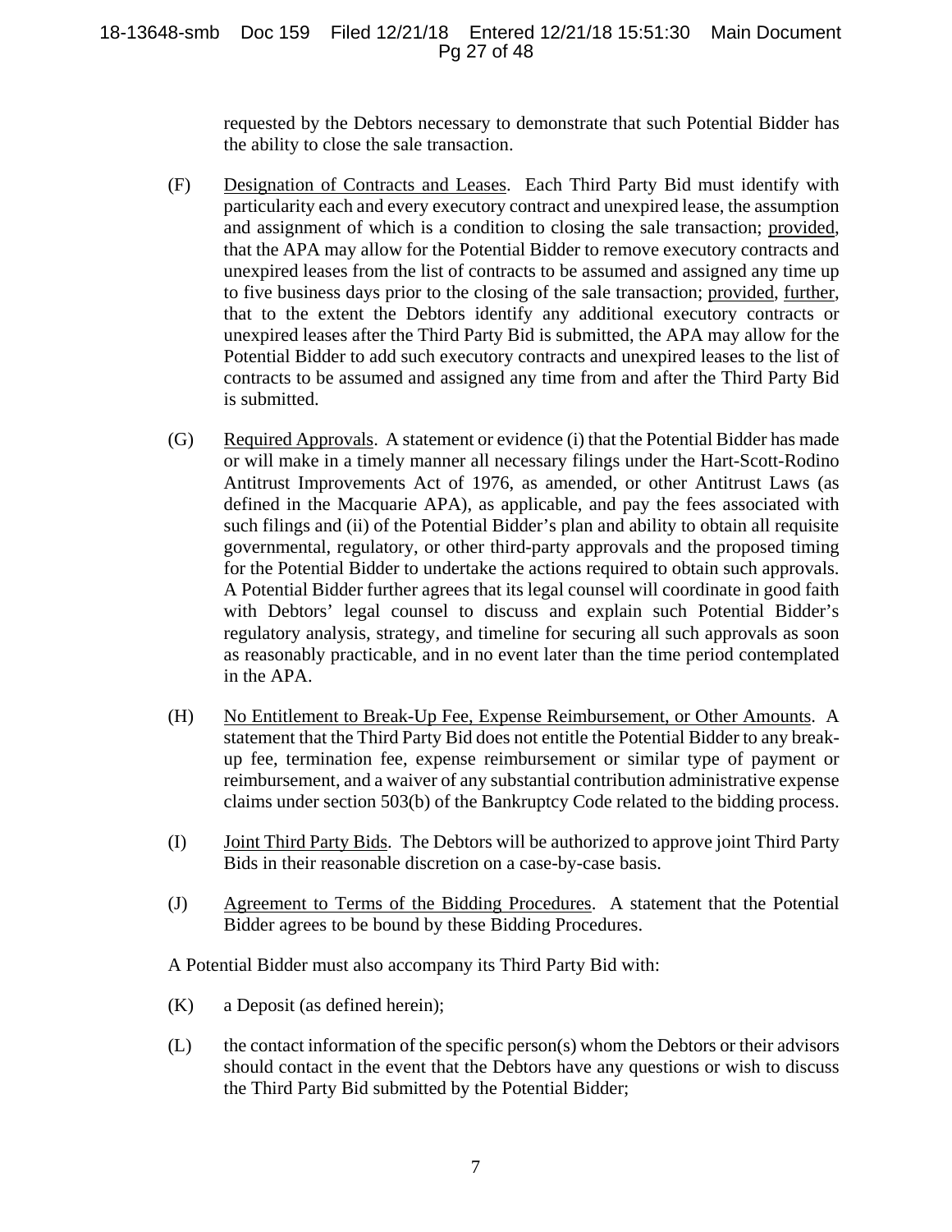requested by the Debtors necessary to demonstrate that such Potential Bidder has the ability to close the sale transaction.

(F) Designation of Contracts and Leases. Each Third Party Bid must identify with particularity each and every executory contract and unexpired lease, the assumption and assignment of which is a condition to closing the sale transaction; provided, that the APA may allow for the Potential Bidder to remove executory contracts and unexpired leases from the list of contracts to be assumed and assigned any time up to five business days prior to the closing of the sale transaction; provided, further, that to the extent the Debtors identify any additional executory contracts or unexpired leases after the Third Party Bid is submitted, the APA may allow for the Potential Bidder to add such executory contracts and unexpired leases to the list of contracts to be assumed and assigned any time from and after the Third Party Bid is submitted.

(G) Required Approvals. A statement or evidence (i) that the Potential Bidder has made or will make in a timely manner all necessary filings under the Hart-Scott-Rodino Antitrust Improvements Act of 1976, as amended, or other Antitrust Laws (as defined in the Macquarie APA), as applicable, and pay the fees associated with such filings and (ii) of the Potential Bidder's plan and ability to obtain all requisite governmental, regulatory, or other third-party approvals and the proposed timing for the Potential Bidder to undertake the actions required to obtain such approvals. A Potential Bidder further agrees that its legal counsel will coordinate in good faith with Debtors' legal counsel to discuss and explain such Potential Bidder's regulatory analysis, strategy, and timeline for securing all such approvals as soon as reasonably practicable, and in no event later than the time period contemplated in the APA.

(H) No Entitlement to Break-Up Fee, Expense Reimbursement, or Other Amounts. A statement that the Third Party Bid does not entitle the Potential Bidder to any break-up fee, termination fee, expense reimbursement or similar type of payment or reimbursement, and a waiver of any substantial contribution administrative expense claims under section 503(b) of the Bankruptcy Code related to the bidding process.

(I) Joint Third Party Bids. The Debtors will be authorized to approve joint Third Party Bids in their reasonable discretion on a case-by-case basis.

(J) Agreement to Terms of the Bidding Procedures. A statement that the Potential Bidder agrees to be bound by these Bidding Procedures.

A Potential Bidder must also accompany its Third Party Bid with:

(K) a Deposit (as defined herein);

(L) the contact information of the specific person(s) whom the Debtors or their advisors should contact in the event that the Debtors have any questions or wish to discuss the Third Party Bid submitted by the Potential Bidder;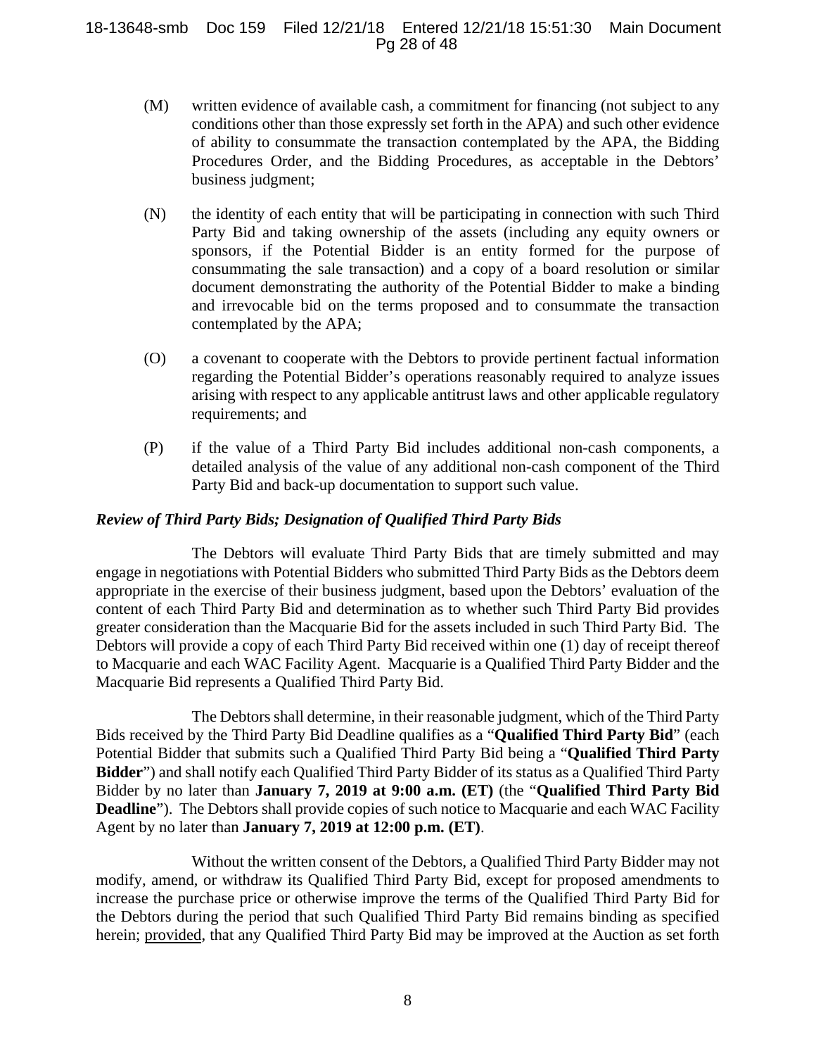(M) written evidence of available cash, a commitment for financing (not subject to any conditions other than those expressly set forth in the APA) and such other evidence of ability to consummate the transaction contemplated by the APA, the Bidding Procedures Order, and the Bidding Procedures, as acceptable in the Debtors' business judgment;

(N) the identity of each entity that will be participating in connection with such Third Party Bid and taking ownership of the assets (including any equity owners or sponsors, if the Potential Bidder is an entity formed for the purpose of consummating the sale transaction) and a copy of a board resolution or similar document demonstrating the authority of the Potential Bidder to make a binding and irrevocable bid on the terms proposed and to consummate the transaction contemplated by the APA;

(O) a covenant to cooperate with the Debtors to provide pertinent factual information regarding the Potential Bidder's operations reasonably required to analyze issues arising with respect to any applicable antitrust laws and other applicable regulatory requirements; and

(P) if the value of a Third Party Bid includes additional non-cash components, a detailed analysis of the value of any additional non-cash component of the Third Party Bid and back-up documentation to support such value.

***Review of Third Party Bids; Designation of Qualified Third Party Bids***

The Debtors will evaluate Third Party Bids that are timely submitted and may engage in negotiations with Potential Bidders who submitted Third Party Bids as the Debtors deem appropriate in the exercise of their business judgment, based upon the Debtors' evaluation of the content of each Third Party Bid and determination as to whether such Third Party Bid provides greater consideration than the Macquarie Bid for the assets included in such Third Party Bid. The Debtors will provide a copy of each Third Party Bid received within one (1) day of receipt thereof to Macquarie and each WAC Facility Agent. Macquarie is a Qualified Third Party Bidder and the Macquarie Bid represents a Qualified Third Party Bid.

The Debtors shall determine, in their reasonable judgment, which of the Third Party Bids received by the Third Party Bid Deadline qualifies as a "**Qualified Third Party Bid**" (each Potential Bidder that submits such a Qualified Third Party Bid being a "**Qualified Third Party Bidder**") and shall notify each Qualified Third Party Bidder of its status as a Qualified Third Party Bidder by no later than **January 7, 2019 at 9:00 a.m. (ET)** (the "**Qualified Third Party Bid Deadline**"). The Debtors shall provide copies of such notice to Macquarie and each WAC Facility Agent by no later than **January 7, 2019 at 12:00 p.m. (ET)**.

Without the written consent of the Debtors, a Qualified Third Party Bidder may not modify, amend, or withdraw its Qualified Third Party Bid, except for proposed amendments to increase the purchase price or otherwise improve the terms of the Qualified Third Party Bid for the Debtors during the period that such Qualified Third Party Bid remains binding as specified herein; <u>provided</u>, that any Qualified Third Party Bid may be improved at the Auction as set forth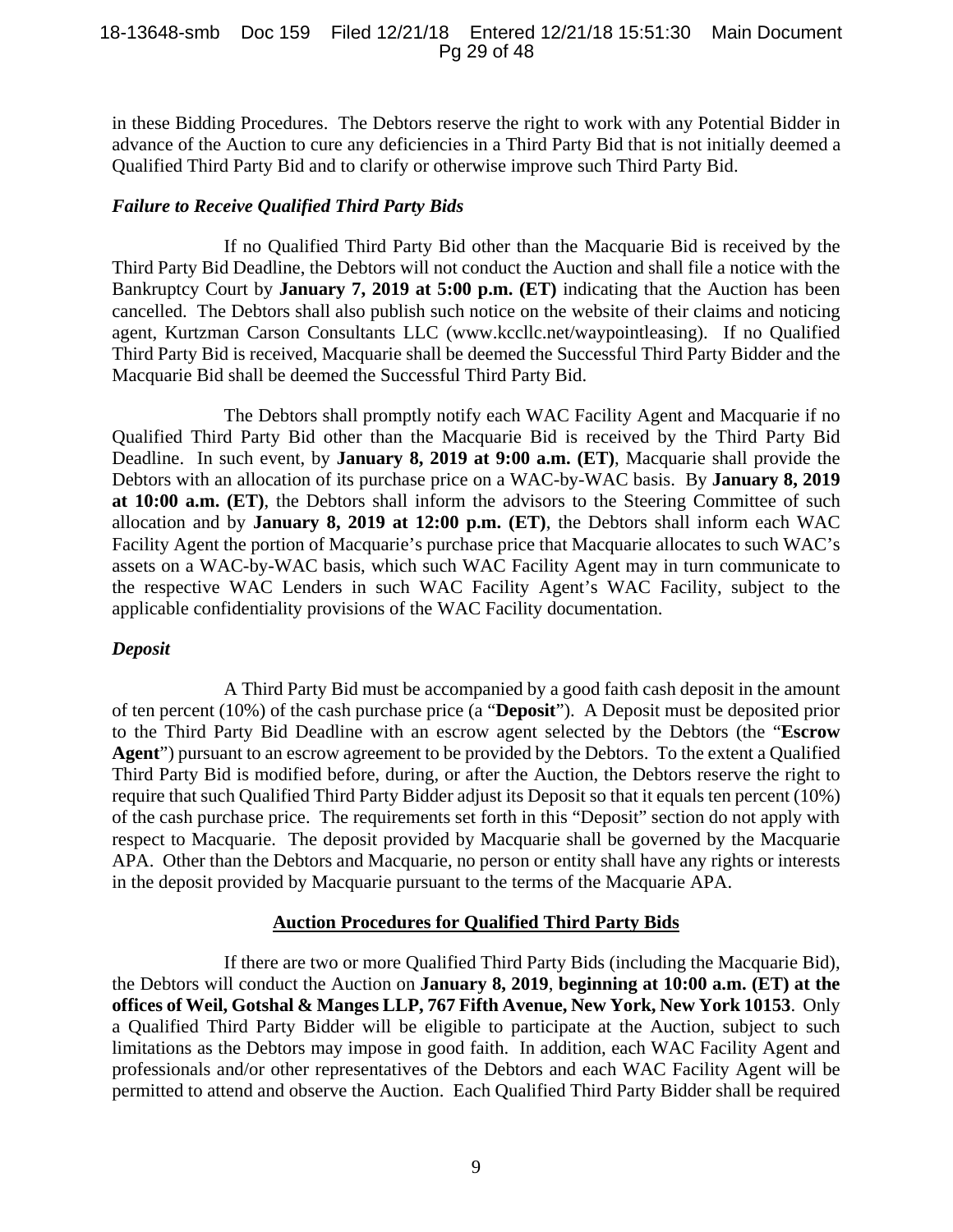in these Bidding Procedures. The Debtors reserve the right to work with any Potential Bidder in advance of the Auction to cure any deficiencies in a Third Party Bid that is not initially deemed a Qualified Third Party Bid and to clarify or otherwise improve such Third Party Bid.

***Failure to Receive Qualified Third Party Bids***

If no Qualified Third Party Bid other than the Macquarie Bid is received by the Third Party Bid Deadline, the Debtors will not conduct the Auction and shall file a notice with the Bankruptcy Court by **January 7, 2019 at 5:00 p.m. (ET)** indicating that the Auction has been cancelled. The Debtors shall also publish such notice on the website of their claims and noticing agent, Kurtzman Carson Consultants LLC (www.kccllc.net/waypointleasing). If no Qualified Third Party Bid is received, Macquarie shall be deemed the Successful Third Party Bidder and the Macquarie Bid shall be deemed the Successful Third Party Bid.

The Debtors shall promptly notify each WAC Facility Agent and Macquarie if no Qualified Third Party Bid other than the Macquarie Bid is received by the Third Party Bid Deadline. In such event, by **January 8, 2019 at 9:00 a.m. (ET)**, Macquarie shall provide the Debtors with an allocation of its purchase price on a WAC-by-WAC basis. By **January 8, 2019 at 10:00 a.m. (ET)**, the Debtors shall inform the advisors to the Steering Committee of such allocation and by **January 8, 2019 at 12:00 p.m. (ET)**, the Debtors shall inform each WAC Facility Agent the portion of Macquarie's purchase price that Macquarie allocates to such WAC's assets on a WAC-by-WAC basis, which such WAC Facility Agent may in turn communicate to the respective WAC Lenders in such WAC Facility Agent's WAC Facility, subject to the applicable confidentiality provisions of the WAC Facility documentation.

***Deposit***

A Third Party Bid must be accompanied by a good faith cash deposit in the amount of ten percent (10%) of the cash purchase price (a "**Deposit**"). A Deposit must be deposited prior to the Third Party Bid Deadline with an escrow agent selected by the Debtors (the "**Escrow Agent**") pursuant to an escrow agreement to be provided by the Debtors. To the extent a Qualified Third Party Bid is modified before, during, or after the Auction, the Debtors reserve the right to require that such Qualified Third Party Bidder adjust its Deposit so that it equals ten percent (10%) of the cash purchase price. The requirements set forth in this "Deposit" section do not apply with respect to Macquarie. The deposit provided by Macquarie shall be governed by the Macquarie APA. Other than the Debtors and Macquarie, no person or entity shall have any rights or interests in the deposit provided by Macquarie pursuant to the terms of the Macquarie APA.

**Auction Procedures for Qualified Third Party Bids**

If there are two or more Qualified Third Party Bids (including the Macquarie Bid), the Debtors will conduct the Auction on **January 8, 2019**, **beginning at 10:00 a.m. (ET) at the offices of Weil, Gotshal & Manges LLP, 767 Fifth Avenue, New York, New York 10153**. Only a Qualified Third Party Bidder will be eligible to participate at the Auction, subject to such limitations as the Debtors may impose in good faith. In addition, each WAC Facility Agent and professionals and/or other representatives of the Debtors and each WAC Facility Agent will be permitted to attend and observe the Auction. Each Qualified Third Party Bidder shall be required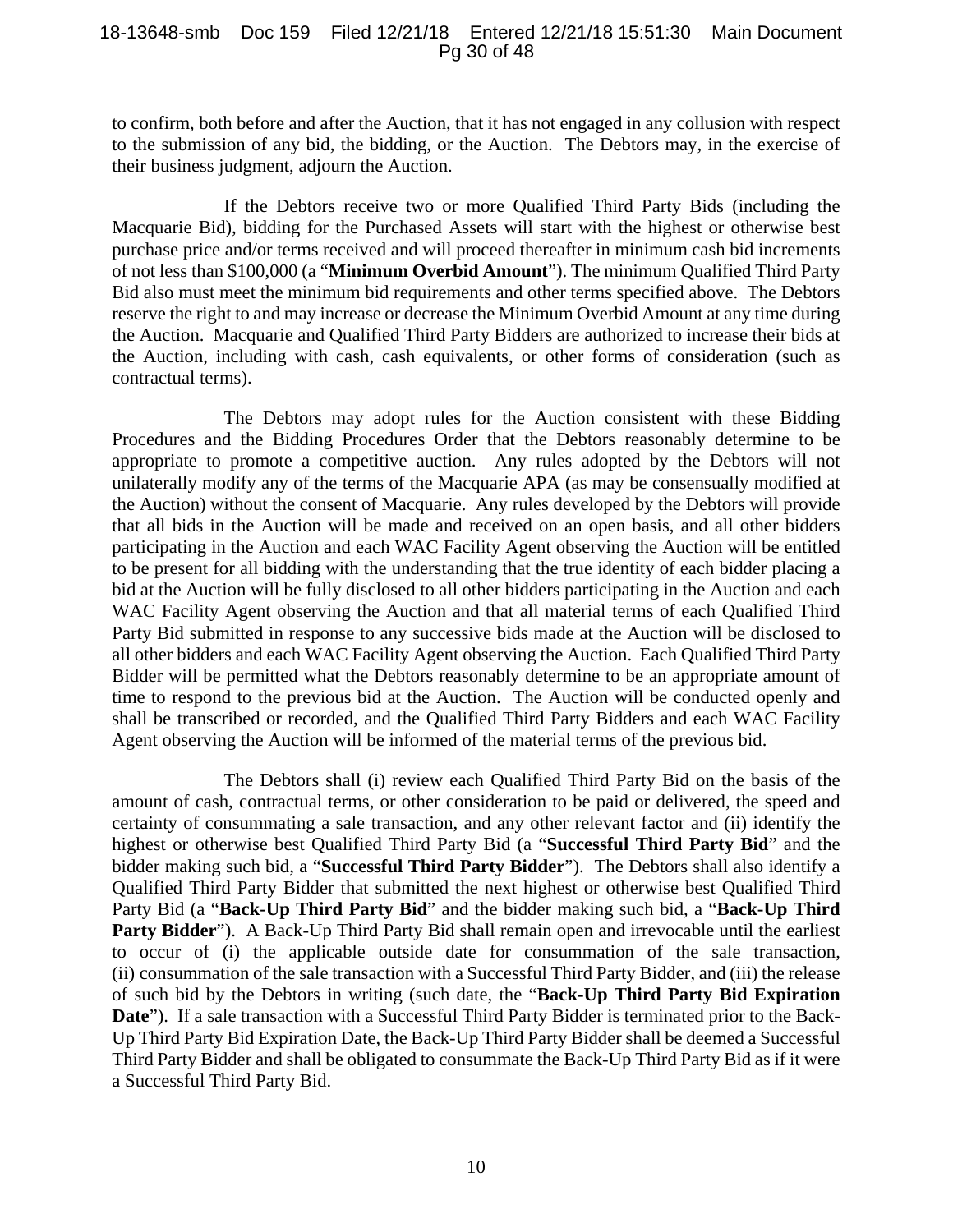to confirm, both before and after the Auction, that it has not engaged in any collusion with respect to the submission of any bid, the bidding, or the Auction. The Debtors may, in the exercise of their business judgment, adjourn the Auction.

If the Debtors receive two or more Qualified Third Party Bids (including the Macquarie Bid), bidding for the Purchased Assets will start with the highest or otherwise best purchase price and/or terms received and will proceed thereafter in minimum cash bid increments of not less than $100,000 (a "**Minimum Overbid Amount**"). The minimum Qualified Third Party Bid also must meet the minimum bid requirements and other terms specified above. The Debtors reserve the right to and may increase or decrease the Minimum Overbid Amount at any time during the Auction. Macquarie and Qualified Third Party Bidders are authorized to increase their bids at the Auction, including with cash, cash equivalents, or other forms of consideration (such as contractual terms).

The Debtors may adopt rules for the Auction consistent with these Bidding Procedures and the Bidding Procedures Order that the Debtors reasonably determine to be appropriate to promote a competitive auction. Any rules adopted by the Debtors will not unilaterally modify any of the terms of the Macquarie APA (as may be consensually modified at the Auction) without the consent of Macquarie. Any rules developed by the Debtors will provide that all bids in the Auction will be made and received on an open basis, and all other bidders participating in the Auction and each WAC Facility Agent observing the Auction will be entitled to be present for all bidding with the understanding that the true identity of each bidder placing a bid at the Auction will be fully disclosed to all other bidders participating in the Auction and each WAC Facility Agent observing the Auction and that all material terms of each Qualified Third Party Bid submitted in response to any successive bids made at the Auction will be disclosed to all other bidders and each WAC Facility Agent observing the Auction. Each Qualified Third Party Bidder will be permitted what the Debtors reasonably determine to be an appropriate amount of time to respond to the previous bid at the Auction. The Auction will be conducted openly and shall be transcribed or recorded, and the Qualified Third Party Bidders and each WAC Facility Agent observing the Auction will be informed of the material terms of the previous bid.

The Debtors shall (i) review each Qualified Third Party Bid on the basis of the amount of cash, contractual terms, or other consideration to be paid or delivered, the speed and certainty of consummating a sale transaction, and any other relevant factor and (ii) identify the highest or otherwise best Qualified Third Party Bid (a "**Successful Third Party Bid**" and the bidder making such bid, a "**Successful Third Party Bidder**"). The Debtors shall also identify a Qualified Third Party Bidder that submitted the next highest or otherwise best Qualified Third Party Bid (a "**Back-Up Third Party Bid**" and the bidder making such bid, a "**Back-Up Third Party Bidder**"). A Back-Up Third Party Bid shall remain open and irrevocable until the earliest to occur of (i) the applicable outside date for consummation of the sale transaction, (ii) consummation of the sale transaction with a Successful Third Party Bidder, and (iii) the release of such bid by the Debtors in writing (such date, the "**Back-Up Third Party Bid Expiration Date**"). If a sale transaction with a Successful Third Party Bidder is terminated prior to the Back-Up Third Party Bid Expiration Date, the Back-Up Third Party Bidder shall be deemed a Successful Third Party Bidder and shall be obligated to consummate the Back-Up Third Party Bid as if it were a Successful Third Party Bid.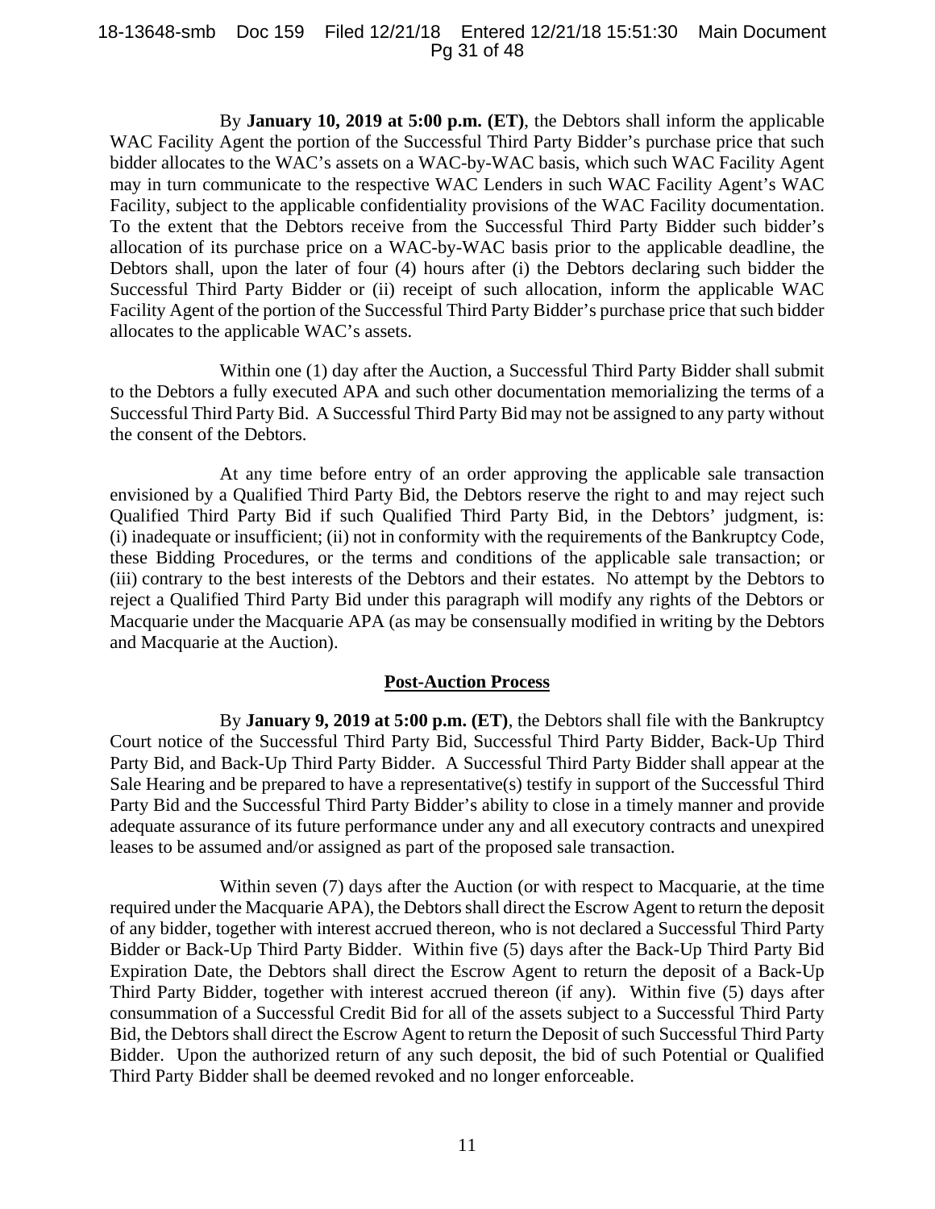By **January 10, 2019 at 5:00 p.m. (ET)**, the Debtors shall inform the applicable WAC Facility Agent the portion of the Successful Third Party Bidder's purchase price that such bidder allocates to the WAC's assets on a WAC-by-WAC basis, which such WAC Facility Agent may in turn communicate to the respective WAC Lenders in such WAC Facility Agent's WAC Facility, subject to the applicable confidentiality provisions of the WAC Facility documentation. To the extent that the Debtors receive from the Successful Third Party Bidder such bidder's allocation of its purchase price on a WAC-by-WAC basis prior to the applicable deadline, the Debtors shall, upon the later of four (4) hours after (i) the Debtors declaring such bidder the Successful Third Party Bidder or (ii) receipt of such allocation, inform the applicable WAC Facility Agent of the portion of the Successful Third Party Bidder's purchase price that such bidder allocates to the applicable WAC's assets.

Within one (1) day after the Auction, a Successful Third Party Bidder shall submit to the Debtors a fully executed APA and such other documentation memorializing the terms of a Successful Third Party Bid. A Successful Third Party Bid may not be assigned to any party without the consent of the Debtors.

At any time before entry of an order approving the applicable sale transaction envisioned by a Qualified Third Party Bid, the Debtors reserve the right to and may reject such Qualified Third Party Bid if such Qualified Third Party Bid, in the Debtors' judgment, is: (i) inadequate or insufficient; (ii) not in conformity with the requirements of the Bankruptcy Code, these Bidding Procedures, or the terms and conditions of the applicable sale transaction; or (iii) contrary to the best interests of the Debtors and their estates. No attempt by the Debtors to reject a Qualified Third Party Bid under this paragraph will modify any rights of the Debtors or Macquarie under the Macquarie APA (as may be consensually modified in writing by the Debtors and Macquarie at the Auction).

## Post-Auction Process

By **January 9, 2019 at 5:00 p.m. (ET)**, the Debtors shall file with the Bankruptcy Court notice of the Successful Third Party Bid, Successful Third Party Bidder, Back-Up Third Party Bid, and Back-Up Third Party Bidder. A Successful Third Party Bidder shall appear at the Sale Hearing and be prepared to have a representative(s) testify in support of the Successful Third Party Bid and the Successful Third Party Bidder's ability to close in a timely manner and provide adequate assurance of its future performance under any and all executory contracts and unexpired leases to be assumed and/or assigned as part of the proposed sale transaction.

Within seven (7) days after the Auction (or with respect to Macquarie, at the time required under the Macquarie APA), the Debtors shall direct the Escrow Agent to return the deposit of any bidder, together with interest accrued thereon, who is not declared a Successful Third Party Bidder or Back-Up Third Party Bidder. Within five (5) days after the Back-Up Third Party Bid Expiration Date, the Debtors shall direct the Escrow Agent to return the deposit of a Back-Up Third Party Bidder, together with interest accrued thereon (if any). Within five (5) days after consummation of a Successful Credit Bid for all of the assets subject to a Successful Third Party Bid, the Debtors shall direct the Escrow Agent to return the Deposit of such Successful Third Party Bidder. Upon the authorized return of any such deposit, the bid of such Potential or Qualified Third Party Bidder shall be deemed revoked and no longer enforceable.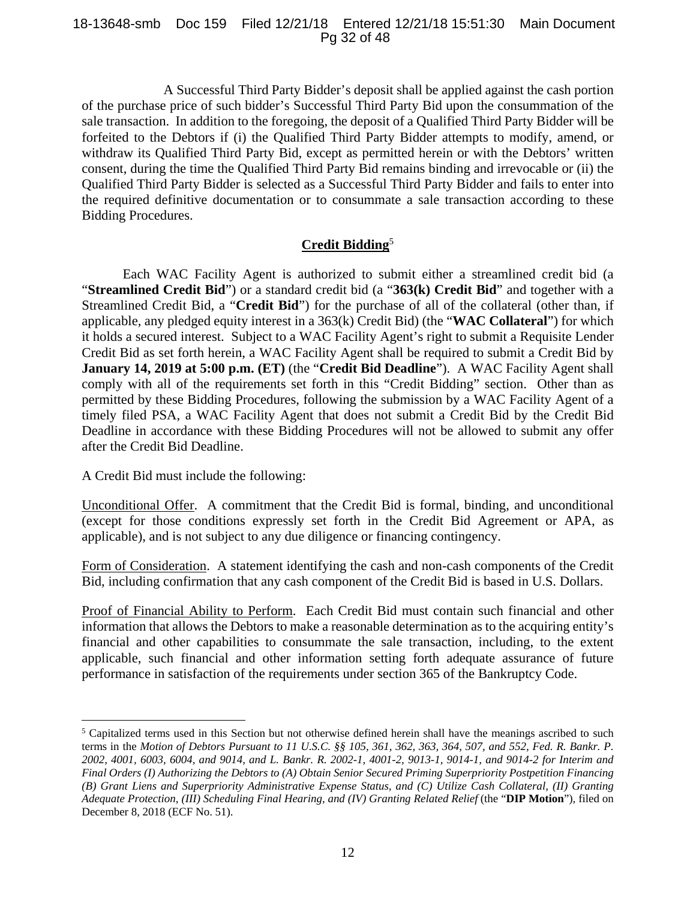A Successful Third Party Bidder's deposit shall be applied against the cash portion of the purchase price of such bidder's Successful Third Party Bid upon the consummation of the sale transaction. In addition to the foregoing, the deposit of a Qualified Third Party Bidder will be forfeited to the Debtors if (i) the Qualified Third Party Bidder attempts to modify, amend, or withdraw its Qualified Third Party Bid, except as permitted herein or with the Debtors' written consent, during the time the Qualified Third Party Bid remains binding and irrevocable or (ii) the Qualified Third Party Bidder is selected as a Successful Third Party Bidder and fails to enter into the required definitive documentation or to consummate a sale transaction according to these Bidding Procedures.

## <u>Credit Bidding</u>[5]

Each WAC Facility Agent is authorized to submit either a streamlined credit bid (a "**Streamlined Credit Bid**") or a standard credit bid (a "**363(k) Credit Bid**" and together with a Streamlined Credit Bid, a "**Credit Bid**") for the purchase of all of the collateral (other than, if applicable, any pledged equity interest in a 363(k) Credit Bid) (the "**WAC Collateral**") for which it holds a secured interest. Subject to a WAC Facility Agent's right to submit a Requisite Lender Credit Bid as set forth herein, a WAC Facility Agent shall be required to submit a Credit Bid by **January 14, 2019 at 5:00 p.m. (ET)** (the "**Credit Bid Deadline**"). A WAC Facility Agent shall comply with all of the requirements set forth in this "Credit Bidding" section. Other than as permitted by these Bidding Procedures, following the submission by a WAC Facility Agent of a timely filed PSA, a WAC Facility Agent that does not submit a Credit Bid by the Credit Bid Deadline in accordance with these Bidding Procedures will not be allowed to submit any offer after the Credit Bid Deadline.

A Credit Bid must include the following:

<u>Unconditional Offer</u>. A commitment that the Credit Bid is formal, binding, and unconditional (except for those conditions expressly set forth in the Credit Bid Agreement or APA, as applicable), and is not subject to any due diligence or financing contingency.

<u>Form of Consideration</u>. A statement identifying the cash and non-cash components of the Credit Bid, including confirmation that any cash component of the Credit Bid is based in U.S. Dollars.

<u>Proof of Financial Ability to Perform</u>. Each Credit Bid must contain such financial and other information that allows the Debtors to make a reasonable determination as to the acquiring entity's financial and other capabilities to consummate the sale transaction, including, to the extent applicable, such financial and other information setting forth adequate assurance of future performance in satisfaction of the requirements under section 365 of the Bankruptcy Code.

---

[5] Capitalized terms used in this Section but not otherwise defined herein shall have the meanings ascribed to such terms in the *Motion of Debtors Pursuant to 11 U.S.C. §§ 105, 361, 362, 363, 364, 507, and 552, Fed. R. Bankr. P. 2002, 4001, 6003, 6004, and 9014, and L. Bankr. R. 2002-1, 4001-2, 9013-1, 9014-1, and 9014-2 for Interim and Final Orders (I) Authorizing the Debtors to (A) Obtain Senior Secured Priming Superpriority Postpetition Financing (B) Grant Liens and Superpriority Administrative Expense Status, and (C) Utilize Cash Collateral, (II) Granting Adequate Protection, (III) Scheduling Final Hearing, and (IV) Granting Related Relief* (the "**DIP Motion**"), filed on December 8, 2018 (ECF No. 51).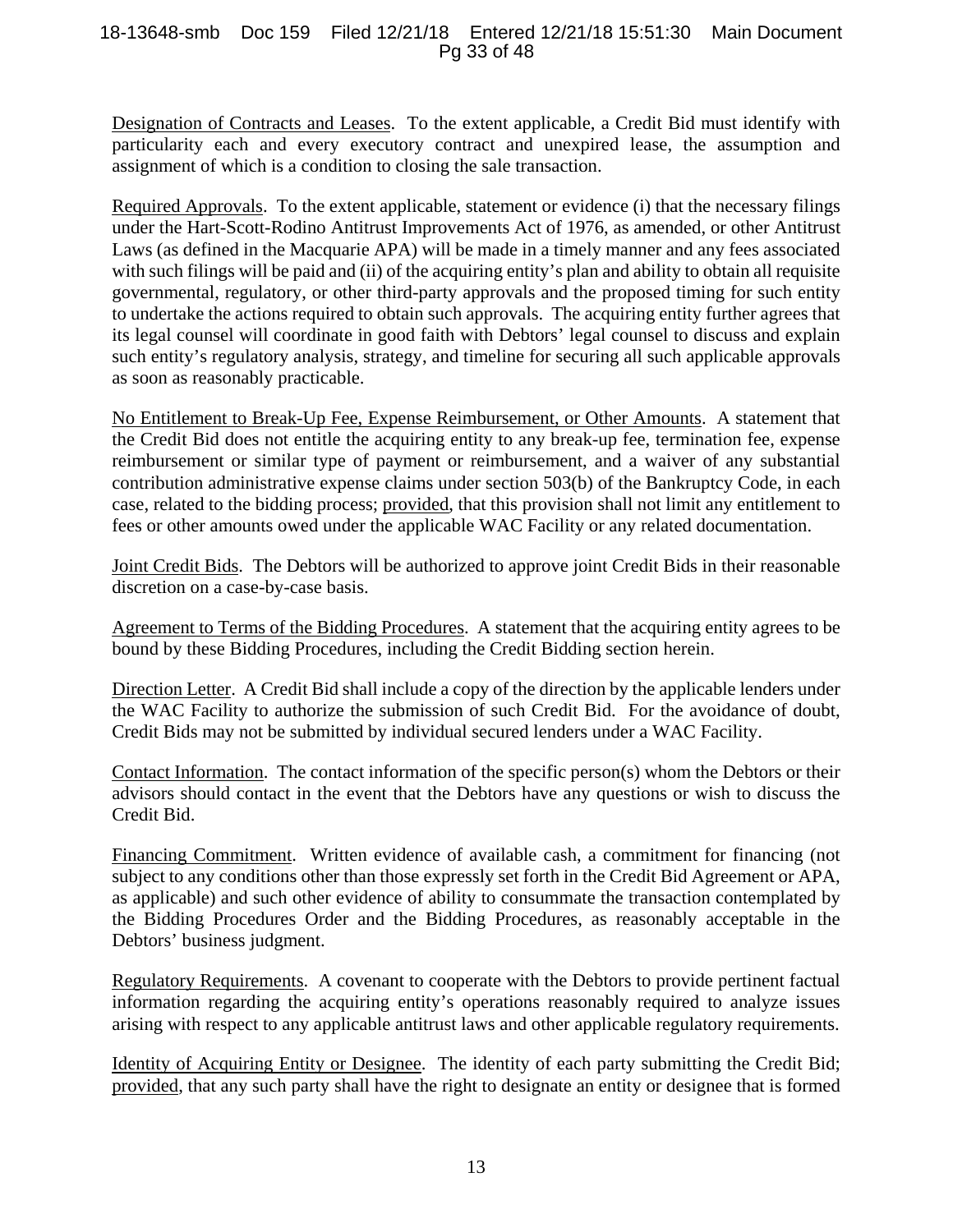<u>Designation of Contracts and Leases</u>. To the extent applicable, a Credit Bid must identify with particularity each and every executory contract and unexpired lease, the assumption and assignment of which is a condition to closing the sale transaction.

<u>Required Approvals</u>. To the extent applicable, statement or evidence (i) that the necessary filings under the Hart-Scott-Rodino Antitrust Improvements Act of 1976, as amended, or other Antitrust Laws (as defined in the Macquarie APA) will be made in a timely manner and any fees associated with such filings will be paid and (ii) of the acquiring entity's plan and ability to obtain all requisite governmental, regulatory, or other third-party approvals and the proposed timing for such entity to undertake the actions required to obtain such approvals. The acquiring entity further agrees that its legal counsel will coordinate in good faith with Debtors' legal counsel to discuss and explain such entity's regulatory analysis, strategy, and timeline for securing all such applicable approvals as soon as reasonably practicable.

<u>No Entitlement to Break-Up Fee, Expense Reimbursement, or Other Amounts</u>. A statement that the Credit Bid does not entitle the acquiring entity to any break-up fee, termination fee, expense reimbursement or similar type of payment or reimbursement, and a waiver of any substantial contribution administrative expense claims under section 503(b) of the Bankruptcy Code, in each case, related to the bidding process; <u>provided</u>, that this provision shall not limit any entitlement to fees or other amounts owed under the applicable WAC Facility or any related documentation.

<u>Joint Credit Bids</u>. The Debtors will be authorized to approve joint Credit Bids in their reasonable discretion on a case-by-case basis.

<u>Agreement to Terms of the Bidding Procedures</u>. A statement that the acquiring entity agrees to be bound by these Bidding Procedures, including the Credit Bidding section herein.

<u>Direction Letter</u>. A Credit Bid shall include a copy of the direction by the applicable lenders under the WAC Facility to authorize the submission of such Credit Bid. For the avoidance of doubt, Credit Bids may not be submitted by individual secured lenders under a WAC Facility.

<u>Contact Information</u>. The contact information of the specific person(s) whom the Debtors or their advisors should contact in the event that the Debtors have any questions or wish to discuss the Credit Bid.

<u>Financing Commitment</u>. Written evidence of available cash, a commitment for financing (not subject to any conditions other than those expressly set forth in the Credit Bid Agreement or APA, as applicable) and such other evidence of ability to consummate the transaction contemplated by the Bidding Procedures Order and the Bidding Procedures, as reasonably acceptable in the Debtors' business judgment.

<u>Regulatory Requirements</u>. A covenant to cooperate with the Debtors to provide pertinent factual information regarding the acquiring entity's operations reasonably required to analyze issues arising with respect to any applicable antitrust laws and other applicable regulatory requirements.

<u>Identity of Acquiring Entity or Designee</u>. The identity of each party submitting the Credit Bid; <u>provided</u>, that any such party shall have the right to designate an entity or designee that is formed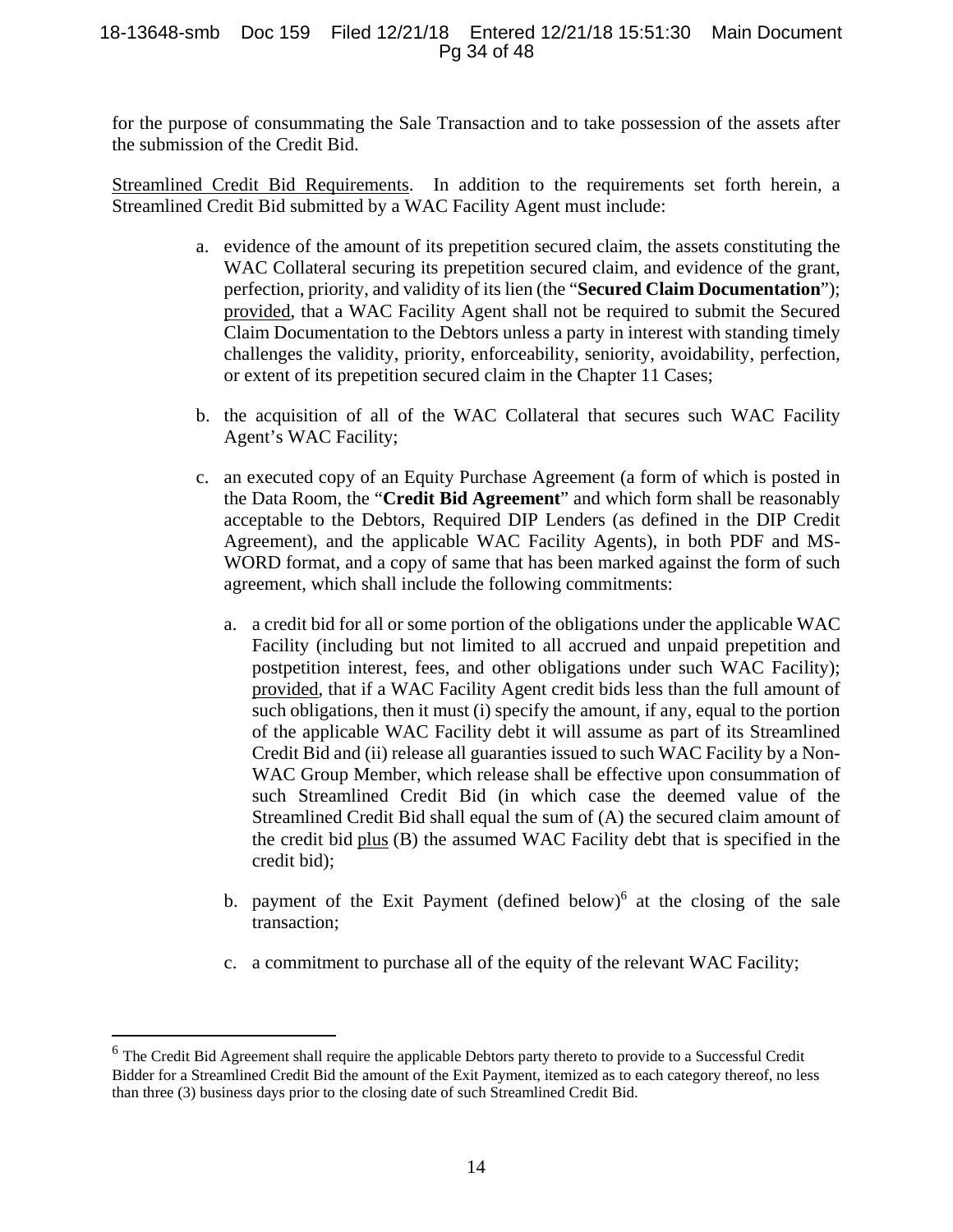for the purpose of consummating the Sale Transaction and to take possession of the assets after the submission of the Credit Bid.

Streamlined Credit Bid Requirements. In addition to the requirements set forth herein, a Streamlined Credit Bid submitted by a WAC Facility Agent must include:

a. evidence of the amount of its prepetition secured claim, the assets constituting the WAC Collateral securing its prepetition secured claim, and evidence of the grant, perfection, priority, and validity of its lien (the "**Secured Claim Documentation**"); provided, that a WAC Facility Agent shall not be required to submit the Secured Claim Documentation to the Debtors unless a party in interest with standing timely challenges the validity, priority, enforceability, seniority, avoidability, perfection, or extent of its prepetition secured claim in the Chapter 11 Cases;

b. the acquisition of all of the WAC Collateral that secures such WAC Facility Agent's WAC Facility;

c. an executed copy of an Equity Purchase Agreement (a form of which is posted in the Data Room, the "**Credit Bid Agreement**" and which form shall be reasonably acceptable to the Debtors, Required DIP Lenders (as defined in the DIP Credit Agreement), and the applicable WAC Facility Agents), in both PDF and MS-WORD format, and a copy of same that has been marked against the form of such agreement, which shall include the following commitments:

   a. a credit bid for all or some portion of the obligations under the applicable WAC Facility (including but not limited to all accrued and unpaid prepetition and postpetition interest, fees, and other obligations under such WAC Facility); provided, that if a WAC Facility Agent credit bids less than the full amount of such obligations, then it must (i) specify the amount, if any, equal to the portion of the applicable WAC Facility debt it will assume as part of its Streamlined Credit Bid and (ii) release all guaranties issued to such WAC Facility by a Non-WAC Group Member, which release shall be effective upon consummation of such Streamlined Credit Bid (in which case the deemed value of the Streamlined Credit Bid shall equal the sum of (A) the secured claim amount of the credit bid plus (B) the assumed WAC Facility debt that is specified in the credit bid);

   b. payment of the Exit Payment (defined below)[6] at the closing of the sale transaction;

   c. a commitment to purchase all of the equity of the relevant WAC Facility;

[6] The Credit Bid Agreement shall require the applicable Debtors party thereto to provide to a Successful Credit Bidder for a Streamlined Credit Bid the amount of the Exit Payment, itemized as to each category thereof, no less than three (3) business days prior to the closing date of such Streamlined Credit Bid.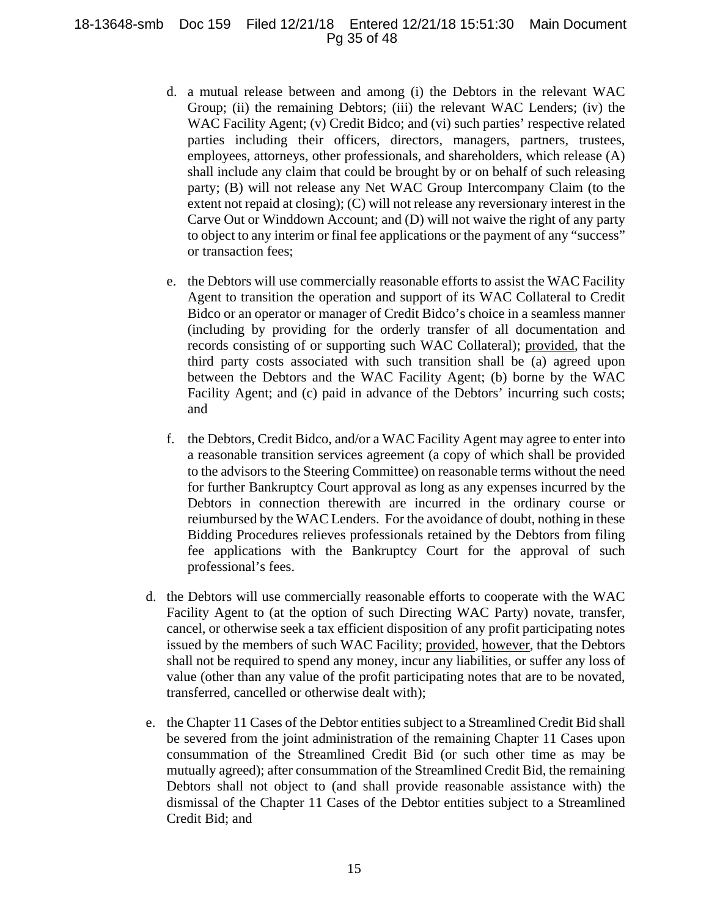d. a mutual release between and among (i) the Debtors in the relevant WAC Group; (ii) the remaining Debtors; (iii) the relevant WAC Lenders; (iv) the WAC Facility Agent; (v) Credit Bidco; and (vi) such parties' respective related parties including their officers, directors, managers, partners, trustees, employees, attorneys, other professionals, and shareholders, which release (A) shall include any claim that could be brought by or on behalf of such releasing party; (B) will not release any Net WAC Group Intercompany Claim (to the extent not repaid at closing); (C) will not release any reversionary interest in the Carve Out or Winddown Account; and (D) will not waive the right of any party to object to any interim or final fee applications or the payment of any "success" or transaction fees;

e. the Debtors will use commercially reasonable efforts to assist the WAC Facility Agent to transition the operation and support of its WAC Collateral to Credit Bidco or an operator or manager of Credit Bidco's choice in a seamless manner (including by providing for the orderly transfer of all documentation and records consisting of or supporting such WAC Collateral); provided, that the third party costs associated with such transition shall be (a) agreed upon between the Debtors and the WAC Facility Agent; (b) borne by the WAC Facility Agent; and (c) paid in advance of the Debtors' incurring such costs; and

f. the Debtors, Credit Bidco, and/or a WAC Facility Agent may agree to enter into a reasonable transition services agreement (a copy of which shall be provided to the advisors to the Steering Committee) on reasonable terms without the need for further Bankruptcy Court approval as long as any expenses incurred by the Debtors in connection therewith are incurred in the ordinary course or reiumbursed by the WAC Lenders. For the avoidance of doubt, nothing in these Bidding Procedures relieves professionals retained by the Debtors from filing fee applications with the Bankruptcy Court for the approval of such professional's fees.

d. the Debtors will use commercially reasonable efforts to cooperate with the WAC Facility Agent to (at the option of such Directing WAC Party) novate, transfer, cancel, or otherwise seek a tax efficient disposition of any profit participating notes issued by the members of such WAC Facility; provided, however, that the Debtors shall not be required to spend any money, incur any liabilities, or suffer any loss of value (other than any value of the profit participating notes that are to be novated, transferred, cancelled or otherwise dealt with);

e. the Chapter 11 Cases of the Debtor entities subject to a Streamlined Credit Bid shall be severed from the joint administration of the remaining Chapter 11 Cases upon consummation of the Streamlined Credit Bid (or such other time as may be mutually agreed); after consummation of the Streamlined Credit Bid, the remaining Debtors shall not object to (and shall provide reasonable assistance with) the dismissal of the Chapter 11 Cases of the Debtor entities subject to a Streamlined Credit Bid; and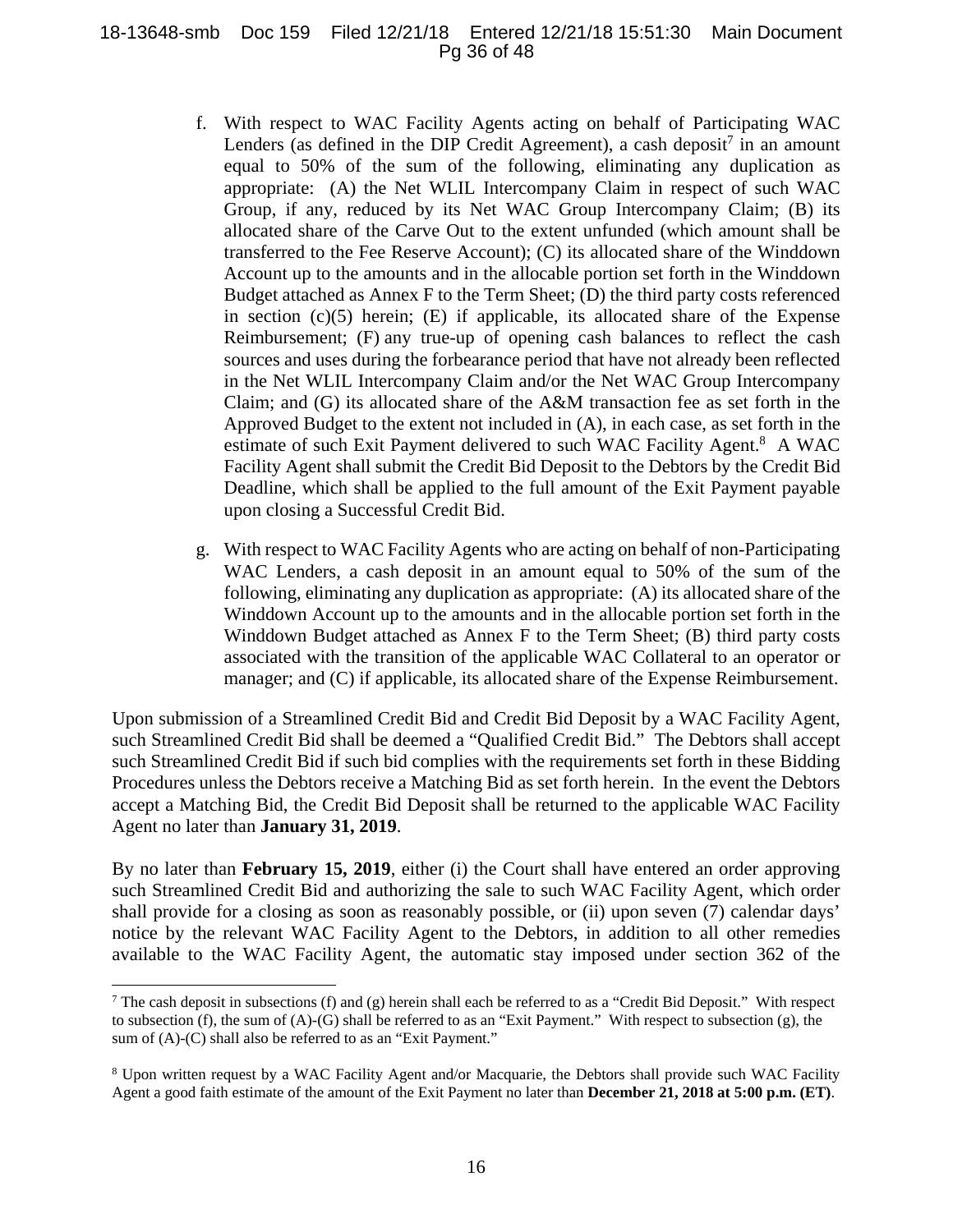f. With respect to WAC Facility Agents acting on behalf of Participating WAC Lenders (as defined in the DIP Credit Agreement), a cash deposit[7] in an amount equal to 50% of the sum of the following, eliminating any duplication as appropriate: (A) the Net WLIL Intercompany Claim in respect of such WAC Group, if any, reduced by its Net WAC Group Intercompany Claim; (B) its allocated share of the Carve Out to the extent unfunded (which amount shall be transferred to the Fee Reserve Account); (C) its allocated share of the Winddown Account up to the amounts and in the allocable portion set forth in the Winddown Budget attached as Annex F to the Term Sheet; (D) the third party costs referenced in section (c)(5) herein; (E) if applicable, its allocated share of the Expense Reimbursement; (F) any true-up of opening cash balances to reflect the cash sources and uses during the forbearance period that have not already been reflected in the Net WLIL Intercompany Claim and/or the Net WAC Group Intercompany Claim; and (G) its allocated share of the A&M transaction fee as set forth in the Approved Budget to the extent not included in (A), in each case, as set forth in the estimate of such Exit Payment delivered to such WAC Facility Agent.[8] A WAC Facility Agent shall submit the Credit Bid Deposit to the Debtors by the Credit Bid Deadline, which shall be applied to the full amount of the Exit Payment payable upon closing a Successful Credit Bid.

g. With respect to WAC Facility Agents who are acting on behalf of non-Participating WAC Lenders, a cash deposit in an amount equal to 50% of the sum of the following, eliminating any duplication as appropriate: (A) its allocated share of the Winddown Account up to the amounts and in the allocable portion set forth in the Winddown Budget attached as Annex F to the Term Sheet; (B) third party costs associated with the transition of the applicable WAC Collateral to an operator or manager; and (C) if applicable, its allocated share of the Expense Reimbursement.

Upon submission of a Streamlined Credit Bid and Credit Bid Deposit by a WAC Facility Agent, such Streamlined Credit Bid shall be deemed a "Qualified Credit Bid." The Debtors shall accept such Streamlined Credit Bid if such bid complies with the requirements set forth in these Bidding Procedures unless the Debtors receive a Matching Bid as set forth herein. In the event the Debtors accept a Matching Bid, the Credit Bid Deposit shall be returned to the applicable WAC Facility Agent no later than **January 31, 2019**.

By no later than **February 15, 2019**, either (i) the Court shall have entered an order approving such Streamlined Credit Bid and authorizing the sale to such WAC Facility Agent, which order shall provide for a closing as soon as reasonably possible, or (ii) upon seven (7) calendar days' notice by the relevant WAC Facility Agent to the Debtors, in addition to all other remedies available to the WAC Facility Agent, the automatic stay imposed under section 362 of the

---

[7] The cash deposit in subsections (f) and (g) herein shall each be referred to as a "Credit Bid Deposit." With respect to subsection (f), the sum of (A)-(G) shall be referred to as an "Exit Payment." With respect to subsection (g), the sum of (A)-(C) shall also be referred to as an "Exit Payment."

[8] Upon written request by a WAC Facility Agent and/or Macquarie, the Debtors shall provide such WAC Facility Agent a good faith estimate of the amount of the Exit Payment no later than **December 21, 2018 at 5:00 p.m. (ET)**.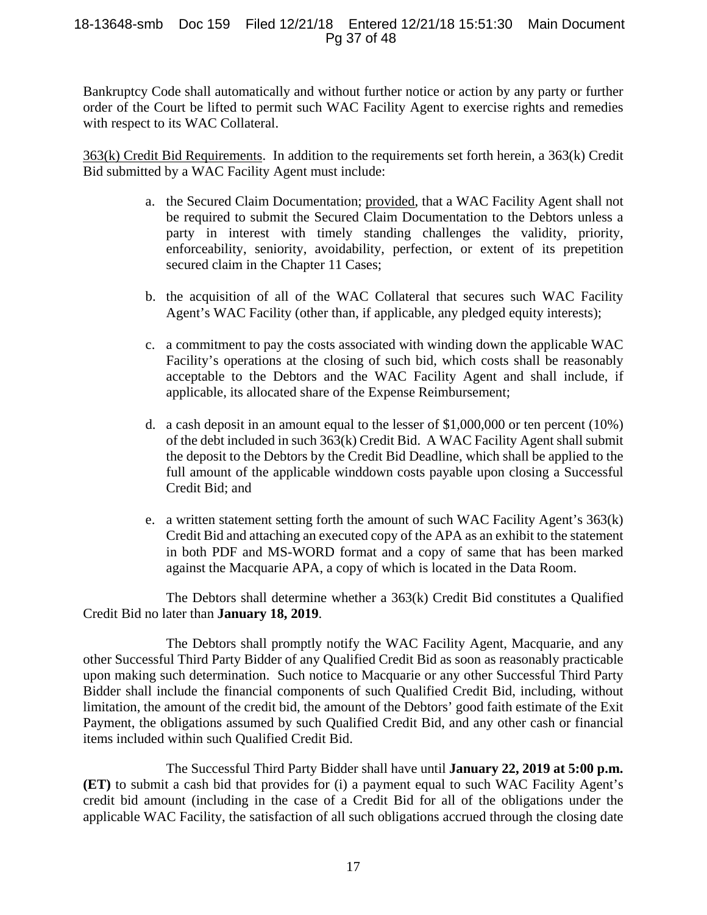Bankruptcy Code shall automatically and without further notice or action by any party or further order of the Court be lifted to permit such WAC Facility Agent to exercise rights and remedies with respect to its WAC Collateral.

<u>363(k) Credit Bid Requirements</u>. In addition to the requirements set forth herein, a 363(k) Credit Bid submitted by a WAC Facility Agent must include:

a. the Secured Claim Documentation; <u>provided</u>, that a WAC Facility Agent shall not be required to submit the Secured Claim Documentation to the Debtors unless a party in interest with timely standing challenges the validity, priority, enforceability, seniority, avoidability, perfection, or extent of its prepetition secured claim in the Chapter 11 Cases;

b. the acquisition of all of the WAC Collateral that secures such WAC Facility Agent's WAC Facility (other than, if applicable, any pledged equity interests);

c. a commitment to pay the costs associated with winding down the applicable WAC Facility's operations at the closing of such bid, which costs shall be reasonably acceptable to the Debtors and the WAC Facility Agent and shall include, if applicable, its allocated share of the Expense Reimbursement;

d. a cash deposit in an amount equal to the lesser of $1,000,000 or ten percent (10%) of the debt included in such 363(k) Credit Bid. A WAC Facility Agent shall submit the deposit to the Debtors by the Credit Bid Deadline, which shall be applied to the full amount of the applicable winddown costs payable upon closing a Successful Credit Bid; and

e. a written statement setting forth the amount of such WAC Facility Agent's 363(k) Credit Bid and attaching an executed copy of the APA as an exhibit to the statement in both PDF and MS-WORD format and a copy of same that has been marked against the Macquarie APA, a copy of which is located in the Data Room.

The Debtors shall determine whether a 363(k) Credit Bid constitutes a Qualified Credit Bid no later than **January 18, 2019**.

The Debtors shall promptly notify the WAC Facility Agent, Macquarie, and any other Successful Third Party Bidder of any Qualified Credit Bid as soon as reasonably practicable upon making such determination. Such notice to Macquarie or any other Successful Third Party Bidder shall include the financial components of such Qualified Credit Bid, including, without limitation, the amount of the credit bid, the amount of the Debtors' good faith estimate of the Exit Payment, the obligations assumed by such Qualified Credit Bid, and any other cash or financial items included within such Qualified Credit Bid.

The Successful Third Party Bidder shall have until **January 22, 2019 at 5:00 p.m. (ET)** to submit a cash bid that provides for (i) a payment equal to such WAC Facility Agent's credit bid amount (including in the case of a Credit Bid for all of the obligations under the applicable WAC Facility, the satisfaction of all such obligations accrued through the closing date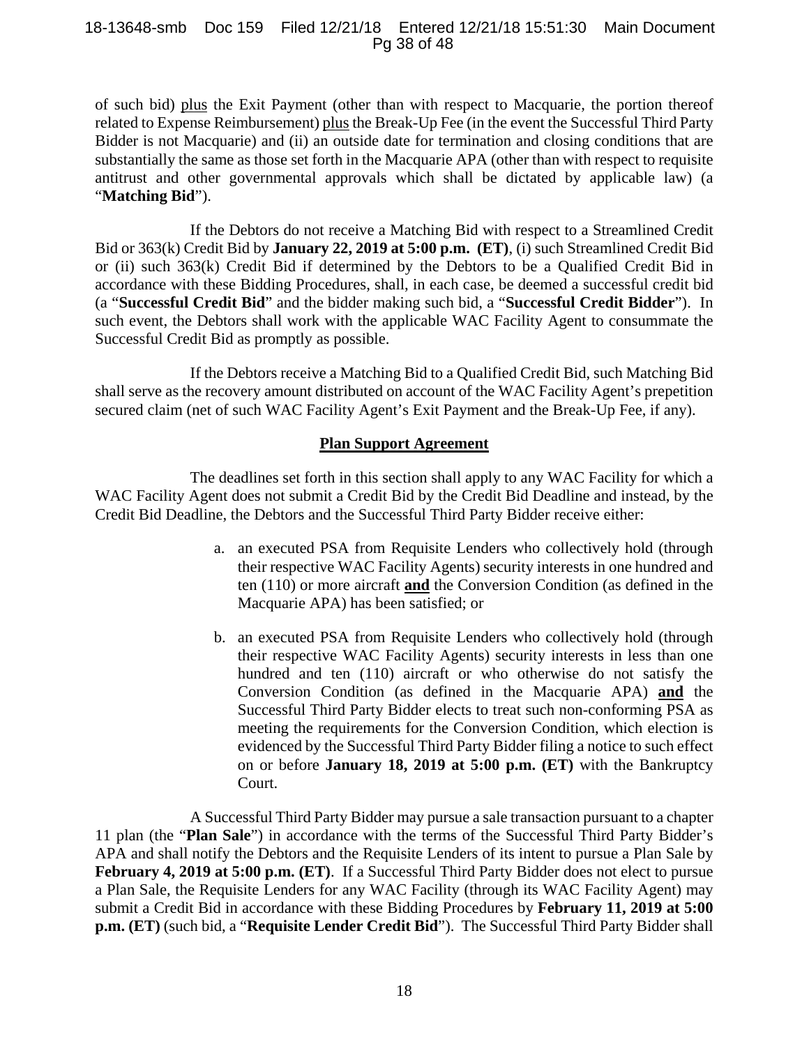of such bid) plus the Exit Payment (other than with respect to Macquarie, the portion thereof related to Expense Reimbursement) plus the Break-Up Fee (in the event the Successful Third Party Bidder is not Macquarie) and (ii) an outside date for termination and closing conditions that are substantially the same as those set forth in the Macquarie APA (other than with respect to requisite antitrust and other governmental approvals which shall be dictated by applicable law) (a "**Matching Bid**").

If the Debtors do not receive a Matching Bid with respect to a Streamlined Credit Bid or 363(k) Credit Bid by **January 22, 2019 at 5:00 p.m. (ET)**, (i) such Streamlined Credit Bid or (ii) such 363(k) Credit Bid if determined by the Debtors to be a Qualified Credit Bid in accordance with these Bidding Procedures, shall, in each case, be deemed a successful credit bid (a "**Successful Credit Bid**" and the bidder making such bid, a "**Successful Credit Bidder**"). In such event, the Debtors shall work with the applicable WAC Facility Agent to consummate the Successful Credit Bid as promptly as possible.

If the Debtors receive a Matching Bid to a Qualified Credit Bid, such Matching Bid shall serve as the recovery amount distributed on account of the WAC Facility Agent's prepetition secured claim (net of such WAC Facility Agent's Exit Payment and the Break-Up Fee, if any).

**Plan Support Agreement**

The deadlines set forth in this section shall apply to any WAC Facility for which a WAC Facility Agent does not submit a Credit Bid by the Credit Bid Deadline and instead, by the Credit Bid Deadline, the Debtors and the Successful Third Party Bidder receive either:

a. an executed PSA from Requisite Lenders who collectively hold (through their respective WAC Facility Agents) security interests in one hundred and ten (110) or more aircraft **and** the Conversion Condition (as defined in the Macquarie APA) has been satisfied; or

b. an executed PSA from Requisite Lenders who collectively hold (through their respective WAC Facility Agents) security interests in less than one hundred and ten (110) aircraft or who otherwise do not satisfy the Conversion Condition (as defined in the Macquarie APA) **and** the Successful Third Party Bidder elects to treat such non-conforming PSA as meeting the requirements for the Conversion Condition, which election is evidenced by the Successful Third Party Bidder filing a notice to such effect on or before **January 18, 2019 at 5:00 p.m. (ET)** with the Bankruptcy Court.

A Successful Third Party Bidder may pursue a sale transaction pursuant to a chapter 11 plan (the "**Plan Sale**") in accordance with the terms of the Successful Third Party Bidder's APA and shall notify the Debtors and the Requisite Lenders of its intent to pursue a Plan Sale by **February 4, 2019 at 5:00 p.m. (ET)**. If a Successful Third Party Bidder does not elect to pursue a Plan Sale, the Requisite Lenders for any WAC Facility (through its WAC Facility Agent) may submit a Credit Bid in accordance with these Bidding Procedures by **February 11, 2019 at 5:00 p.m. (ET)** (such bid, a "**Requisite Lender Credit Bid**"). The Successful Third Party Bidder shall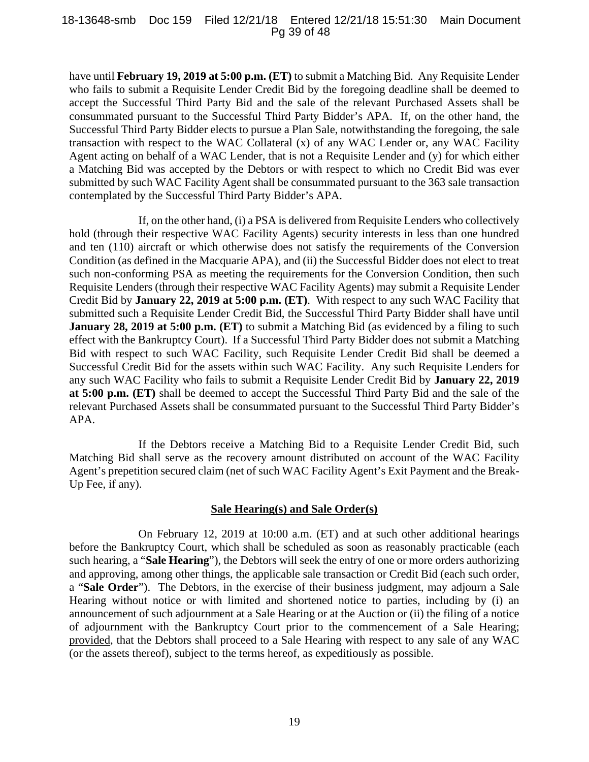have until **February 19, 2019 at 5:00 p.m. (ET)** to submit a Matching Bid. Any Requisite Lender who fails to submit a Requisite Lender Credit Bid by the foregoing deadline shall be deemed to accept the Successful Third Party Bid and the sale of the relevant Purchased Assets shall be consummated pursuant to the Successful Third Party Bidder's APA. If, on the other hand, the Successful Third Party Bidder elects to pursue a Plan Sale, notwithstanding the foregoing, the sale transaction with respect to the WAC Collateral (x) of any WAC Lender or, any WAC Facility Agent acting on behalf of a WAC Lender, that is not a Requisite Lender and (y) for which either a Matching Bid was accepted by the Debtors or with respect to which no Credit Bid was ever submitted by such WAC Facility Agent shall be consummated pursuant to the 363 sale transaction contemplated by the Successful Third Party Bidder's APA.

If, on the other hand, (i) a PSA is delivered from Requisite Lenders who collectively hold (through their respective WAC Facility Agents) security interests in less than one hundred and ten (110) aircraft or which otherwise does not satisfy the requirements of the Conversion Condition (as defined in the Macquarie APA), and (ii) the Successful Bidder does not elect to treat such non-conforming PSA as meeting the requirements for the Conversion Condition, then such Requisite Lenders (through their respective WAC Facility Agents) may submit a Requisite Lender Credit Bid by **January 22, 2019 at 5:00 p.m. (ET)**. With respect to any such WAC Facility that submitted such a Requisite Lender Credit Bid, the Successful Third Party Bidder shall have until **January 28, 2019 at 5:00 p.m. (ET)** to submit a Matching Bid (as evidenced by a filing to such effect with the Bankruptcy Court). If a Successful Third Party Bidder does not submit a Matching Bid with respect to such WAC Facility, such Requisite Lender Credit Bid shall be deemed a Successful Credit Bid for the assets within such WAC Facility. Any such Requisite Lenders for any such WAC Facility who fails to submit a Requisite Lender Credit Bid by **January 22, 2019 at 5:00 p.m. (ET)** shall be deemed to accept the Successful Third Party Bid and the sale of the relevant Purchased Assets shall be consummated pursuant to the Successful Third Party Bidder's APA.

If the Debtors receive a Matching Bid to a Requisite Lender Credit Bid, such Matching Bid shall serve as the recovery amount distributed on account of the WAC Facility Agent's prepetition secured claim (net of such WAC Facility Agent's Exit Payment and the Break-Up Fee, if any).

**Sale Hearing(s) and Sale Order(s)**

On February 12, 2019 at 10:00 a.m. (ET) and at such other additional hearings before the Bankruptcy Court, which shall be scheduled as soon as reasonably practicable (each such hearing, a "**Sale Hearing**"), the Debtors will seek the entry of one or more orders authorizing and approving, among other things, the applicable sale transaction or Credit Bid (each such order, a "**Sale Order**"). The Debtors, in the exercise of their business judgment, may adjourn a Sale Hearing without notice or with limited and shortened notice to parties, including by (i) an announcement of such adjournment at a Sale Hearing or at the Auction or (ii) the filing of a notice of adjournment with the Bankruptcy Court prior to the commencement of a Sale Hearing; provided, that the Debtors shall proceed to a Sale Hearing with respect to any sale of any WAC (or the assets thereof), subject to the terms hereof, as expeditiously as possible.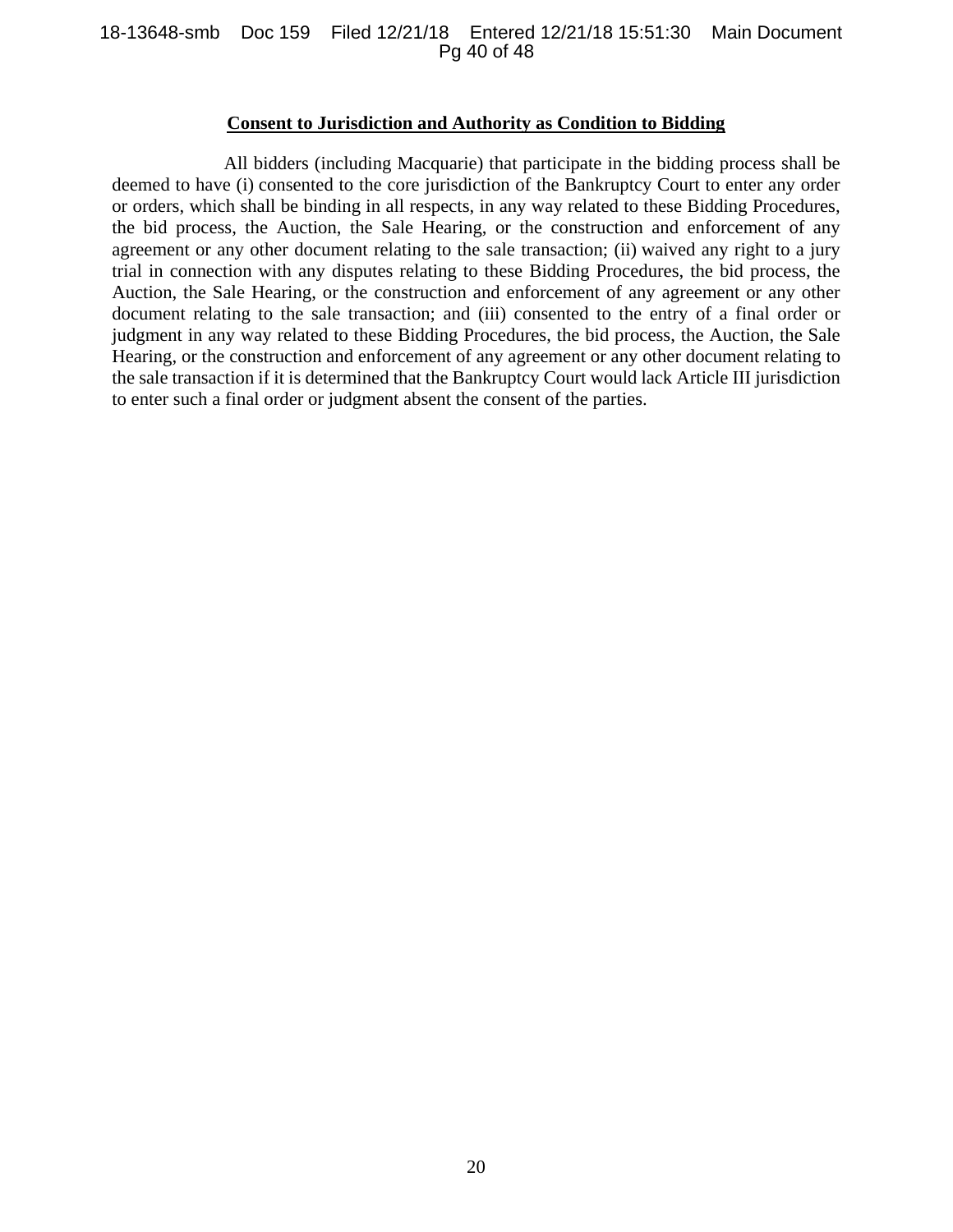**Consent to Jurisdiction and Authority as Condition to Bidding**

All bidders (including Macquarie) that participate in the bidding process shall be deemed to have (i) consented to the core jurisdiction of the Bankruptcy Court to enter any order or orders, which shall be binding in all respects, in any way related to these Bidding Procedures, the bid process, the Auction, the Sale Hearing, or the construction and enforcement of any agreement or any other document relating to the sale transaction; (ii) waived any right to a jury trial in connection with any disputes relating to these Bidding Procedures, the bid process, the Auction, the Sale Hearing, or the construction and enforcement of any agreement or any other document relating to the sale transaction; and (iii) consented to the entry of a final order or judgment in any way related to these Bidding Procedures, the bid process, the Auction, the Sale Hearing, or the construction and enforcement of any agreement or any other document relating to the sale transaction if it is determined that the Bankruptcy Court would lack Article III jurisdiction to enter such a final order or judgment absent the consent of the parties.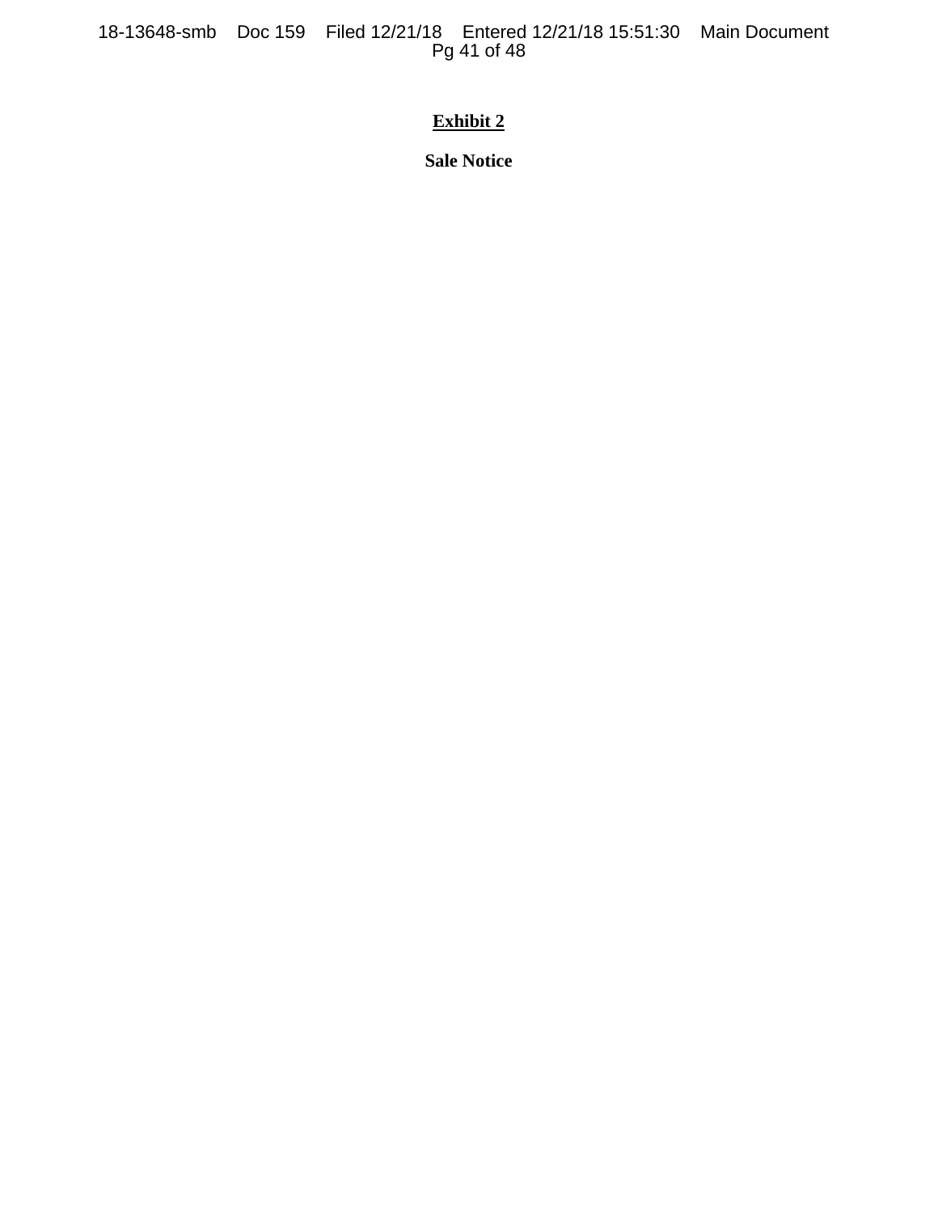**Exhibit 2**

**Sale Notice**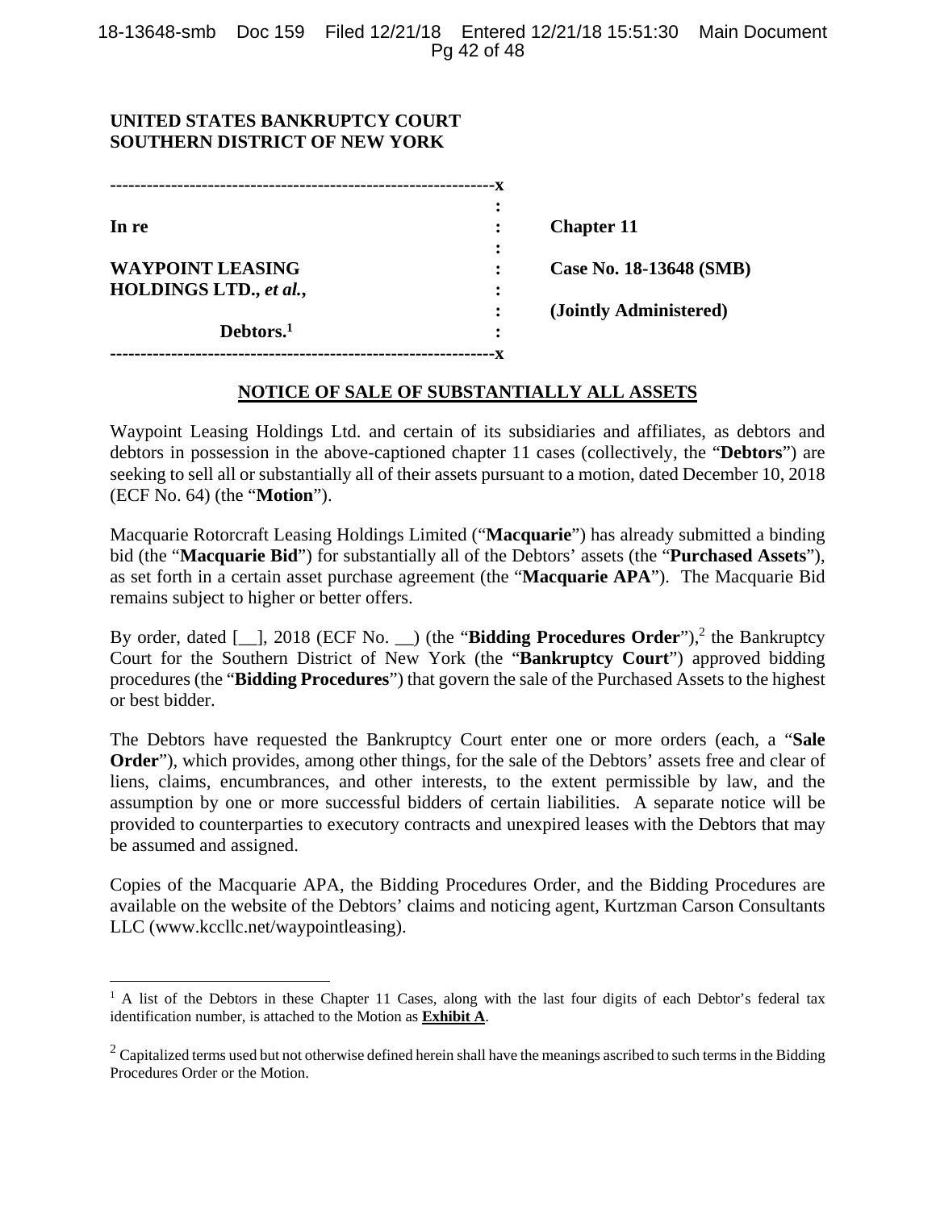**UNITED STATES BANKRUPTCY COURT**
**SOUTHERN DISTRICT OF NEW YORK**

| | | |
|---|---|---|
| **In re** | : | **Chapter 11** |
| **WAYPOINT LEASING HOLDINGS LTD., *et al.*,** | : | **Case No. 18-13648 (SMB)** |
| | : | **(Jointly Administered)** |
| **Debtors.**[1] | : | |

## NOTICE OF SALE OF SUBSTANTIALLY ALL ASSETS

Waypoint Leasing Holdings Ltd. and certain of its subsidiaries and affiliates, as debtors and debtors in possession in the above-captioned chapter 11 cases (collectively, the "**Debtors**") are seeking to sell all or substantially all of their assets pursuant to a motion, dated December 10, 2018 (ECF No. 64) (the "**Motion**").

Macquarie Rotorcraft Leasing Holdings Limited ("**Macquarie**") has already submitted a binding bid (the "**Macquarie Bid**") for substantially all of the Debtors' assets (the "**Purchased Assets**"), as set forth in a certain asset purchase agreement (the "**Macquarie APA**"). The Macquarie Bid remains subject to higher or better offers.

By order, dated [__], 2018 (ECF No. __) (the "**Bidding Procedures Order**"),[2] the Bankruptcy Court for the Southern District of New York (the "**Bankruptcy Court**") approved bidding procedures (the "**Bidding Procedures**") that govern the sale of the Purchased Assets to the highest or best bidder.

The Debtors have requested the Bankruptcy Court enter one or more orders (each, a "**Sale Order**"), which provides, among other things, for the sale of the Debtors' assets free and clear of liens, claims, encumbrances, and other interests, to the extent permissible by law, and the assumption by one or more successful bidders of certain liabilities. A separate notice will be provided to counterparties to executory contracts and unexpired leases with the Debtors that may be assumed and assigned.

Copies of the Macquarie APA, the Bidding Procedures Order, and the Bidding Procedures are available on the website of the Debtors' claims and noticing agent, Kurtzman Carson Consultants LLC (www.kccllc.net/waypointleasing).

---

[1] A list of the Debtors in these Chapter 11 Cases, along with the last four digits of each Debtor's federal tax identification number, is attached to the Motion as **Exhibit A**.

[2] Capitalized terms used but not otherwise defined herein shall have the meanings ascribed to such terms in the Bidding Procedures Order or the Motion.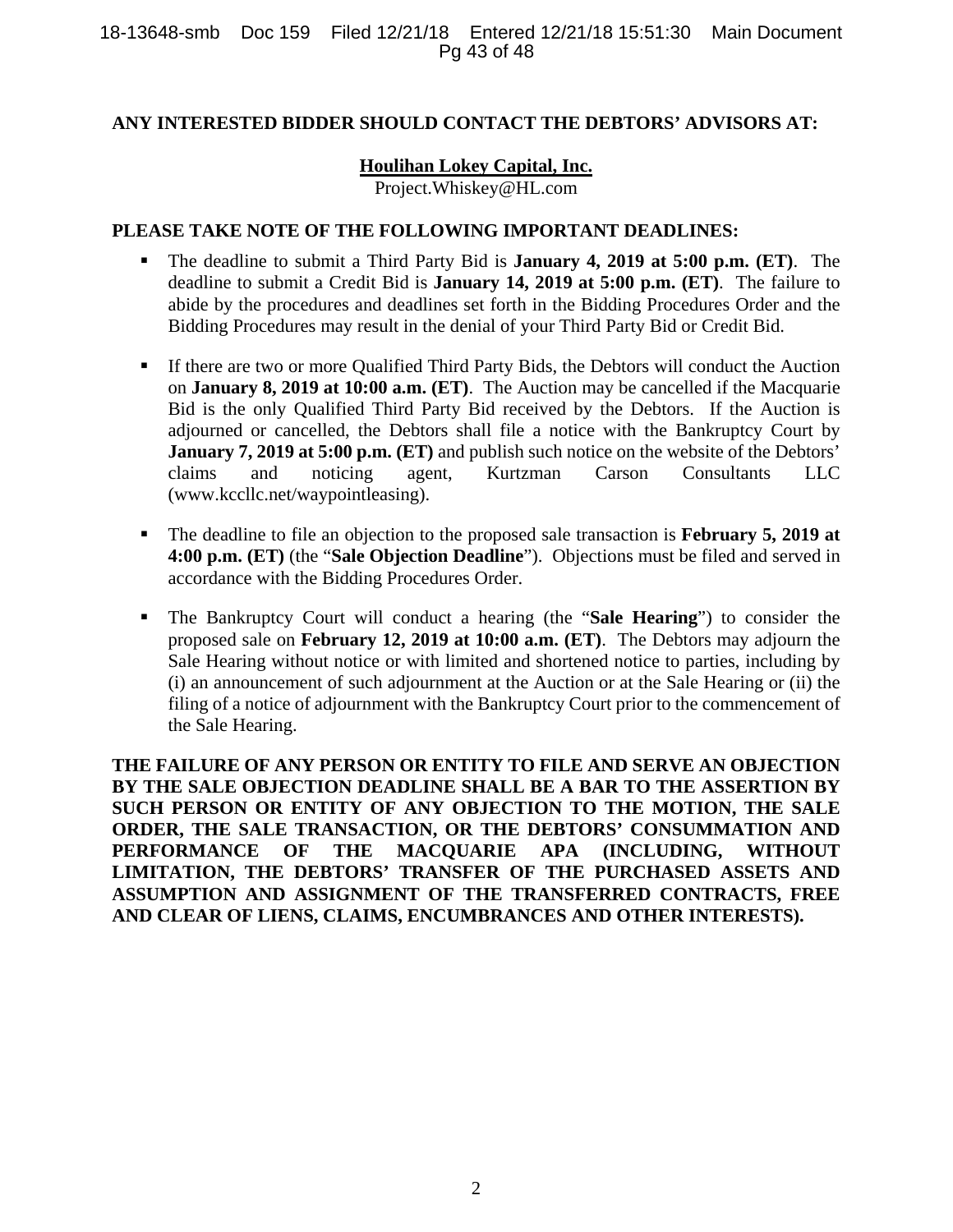**ANY INTERESTED BIDDER SHOULD CONTACT THE DEBTORS' ADVISORS AT:**

**Houlihan Lokey Capital, Inc.**
Project.Whiskey@HL.com

**PLEASE TAKE NOTE OF THE FOLLOWING IMPORTANT DEADLINES:**

- The deadline to submit a Third Party Bid is **January 4, 2019 at 5:00 p.m. (ET)**. The deadline to submit a Credit Bid is **January 14, 2019 at 5:00 p.m. (ET)**. The failure to abide by the procedures and deadlines set forth in the Bidding Procedures Order and the Bidding Procedures may result in the denial of your Third Party Bid or Credit Bid.

- If there are two or more Qualified Third Party Bids, the Debtors will conduct the Auction on **January 8, 2019 at 10:00 a.m. (ET)**. The Auction may be cancelled if the Macquarie Bid is the only Qualified Third Party Bid received by the Debtors. If the Auction is adjourned or cancelled, the Debtors shall file a notice with the Bankruptcy Court by **January 7, 2019 at 5:00 p.m. (ET)** and publish such notice on the website of the Debtors' claims and noticing agent, Kurtzman Carson Consultants LLC (www.kccllc.net/waypointleasing).

- The deadline to file an objection to the proposed sale transaction is **February 5, 2019 at 4:00 p.m. (ET)** (the "**Sale Objection Deadline**"). Objections must be filed and served in accordance with the Bidding Procedures Order.

- The Bankruptcy Court will conduct a hearing (the "**Sale Hearing**") to consider the proposed sale on **February 12, 2019 at 10:00 a.m. (ET)**. The Debtors may adjourn the Sale Hearing without notice or with limited and shortened notice to parties, including by (i) an announcement of such adjournment at the Auction or at the Sale Hearing or (ii) the filing of a notice of adjournment with the Bankruptcy Court prior to the commencement of the Sale Hearing.

**THE FAILURE OF ANY PERSON OR ENTITY TO FILE AND SERVE AN OBJECTION BY THE SALE OBJECTION DEADLINE SHALL BE A BAR TO THE ASSERTION BY SUCH PERSON OR ENTITY OF ANY OBJECTION TO THE MOTION, THE SALE ORDER, THE SALE TRANSACTION, OR THE DEBTORS' CONSUMMATION AND PERFORMANCE OF THE MACQUARIE APA (INCLUDING, WITHOUT LIMITATION, THE DEBTORS' TRANSFER OF THE PURCHASED ASSETS AND ASSUMPTION AND ASSIGNMENT OF THE TRANSFERRED CONTRACTS, FREE AND CLEAR OF LIENS, CLAIMS, ENCUMBRANCES AND OTHER INTERESTS).**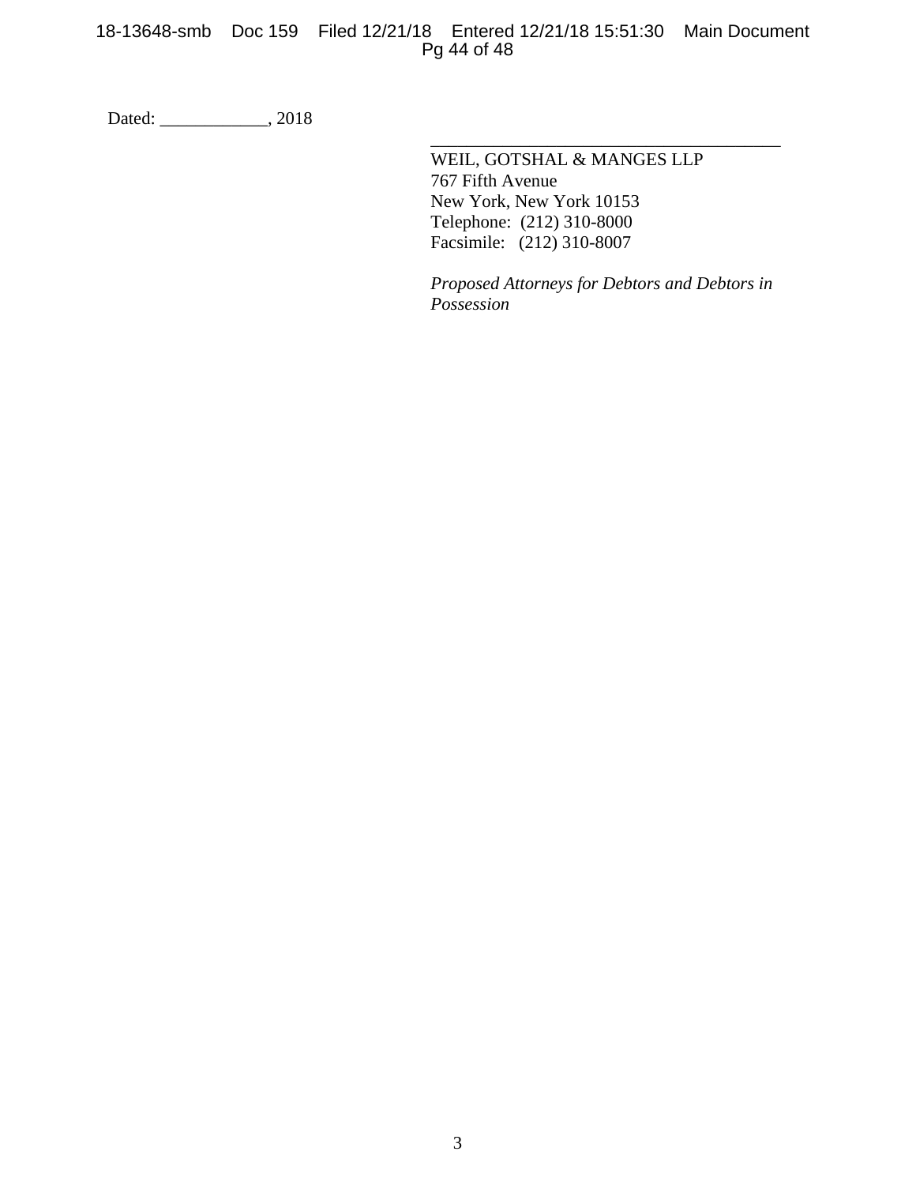Dated: ____________, 2018

\_\_\_\_\_\_\_\_\_\_\_\_\_\_\_\_\_\_\_\_\_\_\_\_\_\_\_\_\_\_\_\_\_\_\_\_\_\_\_\_
WEIL, GOTSHAL & MANGES LLP
767 Fifth Avenue
New York, New York 10153
Telephone: (212) 310-8000
Facsimile: (212) 310-8007

*Proposed Attorneys for Debtors and Debtors in Possession*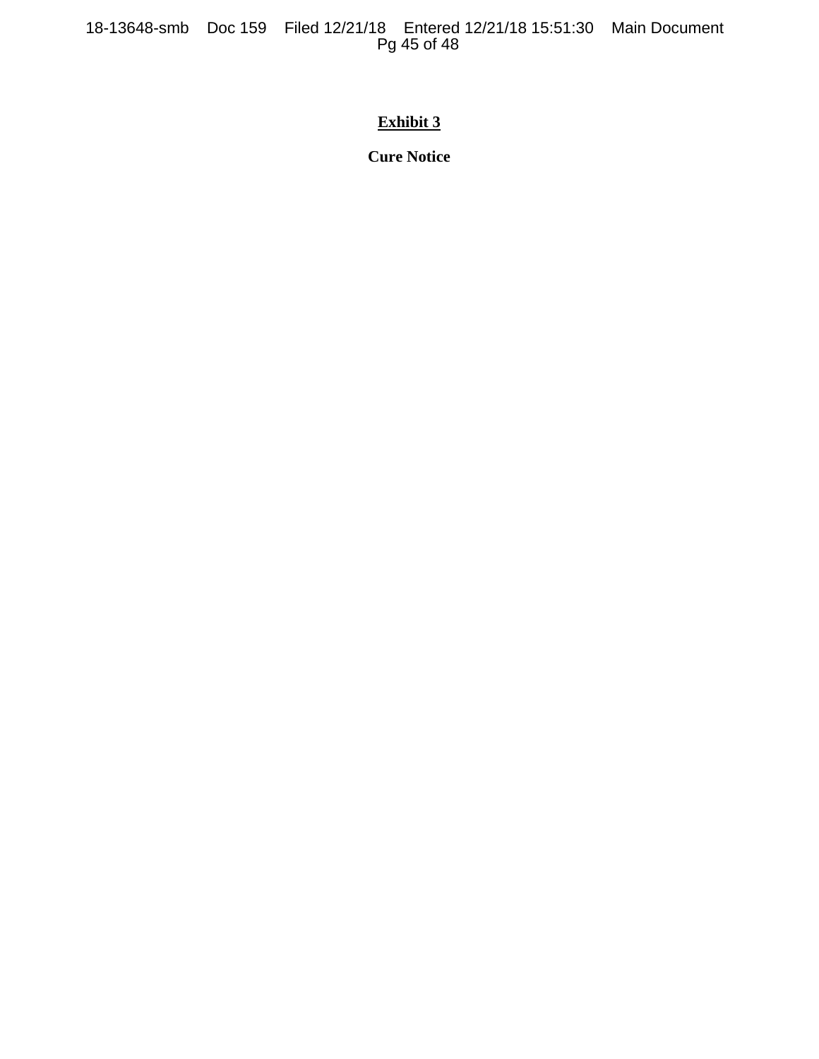**Exhibit 3**

**Cure Notice**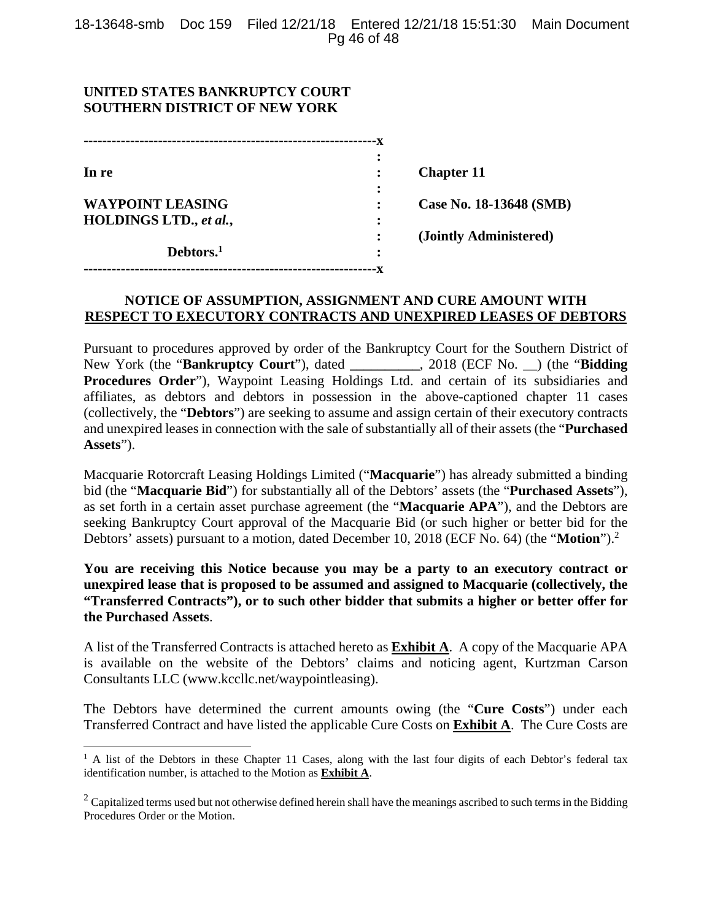**UNITED STATES BANKRUPTCY COURT**
**SOUTHERN DISTRICT OF NEW YORK**

| | | |
|---|---|---|
| **In re** | : | **Chapter 11** |
| **WAYPOINT LEASING HOLDINGS LTD.,** ***et al.*,** | : | **Case No. 18-13648 (SMB)** |
| | : | **(Jointly Administered)** |
| **Debtors.**[1] | : | |

## NOTICE OF ASSUMPTION, ASSIGNMENT AND CURE AMOUNT WITH RESPECT TO EXECUTORY CONTRACTS AND UNEXPIRED LEASES OF DEBTORS

Pursuant to procedures approved by order of the Bankruptcy Court for the Southern District of New York (the "**Bankruptcy Court**"), dated __________, 2018 (ECF No. __) (the "**Bidding Procedures Order**"), Waypoint Leasing Holdings Ltd. and certain of its subsidiaries and affiliates, as debtors and debtors in possession in the above-captioned chapter 11 cases (collectively, the "**Debtors**") are seeking to assume and assign certain of their executory contracts and unexpired leases in connection with the sale of substantially all of their assets (the "**Purchased Assets**").

Macquarie Rotorcraft Leasing Holdings Limited ("**Macquarie**") has already submitted a binding bid (the "**Macquarie Bid**") for substantially all of the Debtors' assets (the "**Purchased Assets**"), as set forth in a certain asset purchase agreement (the "**Macquarie APA**"), and the Debtors are seeking Bankruptcy Court approval of the Macquarie Bid (or such higher or better bid for the Debtors' assets) pursuant to a motion, dated December 10, 2018 (ECF No. 64) (the "**Motion**").[2]

**You are receiving this Notice because you may be a party to an executory contract or unexpired lease that is proposed to be assumed and assigned to Macquarie (collectively, the "Transferred Contracts"), or to such other bidder that submits a higher or better offer for the Purchased Assets**.

A list of the Transferred Contracts is attached hereto as **Exhibit A**. A copy of the Macquarie APA is available on the website of the Debtors' claims and noticing agent, Kurtzman Carson Consultants LLC (www.kccllc.net/waypointleasing).

The Debtors have determined the current amounts owing (the "**Cure Costs**") under each Transferred Contract and have listed the applicable Cure Costs on **Exhibit A**. The Cure Costs are

---

[1] A list of the Debtors in these Chapter 11 Cases, along with the last four digits of each Debtor's federal tax identification number, is attached to the Motion as **Exhibit A**.

[2] Capitalized terms used but not otherwise defined herein shall have the meanings ascribed to such terms in the Bidding Procedures Order or the Motion.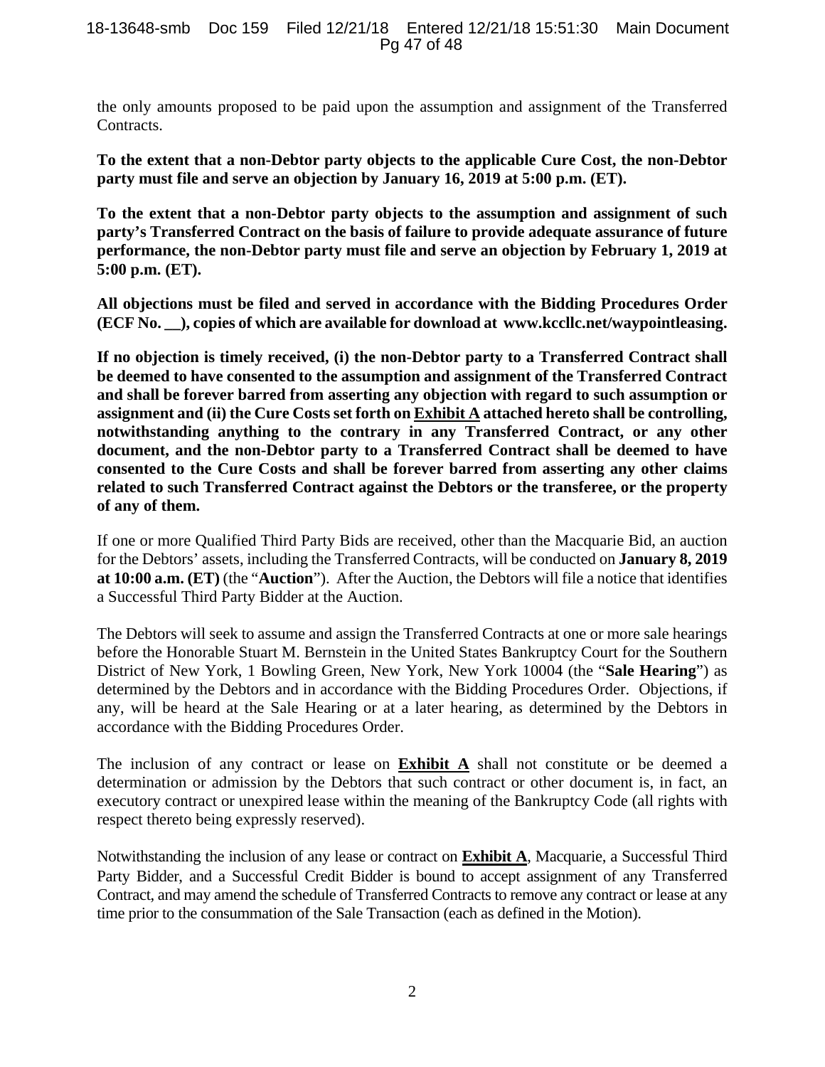the only amounts proposed to be paid upon the assumption and assignment of the Transferred Contracts.

**To the extent that a non-Debtor party objects to the applicable Cure Cost, the non-Debtor party must file and serve an objection by January 16, 2019 at 5:00 p.m. (ET).**

**To the extent that a non-Debtor party objects to the assumption and assignment of such party's Transferred Contract on the basis of failure to provide adequate assurance of future performance, the non-Debtor party must file and serve an objection by February 1, 2019 at 5:00 p.m. (ET).**

**All objections must be filed and served in accordance with the Bidding Procedures Order (ECF No. __), copies of which are available for download at www.kccllc.net/waypointleasing.**

**If no objection is timely received, (i) the non-Debtor party to a Transferred Contract shall be deemed to have consented to the assumption and assignment of the Transferred Contract and shall be forever barred from asserting any objection with regard to such assumption or assignment and (ii) the Cure Costs set forth on <u>Exhibit A</u> attached hereto shall be controlling, notwithstanding anything to the contrary in any Transferred Contract, or any other document, and the non-Debtor party to a Transferred Contract shall be deemed to have consented to the Cure Costs and shall be forever barred from asserting any other claims related to such Transferred Contract against the Debtors or the transferee, or the property of any of them.**

If one or more Qualified Third Party Bids are received, other than the Macquarie Bid, an auction for the Debtors' assets, including the Transferred Contracts, will be conducted on **January 8, 2019 at 10:00 a.m. (ET)** (the "**Auction**"). After the Auction, the Debtors will file a notice that identifies a Successful Third Party Bidder at the Auction.

The Debtors will seek to assume and assign the Transferred Contracts at one or more sale hearings before the Honorable Stuart M. Bernstein in the United States Bankruptcy Court for the Southern District of New York, 1 Bowling Green, New York, New York 10004 (the "**Sale Hearing**") as determined by the Debtors and in accordance with the Bidding Procedures Order. Objections, if any, will be heard at the Sale Hearing or at a later hearing, as determined by the Debtors in accordance with the Bidding Procedures Order.

The inclusion of any contract or lease on **<u>Exhibit A</u>** shall not constitute or be deemed a determination or admission by the Debtors that such contract or other document is, in fact, an executory contract or unexpired lease within the meaning of the Bankruptcy Code (all rights with respect thereto being expressly reserved).

Notwithstanding the inclusion of any lease or contract on **<u>Exhibit A</u>**, Macquarie, a Successful Third Party Bidder, and a Successful Credit Bidder is bound to accept assignment of any Transferred Contract, and may amend the schedule of Transferred Contracts to remove any contract or lease at any time prior to the consummation of the Sale Transaction (each as defined in the Motion).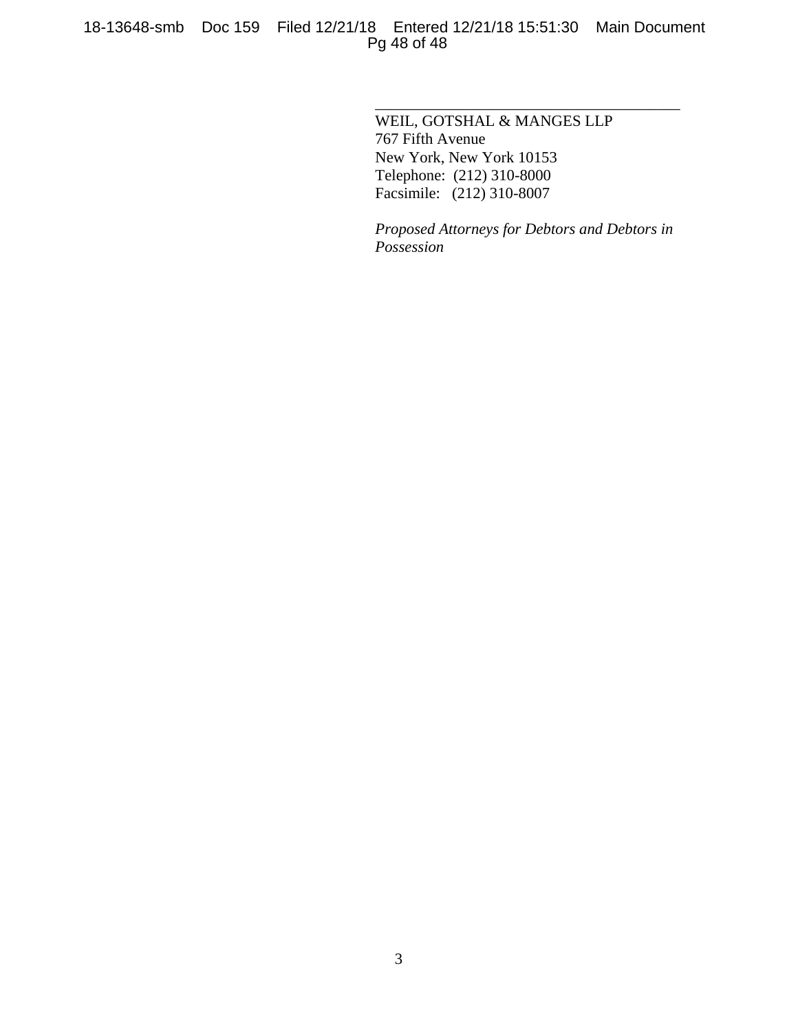\_\_\_\_\_\_\_\_\_\_\_\_\_\_\_\_\_\_\_\_\_\_\_\_\_\_\_\_\_\_\_\_\_\_\_\_\_\_\_\_

WEIL, GOTSHAL & MANGES LLP
767 Fifth Avenue
New York, New York 10153
Telephone: (212) 310-8000
Facsimile: (212) 310-8007

*Proposed Attorneys for Debtors and Debtors in Possession*